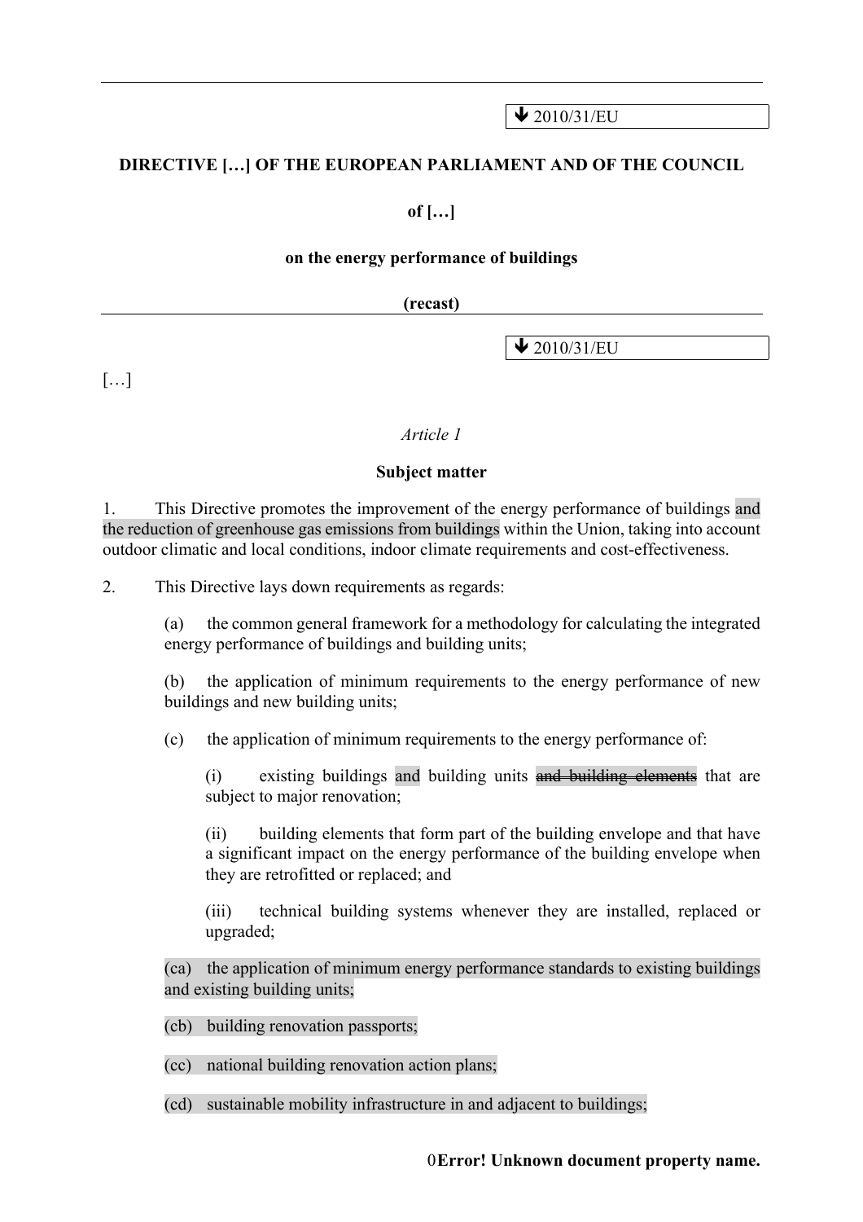↓ 2010/31/EU

**DIRECTIVE […] OF THE EUROPEAN PARLIAMENT AND OF THE COUNCIL**

**of […]**

**on the energy performance of buildings**

**(recast)**

↓ 2010/31/EU

[…]

*Article 1*

**Subject matter**

1. This Directive promotes the improvement of the energy performance of buildings and the reduction of greenhouse gas emissions from buildings within the Union, taking into account outdoor climatic and local conditions, indoor climate requirements and cost-effectiveness.

2. This Directive lays down requirements as regards:

(a) the common general framework for a methodology for calculating the integrated energy performance of buildings and building units;

(b) the application of minimum requirements to the energy performance of new buildings and new building units;

(c) the application of minimum requirements to the energy performance of:

(i) existing buildings and building units ~~and building elements~~ that are subject to major renovation;

(ii) building elements that form part of the building envelope and that have a significant impact on the energy performance of the building envelope when they are retrofitted or replaced; and

(iii) technical building systems whenever they are installed, replaced or upgraded;

(ca) the application of minimum energy performance standards to existing buildings and existing building units;

(cb) building renovation passports;

(cc) national building renovation action plans;

(cd) sustainable mobility infrastructure in and adjacent to buildings;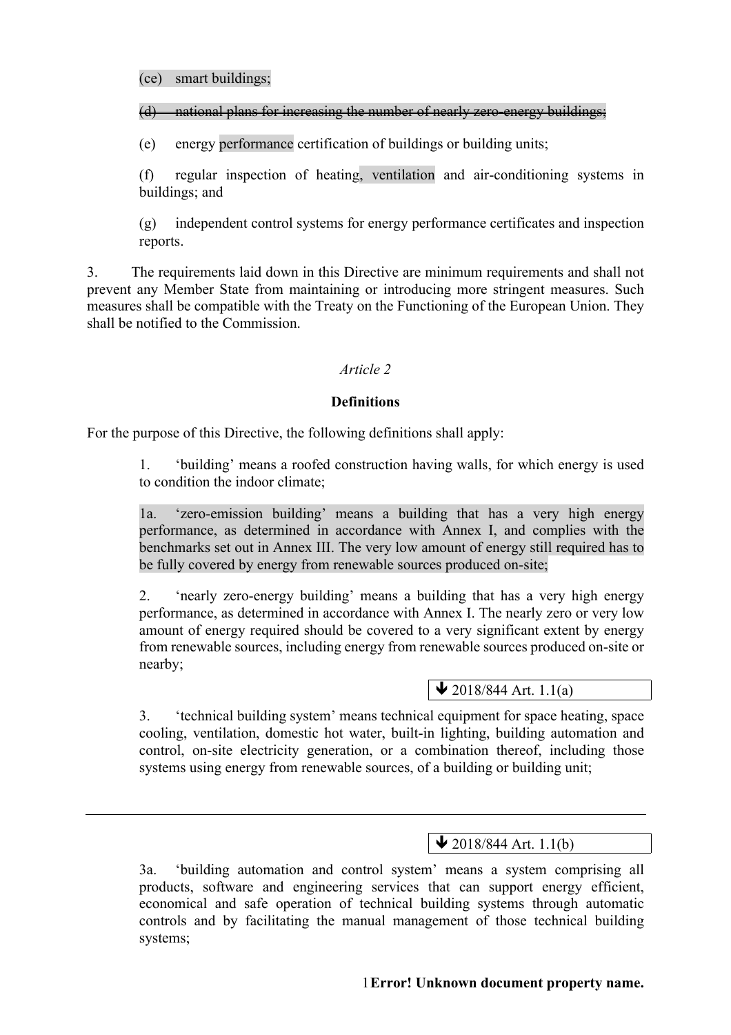(ce) smart buildings;

~~(d) national plans for increasing the number of nearly zero-energy buildings;~~

(e) energy performance certification of buildings or building units;

(f) regular inspection of heating, ventilation and air-conditioning systems in buildings; and

(g) independent control systems for energy performance certificates and inspection reports.

3. The requirements laid down in this Directive are minimum requirements and shall not prevent any Member State from maintaining or introducing more stringent measures. Such measures shall be compatible with the Treaty on the Functioning of the European Union. They shall be notified to the Commission.

*Article 2*

**Definitions**

For the purpose of this Directive, the following definitions shall apply:

1. 'building' means a roofed construction having walls, for which energy is used to condition the indoor climate;

1a. 'zero-emission building' means a building that has a very high energy performance, as determined in accordance with Annex I, and complies with the benchmarks set out in Annex III. The very low amount of energy still required has to be fully covered by energy from renewable sources produced on-site;

2. 'nearly zero-energy building' means a building that has a very high energy performance, as determined in accordance with Annex I. The nearly zero or very low amount of energy required should be covered to a very significant extent by energy from renewable sources, including energy from renewable sources produced on-site or nearby;

🡻 2018/844 Art. 1.1(a)

3. 'technical building system' means technical equipment for space heating, space cooling, ventilation, domestic hot water, built-in lighting, building automation and control, on-site electricity generation, or a combination thereof, including those systems using energy from renewable sources, of a building or building unit;

🡻 2018/844 Art. 1.1(b)

3a. 'building automation and control system' means a system comprising all products, software and engineering services that can support energy efficient, economical and safe operation of technical building systems through automatic controls and by facilitating the manual management of those technical building systems;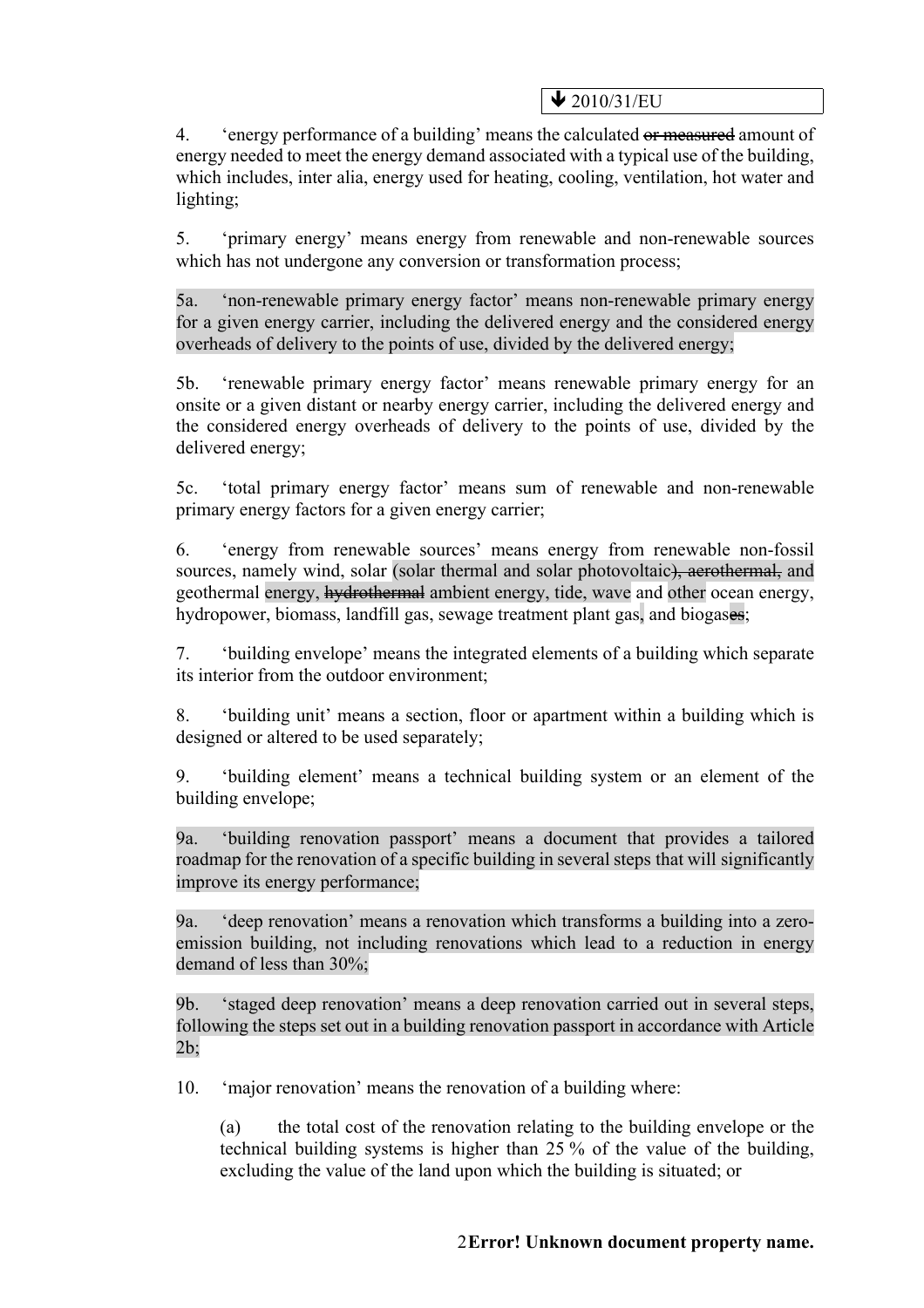⬇ 2010/31/EU

4. 'energy performance of a building' means the calculated ~~or measured~~ amount of energy needed to meet the energy demand associated with a typical use of the building, which includes, inter alia, energy used for heating, cooling, ventilation, hot water and lighting;

5. 'primary energy' means energy from renewable and non-renewable sources which has not undergone any conversion or transformation process;

5a. 'non-renewable primary energy factor' means non-renewable primary energy for a given energy carrier, including the delivered energy and the considered energy overheads of delivery to the points of use, divided by the delivered energy;

5b. 'renewable primary energy factor' means renewable primary energy for an onsite or a given distant or nearby energy carrier, including the delivered energy and the considered energy overheads of delivery to the points of use, divided by the delivered energy;

5c. 'total primary energy factor' means sum of renewable and non-renewable primary energy factors for a given energy carrier;

6. 'energy from renewable sources' means energy from renewable non-fossil sources, namely wind, solar (solar thermal and solar photovoltaic)~~, aerothermal,~~ and geothermal energy, ~~hydrothermal~~ ambient energy, tide, wave and other ocean energy, hydropower, biomass, landfill gas, sewage treatment plant gas, and biogas~~es~~;

7. 'building envelope' means the integrated elements of a building which separate its interior from the outdoor environment;

8. 'building unit' means a section, floor or apartment within a building which is designed or altered to be used separately;

9. 'building element' means a technical building system or an element of the building envelope;

9a. 'building renovation passport' means a document that provides a tailored roadmap for the renovation of a specific building in several steps that will significantly improve its energy performance;

9a. 'deep renovation' means a renovation which transforms a building into a zero-emission building, not including renovations which lead to a reduction in energy demand of less than 30%;

9b. 'staged deep renovation' means a deep renovation carried out in several steps, following the steps set out in a building renovation passport in accordance with Article 2b;

10. 'major renovation' means the renovation of a building where:

(a) the total cost of the renovation relating to the building envelope or the technical building systems is higher than 25 % of the value of the building, excluding the value of the land upon which the building is situated; or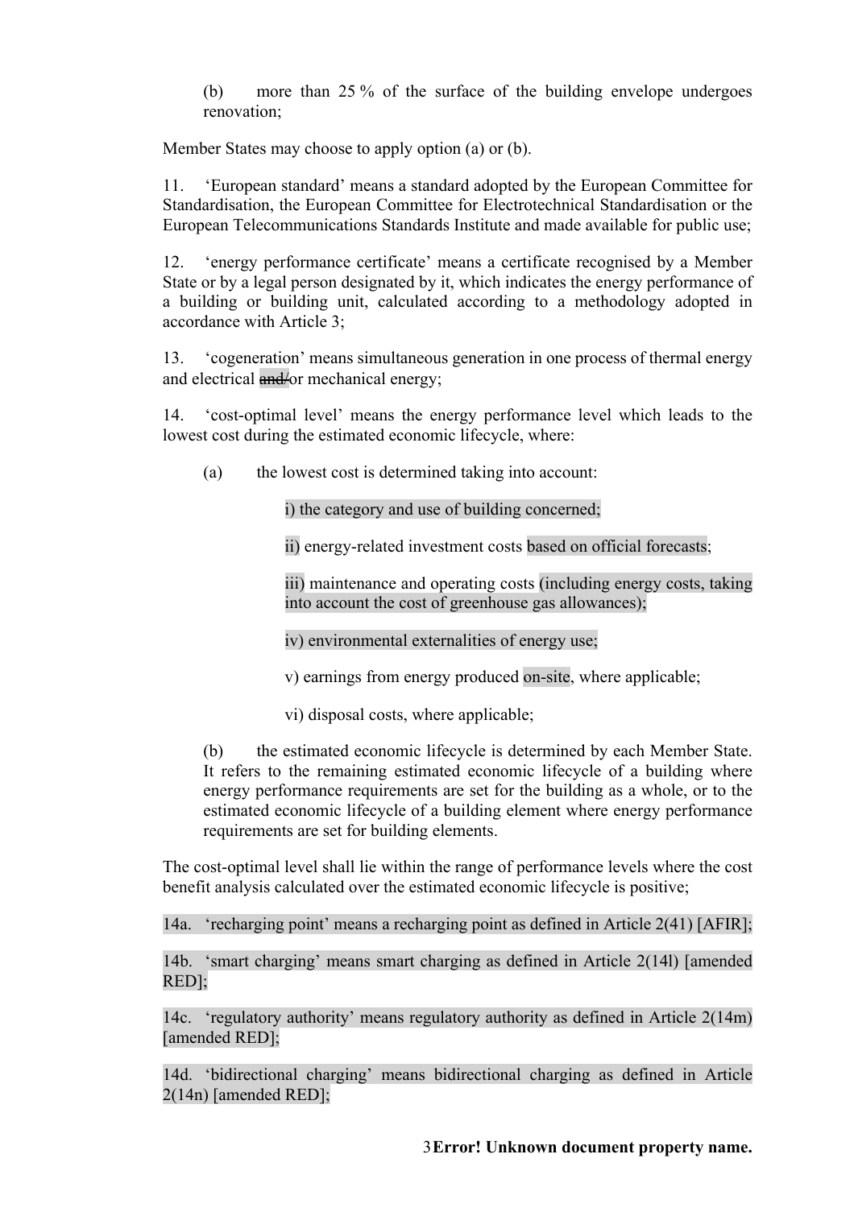(b) more than 25 % of the surface of the building envelope undergoes renovation;

Member States may choose to apply option (a) or (b).

11. ‘European standard’ means a standard adopted by the European Committee for Standardisation, the European Committee for Electrotechnical Standardisation or the European Telecommunications Standards Institute and made available for public use;

12. ‘energy performance certificate’ means a certificate recognised by a Member State or by a legal person designated by it, which indicates the energy performance of a building or building unit, calculated according to a methodology adopted in accordance with Article 3;

13. ‘cogeneration’ means simultaneous generation in one process of thermal energy and electrical ~~and/~~or mechanical energy;

14. ‘cost-optimal level’ means the energy performance level which leads to the lowest cost during the estimated economic lifecycle, where:

(a) the lowest cost is determined taking into account:

i) the category and use of building concerned;

ii) energy-related investment costs based on official forecasts;

iii) maintenance and operating costs (including energy costs, taking into account the cost of greenhouse gas allowances);

iv) environmental externalities of energy use;

v) earnings from energy produced on-site, where applicable;

vi) disposal costs, where applicable;

(b) the estimated economic lifecycle is determined by each Member State. It refers to the remaining estimated economic lifecycle of a building where energy performance requirements are set for the building as a whole, or to the estimated economic lifecycle of a building element where energy performance requirements are set for building elements.

The cost-optimal level shall lie within the range of performance levels where the cost benefit analysis calculated over the estimated economic lifecycle is positive;

14a. ‘recharging point’ means a recharging point as defined in Article 2(41) [AFIR];

14b. ‘smart charging’ means smart charging as defined in Article 2(14l) [amended RED];

14c. ‘regulatory authority’ means regulatory authority as defined in Article 2(14m) [amended RED];

14d. ‘bidirectional charging’ means bidirectional charging as defined in Article 2(14n) [amended RED];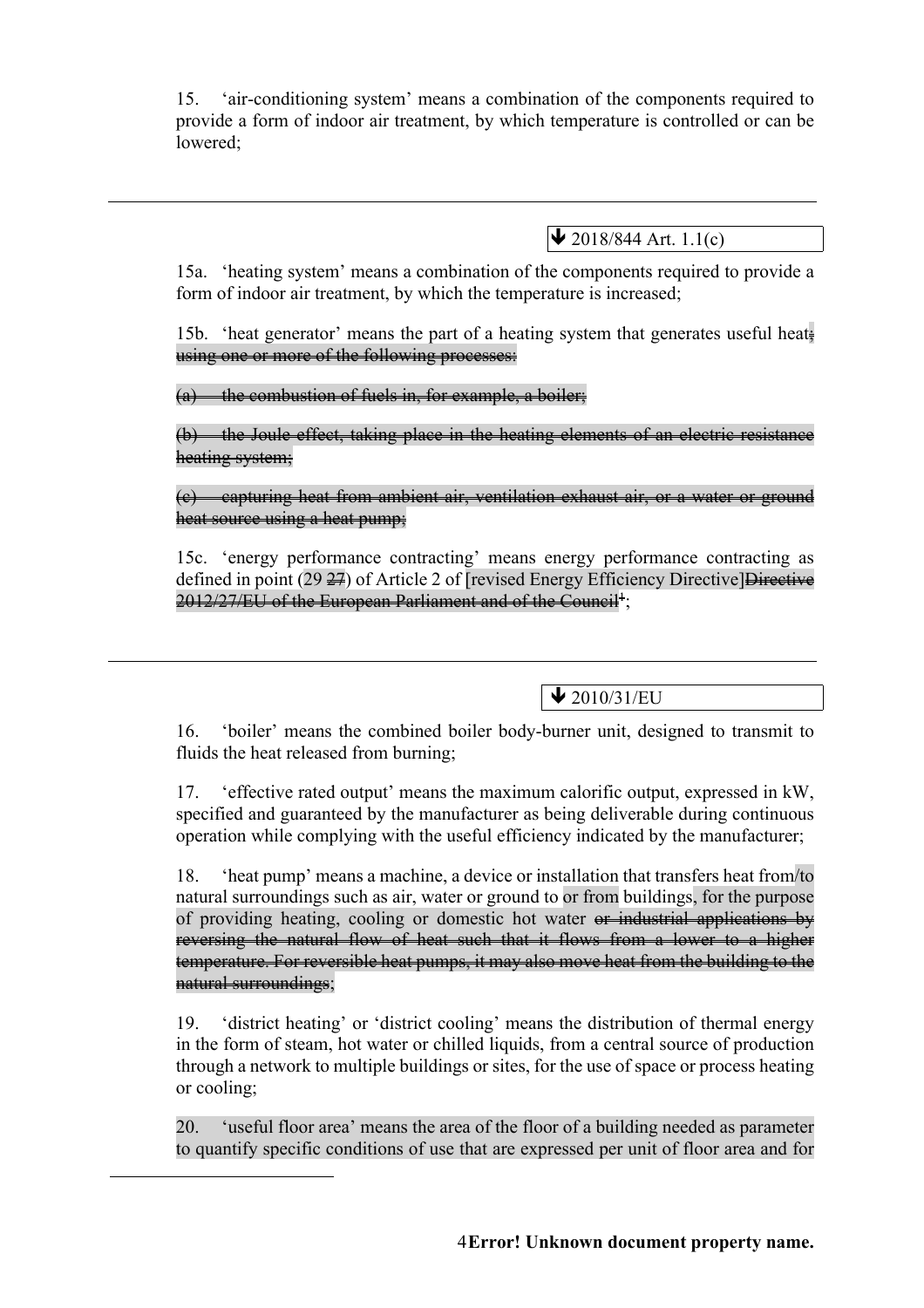15. 'air-conditioning system' means a combination of the components required to provide a form of indoor air treatment, by which temperature is controlled or can be lowered;

---

🡻 2018/844 Art. 1.1(c)

15a. 'heating system' means a combination of the components required to provide a form of indoor air treatment, by which the temperature is increased;

15b. 'heat generator' means the part of a heating system that generates useful heat~~, using one or more of the following processes:~~

~~(a) the combustion of fuels in, for example, a boiler;~~

~~(b) the Joule effect, taking place in the heating elements of an electric resistance heating system;~~

~~(c) capturing heat from ambient air, ventilation exhaust air, or a water or ground heat source using a heat pump;~~

15c. 'energy performance contracting' means energy performance contracting as defined in point (29 ~~27~~) of Article 2 of [revised Energy Efficiency Directive]~~Directive 2012/27/EU of the European Parliament and of the Council~~[1];

---

🡻 2010/31/EU

16. 'boiler' means the combined boiler body-burner unit, designed to transmit to fluids the heat released from burning;

17. 'effective rated output' means the maximum calorific output, expressed in kW, specified and guaranteed by the manufacturer as being deliverable during continuous operation while complying with the useful efficiency indicated by the manufacturer;

18. 'heat pump' means a machine, a device or installation that transfers heat from/to natural surroundings such as air, water or ground to or from buildings, for the purpose of providing heating, cooling or domestic hot water ~~or industrial applications by reversing the natural flow of heat such that it flows from a lower to a higher temperature. For reversible heat pumps, it may also move heat from the building to the natural surroundings~~;

19. 'district heating' or 'district cooling' means the distribution of thermal energy in the form of steam, hot water or chilled liquids, from a central source of production through a network to multiple buildings or sites, for the use of space or process heating or cooling;

20. 'useful floor area' means the area of the floor of a building needed as parameter to quantify specific conditions of use that are expressed per unit of floor area and for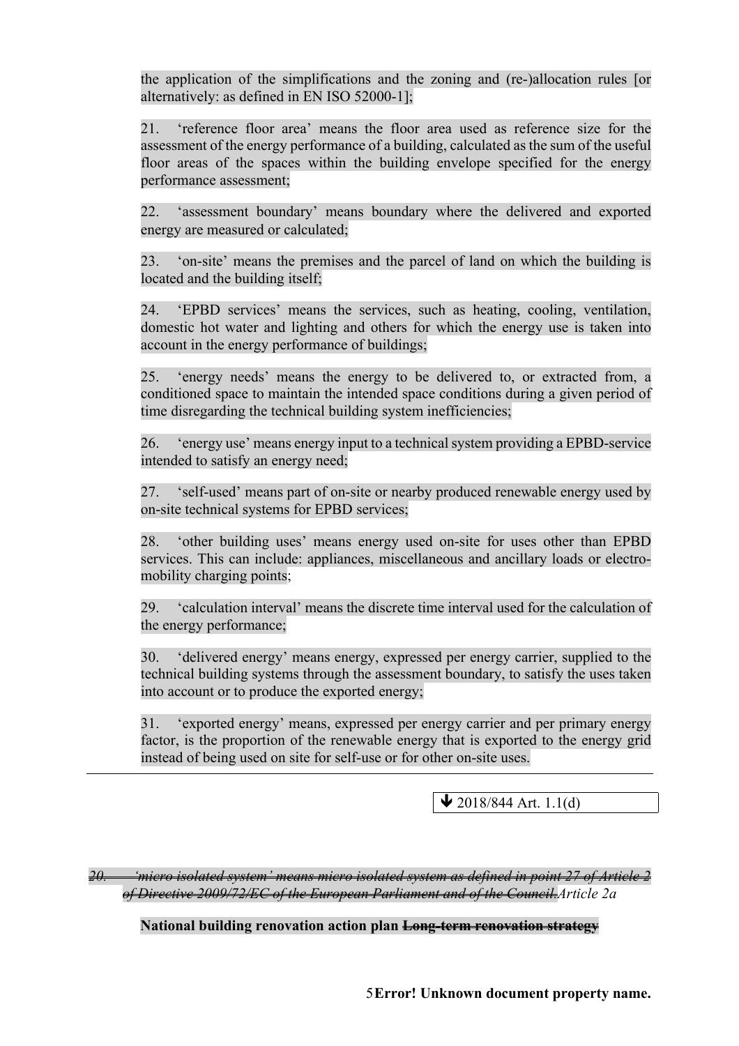the application of the simplifications and the zoning and (re-)allocation rules [or alternatively: as defined in EN ISO 52000-1];

21. 'reference floor area' means the floor area used as reference size for the assessment of the energy performance of a building, calculated as the sum of the useful floor areas of the spaces within the building envelope specified for the energy performance assessment;

22. 'assessment boundary' means boundary where the delivered and exported energy are measured or calculated;

23. 'on-site' means the premises and the parcel of land on which the building is located and the building itself;

24. 'EPBD services' means the services, such as heating, cooling, ventilation, domestic hot water and lighting and others for which the energy use is taken into account in the energy performance of buildings;

25. 'energy needs' means the energy to be delivered to, or extracted from, a conditioned space to maintain the intended space conditions during a given period of time disregarding the technical building system inefficiencies;

26. 'energy use' means energy input to a technical system providing a EPBD-service intended to satisfy an energy need;

27. 'self-used' means part of on-site or nearby produced renewable energy used by on-site technical systems for EPBD services;

28. 'other building uses' means energy used on-site for uses other than EPBD services. This can include: appliances, miscellaneous and ancillary loads or electro-mobility charging points;

29. 'calculation interval' means the discrete time interval used for the calculation of the energy performance;

30. 'delivered energy' means energy, expressed per energy carrier, supplied to the technical building systems through the assessment boundary, to satisfy the uses taken into account or to produce the exported energy;

31. 'exported energy' means, expressed per energy carrier and per primary energy factor, is the proportion of the renewable energy that is exported to the energy grid instead of being used on site for self-use or for other on-site uses.

---

↓ 2018/844 Art. 1.1(d)

~~20. 'micro isolated system' means micro isolated system as defined in point 27 of Article 2 of Directive 2009/72/EC of the European Parliament and of the Council.~~*Article 2a*

**National building renovation action plan ~~Long-term renovation strategy~~**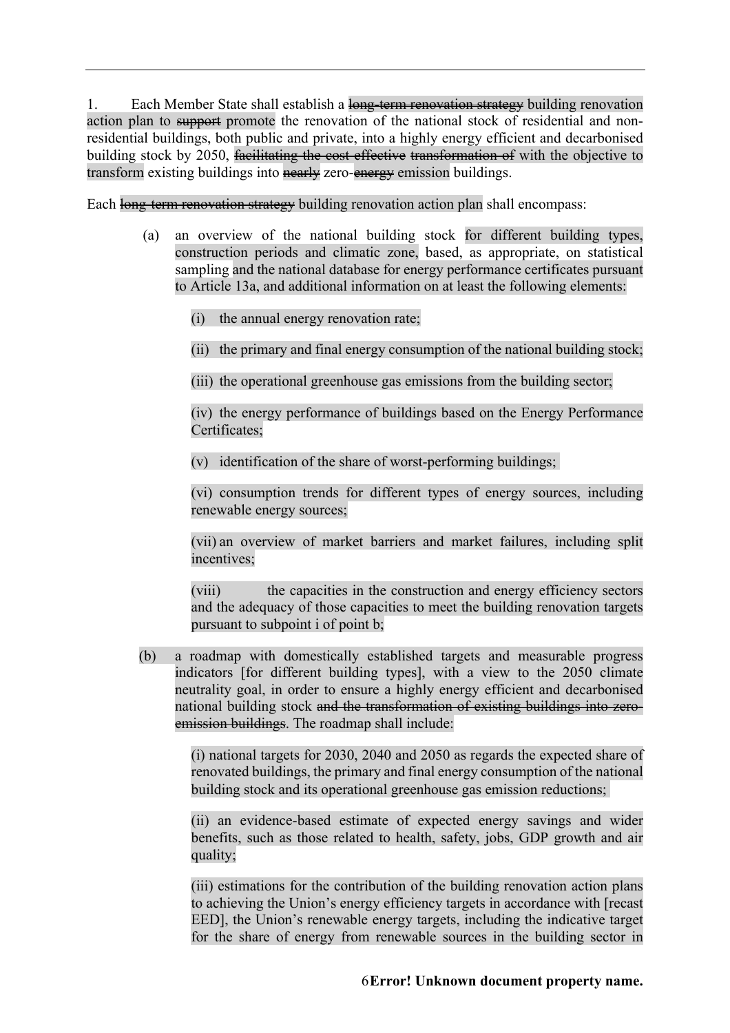1. Each Member State shall establish a ~~long-term renovation strategy~~ building renovation action plan to ~~support~~ promote the renovation of the national stock of residential and non-residential buildings, both public and private, into a highly energy efficient and decarbonised building stock by 2050, ~~facilitating the cost-effective~~ ~~transformation of~~ with the objective to transform existing buildings into ~~nearly~~ zero-~~energy~~ emission buildings.

Each ~~long-term renovation strategy~~ building renovation action plan shall encompass:

(a) an overview of the national building stock for different building types, construction periods and climatic zone, based, as appropriate, on statistical sampling and the national database for energy performance certificates pursuant to Article 13a, and additional information on at least the following elements:

(i) the annual energy renovation rate;

(ii) the primary and final energy consumption of the national building stock;

(iii) the operational greenhouse gas emissions from the building sector;

(iv) the energy performance of buildings based on the Energy Performance Certificates;

(v) identification of the share of worst-performing buildings;

(vi) consumption trends for different types of energy sources, including renewable energy sources;

(vii) an overview of market barriers and market failures, including split incentives;

(viii) the capacities in the construction and energy efficiency sectors and the adequacy of those capacities to meet the building renovation targets pursuant to subpoint i of point b;

(b) a roadmap with domestically established targets and measurable progress indicators [for different building types], with a view to the 2050 climate neutrality goal, in order to ensure a highly energy efficient and decarbonised national building stock ~~and the transformation of existing buildings into zero-emission buildings~~. The roadmap shall include:

(i) national targets for 2030, 2040 and 2050 as regards the expected share of renovated buildings, the primary and final energy consumption of the national building stock and its operational greenhouse gas emission reductions;

(ii) an evidence-based estimate of expected energy savings and wider benefits, such as those related to health, safety, jobs, GDP growth and air quality;

(iii) estimations for the contribution of the building renovation action plans to achieving the Union's energy efficiency targets in accordance with [recast EED], the Union's renewable energy targets, including the indicative target for the share of energy from renewable sources in the building sector in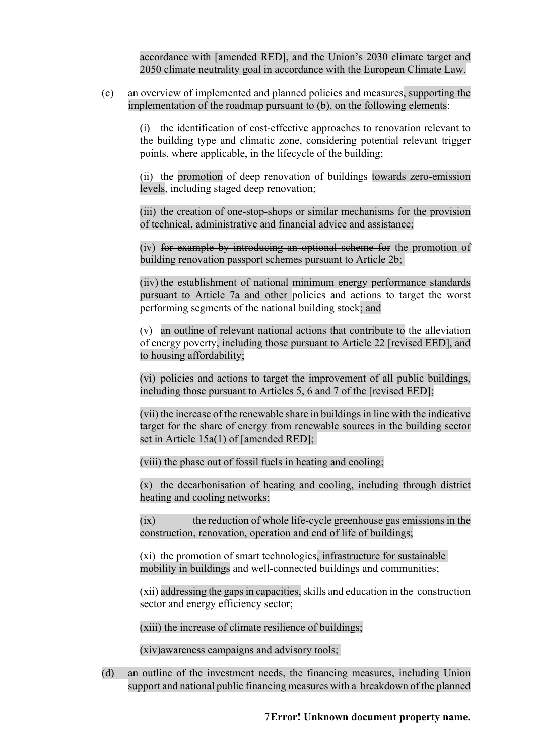accordance with [amended RED], and the Union's 2030 climate target and 2050 climate neutrality goal in accordance with the European Climate Law.

(c) an overview of implemented and planned policies and measures, supporting the implementation of the roadmap pursuant to (b), on the following elements:

(i) the identification of cost-effective approaches to renovation relevant to the building type and climatic zone, considering potential relevant trigger points, where applicable, in the lifecycle of the building;

(ii) the promotion of deep renovation of buildings towards zero-emission levels, including staged deep renovation;

(iii) the creation of one-stop-shops or similar mechanisms for the provision of technical, administrative and financial advice and assistance;

(iv) ~~for example by introducing an optional scheme for~~ the promotion of building renovation passport schemes pursuant to Article 2b;

(iiv) the establishment of national minimum energy performance standards pursuant to Article 7a and other policies and actions to target the worst performing segments of the national building stock; and

(v) ~~an outline of relevant national actions that contribute to~~ the alleviation of energy poverty, including those pursuant to Article 22 [revised EED], and to housing affordability;

(vi) ~~policies and actions to target~~ the improvement of all public buildings, including those pursuant to Articles 5, 6 and 7 of the [revised EED];

(vii) the increase of the renewable share in buildings in line with the indicative target for the share of energy from renewable sources in the building sector set in Article 15a(1) of [amended RED];

(viii) the phase out of fossil fuels in heating and cooling;

(x) the decarbonisation of heating and cooling, including through district heating and cooling networks;

(ix) the reduction of whole life-cycle greenhouse gas emissions in the construction, renovation, operation and end of life of buildings;

(xi) the promotion of smart technologies, infrastructure for sustainable mobility in buildings and well-connected buildings and communities;

(xii) addressing the gaps in capacities, skills and education in the construction sector and energy efficiency sector;

(xiii) the increase of climate resilience of buildings;

(xiv)awareness campaigns and advisory tools;

(d) an outline of the investment needs, the financing measures, including Union support and national public financing measures with a breakdown of the planned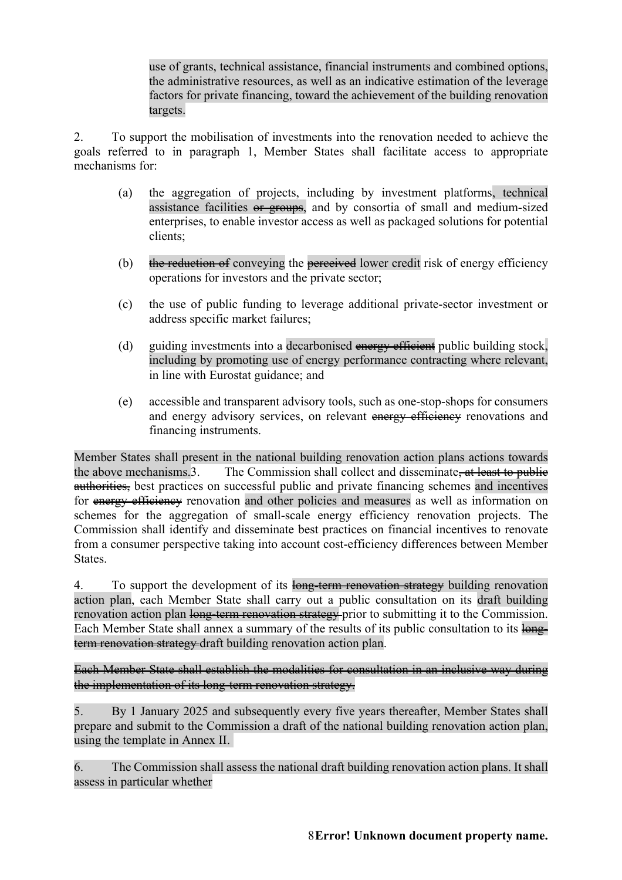use of grants, technical assistance, financial instruments and combined options, the administrative resources, as well as an indicative estimation of the leverage factors for private financing, toward the achievement of the building renovation targets.

2. To support the mobilisation of investments into the renovation needed to achieve the goals referred to in paragraph 1, Member States shall facilitate access to appropriate mechanisms for:

(a) the aggregation of projects, including by investment platforms, technical assistance facilities ~~or groups~~, and by consortia of small and medium-sized enterprises, to enable investor access as well as packaged solutions for potential clients;

(b) ~~the reduction of~~ conveying the ~~perceived~~ lower credit risk of energy efficiency operations for investors and the private sector;

(c) the use of public funding to leverage additional private-sector investment or address specific market failures;

(d) guiding investments into a decarbonised ~~energy efficient~~ public building stock, including by promoting use of energy performance contracting where relevant, in line with Eurostat guidance; and

(e) accessible and transparent advisory tools, such as one-stop-shops for consumers and energy advisory services, on relevant ~~energy efficiency~~ renovations and financing instruments.

Member States shall present in the national building renovation action plans actions towards the above mechanisms.3. The Commission shall collect and disseminate~~, at least to public authorities,~~ best practices on successful public and private financing schemes and incentives for ~~energy efficiency~~ renovation and other policies and measures as well as information on schemes for the aggregation of small-scale energy efficiency renovation projects. The Commission shall identify and disseminate best practices on financial incentives to renovate from a consumer perspective taking into account cost-efficiency differences between Member States.

4. To support the development of its ~~long-term renovation strategy~~ building renovation action plan, each Member State shall carry out a public consultation on its draft building renovation action plan ~~long-term renovation strategy~~ prior to submitting it to the Commission. Each Member State shall annex a summary of the results of its public consultation to its ~~long-term renovation strategy~~ draft building renovation action plan.

~~Each Member State shall establish the modalities for consultation in an inclusive way during the implementation of its long-term renovation strategy.~~

5. By 1 January 2025 and subsequently every five years thereafter, Member States shall prepare and submit to the Commission a draft of the national building renovation action plan, using the template in Annex II.

6. The Commission shall assess the national draft building renovation action plans. It shall assess in particular whether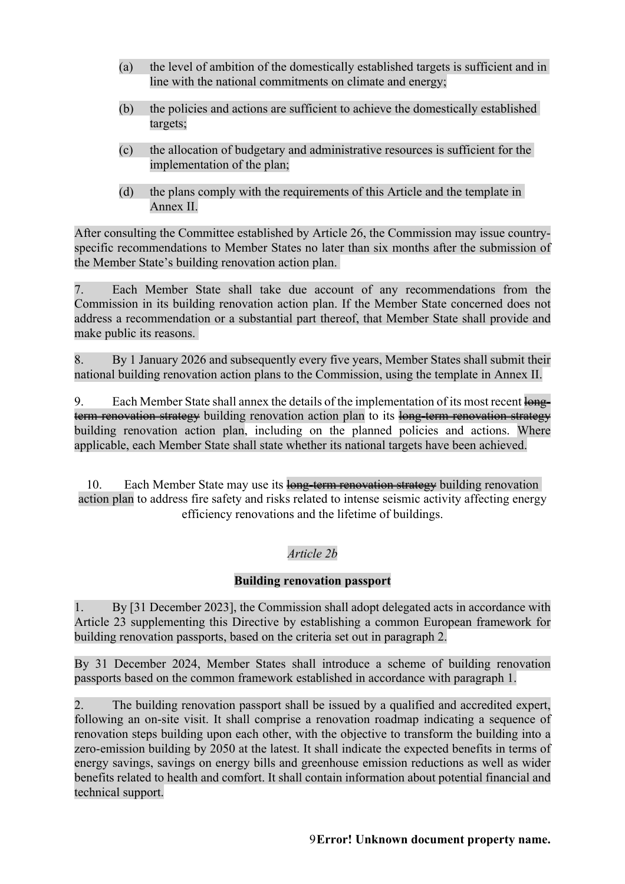(a) the level of ambition of the domestically established targets is sufficient and in line with the national commitments on climate and energy;

(b) the policies and actions are sufficient to achieve the domestically established targets;

(c) the allocation of budgetary and administrative resources is sufficient for the implementation of the plan;

(d) the plans comply with the requirements of this Article and the template in Annex II.

After consulting the Committee established by Article 26, the Commission may issue country-specific recommendations to Member States no later than six months after the submission of the Member State's building renovation action plan.

7. Each Member State shall take due account of any recommendations from the Commission in its building renovation action plan. If the Member State concerned does not address a recommendation or a substantial part thereof, that Member State shall provide and make public its reasons.

8. By 1 January 2026 and subsequently every five years, Member States shall submit their national building renovation action plans to the Commission, using the template in Annex II.

9. Each Member State shall annex the details of the implementation of its most recent ~~long-term renovation strategy~~ building renovation action plan to its ~~long-term renovation strategy~~ building renovation action plan, including on the planned policies and actions. Where applicable, each Member State shall state whether its national targets have been achieved.

10. Each Member State may use its ~~long-term renovation strategy~~ building renovation action plan to address fire safety and risks related to intense seismic activity affecting energy efficiency renovations and the lifetime of buildings.

*Article 2b*

**Building renovation passport**

1. By [31 December 2023], the Commission shall adopt delegated acts in accordance with Article 23 supplementing this Directive by establishing a common European framework for building renovation passports, based on the criteria set out in paragraph 2.

By 31 December 2024, Member States shall introduce a scheme of building renovation passports based on the common framework established in accordance with paragraph 1.

2. The building renovation passport shall be issued by a qualified and accredited expert, following an on-site visit. It shall comprise a renovation roadmap indicating a sequence of renovation steps building upon each other, with the objective to transform the building into a zero-emission building by 2050 at the latest. It shall indicate the expected benefits in terms of energy savings, savings on energy bills and greenhouse emission reductions as well as wider benefits related to health and comfort. It shall contain information about potential financial and technical support.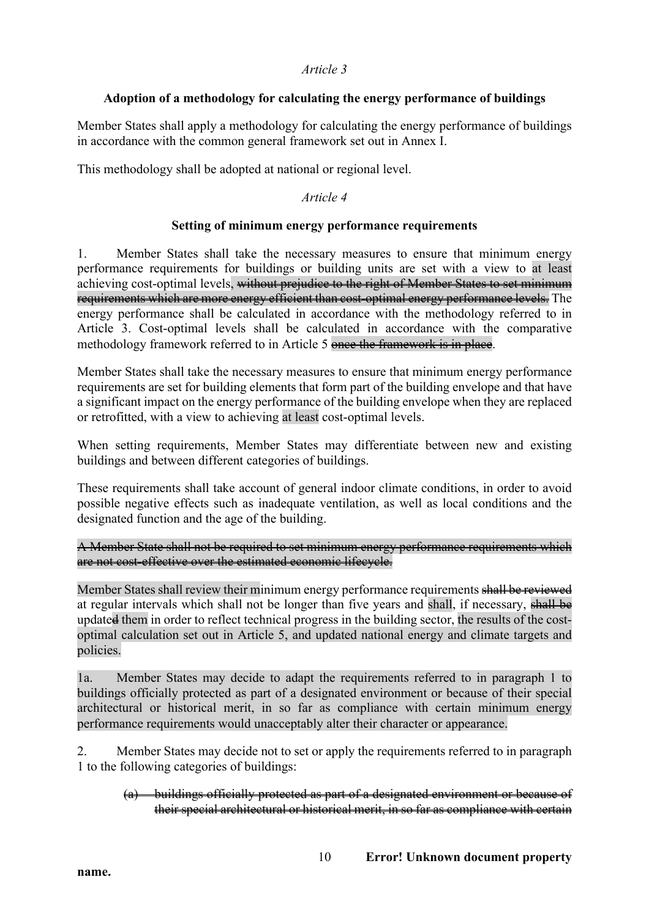*Article 3*

**Adoption of a methodology for calculating the energy performance of buildings**

Member States shall apply a methodology for calculating the energy performance of buildings in accordance with the common general framework set out in Annex I.

This methodology shall be adopted at national or regional level.

*Article 4*

**Setting of minimum energy performance requirements**

1. Member States shall take the necessary measures to ensure that minimum energy performance requirements for buildings or building units are set with a view to at least achieving cost-optimal levels~~, without prejudice to the right of Member States to set minimum requirements which are more energy efficient than cost-optimal energy performance levels.~~ The energy performance shall be calculated in accordance with the methodology referred to in Article 3. Cost-optimal levels shall be calculated in accordance with the comparative methodology framework referred to in Article 5 ~~once the framework is in place~~.

Member States shall take the necessary measures to ensure that minimum energy performance requirements are set for building elements that form part of the building envelope and that have a significant impact on the energy performance of the building envelope when they are replaced or retrofitted, with a view to achieving at least cost-optimal levels.

When setting requirements, Member States may differentiate between new and existing buildings and between different categories of buildings.

These requirements shall take account of general indoor climate conditions, in order to avoid possible negative effects such as inadequate ventilation, as well as local conditions and the designated function and the age of the building.

~~A Member State shall not be required to set minimum energy performance requirements which are not cost-effective over the estimated economic lifecycle.~~

Member States shall review their minimum energy performance requirements ~~shall be reviewed~~ at regular intervals which shall not be longer than five years and shall, if necessary, ~~shall be~~ update~~d~~ them in order to reflect technical progress in the building sector, the results of the cost-optimal calculation set out in Article 5, and updated national energy and climate targets and policies.

1a. Member States may decide to adapt the requirements referred to in paragraph 1 to buildings officially protected as part of a designated environment or because of their special architectural or historical merit, in so far as compliance with certain minimum energy performance requirements would unacceptably alter their character or appearance.

2. Member States may decide not to set or apply the requirements referred to in paragraph 1 to the following categories of buildings:

~~(a) buildings officially protected as part of a designated environment or because of their special architectural or historical merit, in so far as compliance with certain~~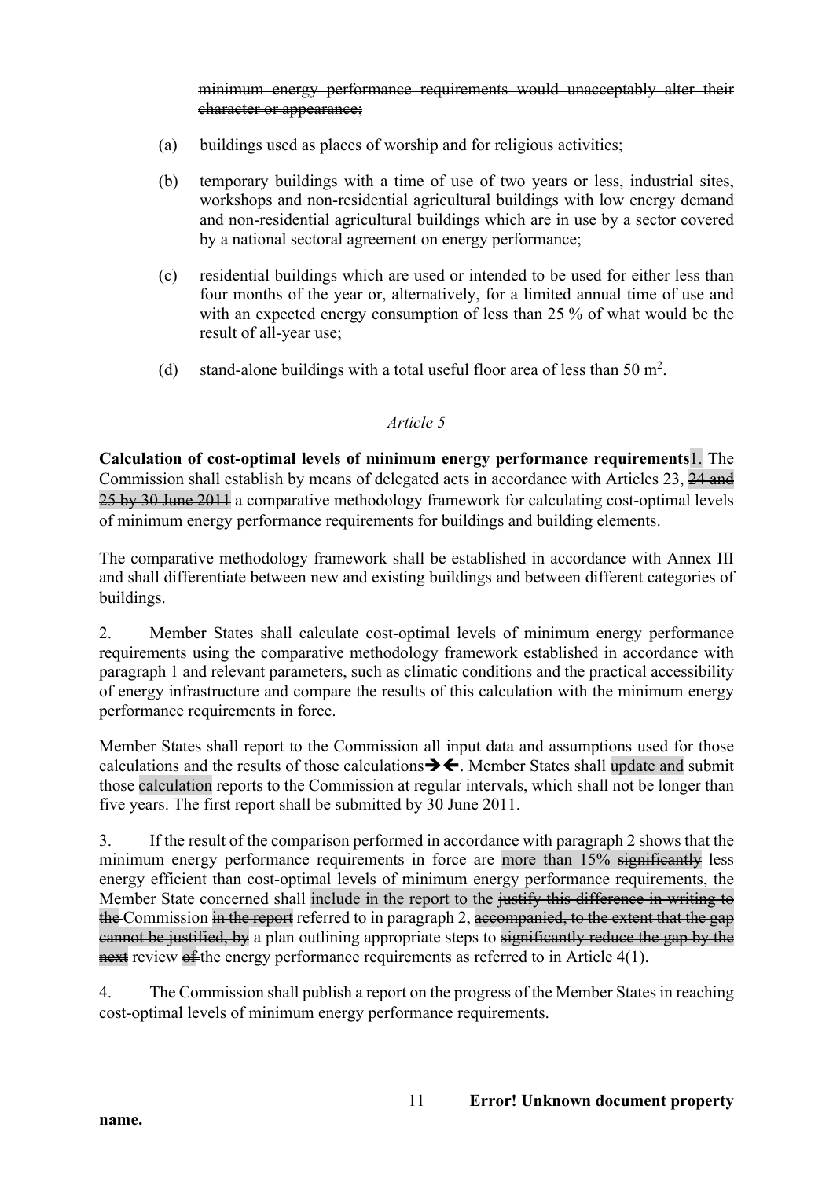~~minimum energy performance requirements would unacceptably alter their character or appearance;~~

(a) buildings used as places of worship and for religious activities;

(b) temporary buildings with a time of use of two years or less, industrial sites, workshops and non-residential agricultural buildings with low energy demand and non-residential agricultural buildings which are in use by a sector covered by a national sectoral agreement on energy performance;

(c) residential buildings which are used or intended to be used for either less than four months of the year or, alternatively, for a limited annual time of use and with an expected energy consumption of less than 25 % of what would be the result of all-year use;

(d) stand-alone buildings with a total useful floor area of less than 50 m$^2$.

*Article 5*

**Calculation of cost-optimal levels of minimum energy performance requirements**1. The Commission shall establish by means of delegated acts in accordance with Articles 23, ~~24 and 25 by 30 June 2011~~ a comparative methodology framework for calculating cost-optimal levels of minimum energy performance requirements for buildings and building elements.

The comparative methodology framework shall be established in accordance with Annex III and shall differentiate between new and existing buildings and between different categories of buildings.

2. Member States shall calculate cost-optimal levels of minimum energy performance requirements using the comparative methodology framework established in accordance with paragraph 1 and relevant parameters, such as climatic conditions and the practical accessibility of energy infrastructure and compare the results of this calculation with the minimum energy performance requirements in force.

Member States shall report to the Commission all input data and assumptions used for those calculations and the results of those calculations➔➔. Member States shall update and submit those calculation reports to the Commission at regular intervals, which shall not be longer than five years. The first report shall be submitted by 30 June 2011.

3. If the result of the comparison performed in accordance with paragraph 2 shows that the minimum energy performance requirements in force are more than 15% ~~significantly~~ less energy efficient than cost-optimal levels of minimum energy performance requirements, the Member State concerned shall include in the report to the ~~justify this difference in writing to the~~ Commission ~~in the report~~ referred to in paragraph 2, ~~accompanied, to the extent that the gap cannot be justified, by~~ a plan outlining appropriate steps to ~~significantly reduce the gap by the next~~ review ~~of~~ the energy performance requirements as referred to in Article 4(1).

4. The Commission shall publish a report on the progress of the Member States in reaching cost-optimal levels of minimum energy performance requirements.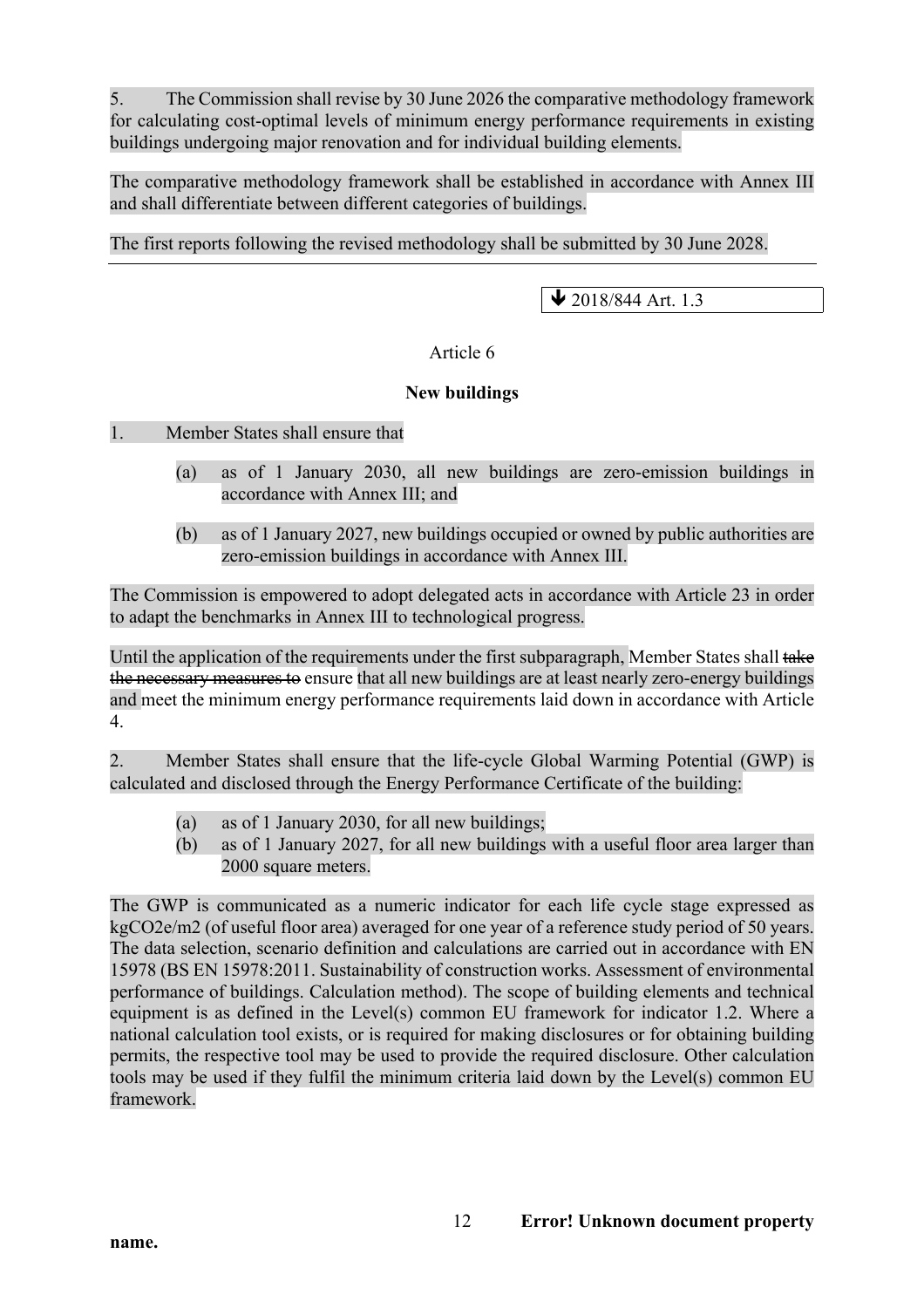5. The Commission shall revise by 30 June 2026 the comparative methodology framework for calculating cost-optimal levels of minimum energy performance requirements in existing buildings undergoing major renovation and for individual building elements.

The comparative methodology framework shall be established in accordance with Annex III and shall differentiate between different categories of buildings.

The first reports following the revised methodology shall be submitted by 30 June 2028.

---

↓ 2018/844 Art. 1.3

Article 6

**New buildings**

1. Member States shall ensure that

(a) as of 1 January 2030, all new buildings are zero-emission buildings in accordance with Annex III; and

(b) as of 1 January 2027, new buildings occupied or owned by public authorities are zero-emission buildings in accordance with Annex III.

The Commission is empowered to adopt delegated acts in accordance with Article 23 in order to adapt the benchmarks in Annex III to technological progress.

Until the application of the requirements under the first subparagraph, Member States shall ~~take the necessary measures to~~ ensure that all new buildings are at least nearly zero-energy buildings and meet the minimum energy performance requirements laid down in accordance with Article 4.

2. Member States shall ensure that the life-cycle Global Warming Potential (GWP) is calculated and disclosed through the Energy Performance Certificate of the building:

(a) as of 1 January 2030, for all new buildings;

(b) as of 1 January 2027, for all new buildings with a useful floor area larger than 2000 square meters.

The GWP is communicated as a numeric indicator for each life cycle stage expressed as kgCO2e/m2 (of useful floor area) averaged for one year of a reference study period of 50 years. The data selection, scenario definition and calculations are carried out in accordance with EN 15978 (BS EN 15978:2011. Sustainability of construction works. Assessment of environmental performance of buildings. Calculation method). The scope of building elements and technical equipment is as defined in the Level(s) common EU framework for indicator 1.2. Where a national calculation tool exists, or is required for making disclosures or for obtaining building permits, the respective tool may be used to provide the required disclosure. Other calculation tools may be used if they fulfil the minimum criteria laid down by the Level(s) common EU framework.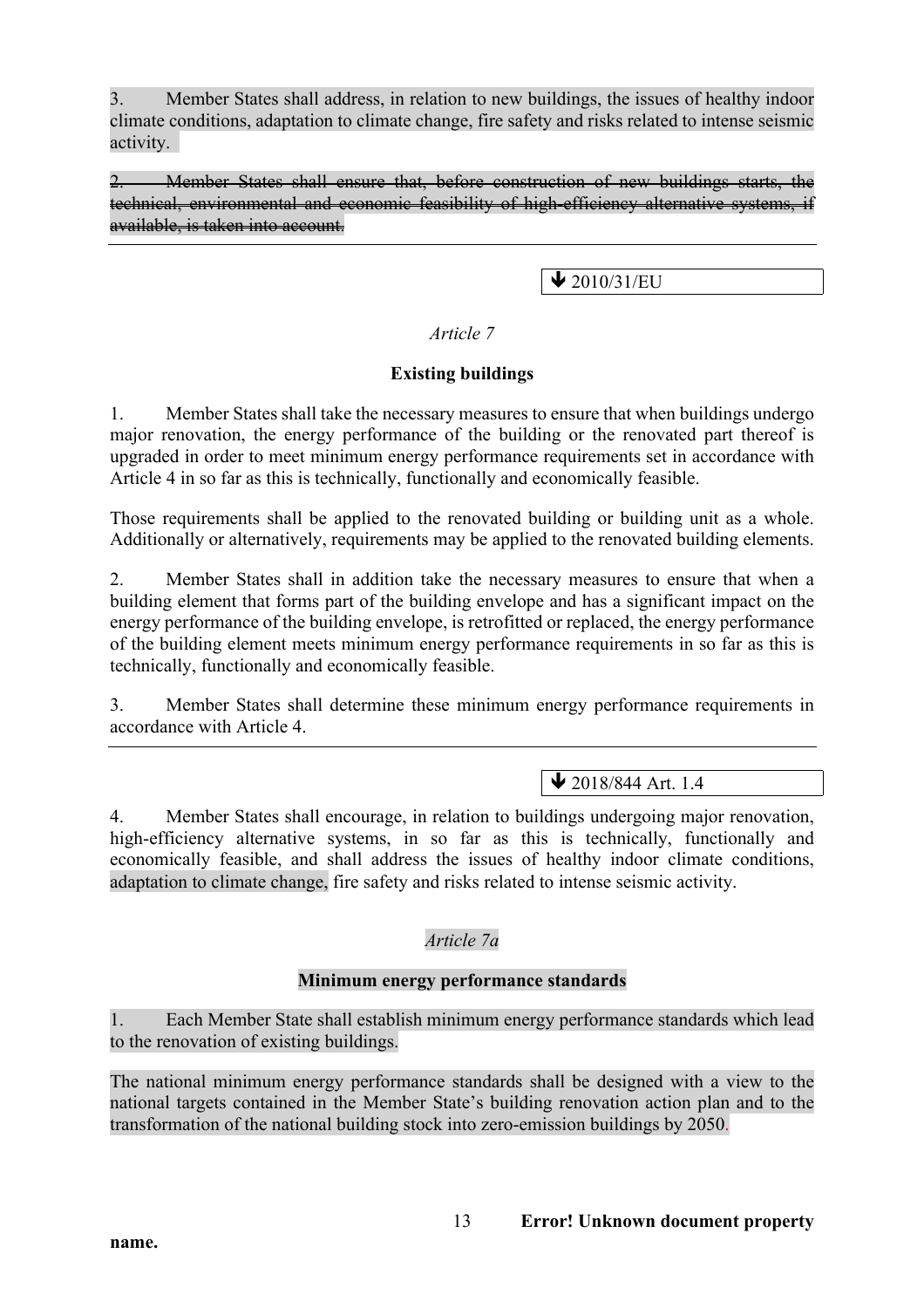3. Member States shall address, in relation to new buildings, the issues of healthy indoor climate conditions, adaptation to climate change, fire safety and risks related to intense seismic activity.

~~2. Member States shall ensure that, before construction of new buildings starts, the technical, environmental and economic feasibility of high-efficiency alternative systems, if available, is taken into account.~~

---

🡻 2010/31/EU

*Article 7*

**Existing buildings**

1. Member States shall take the necessary measures to ensure that when buildings undergo major renovation, the energy performance of the building or the renovated part thereof is upgraded in order to meet minimum energy performance requirements set in accordance with Article 4 in so far as this is technically, functionally and economically feasible.

Those requirements shall be applied to the renovated building or building unit as a whole. Additionally or alternatively, requirements may be applied to the renovated building elements.

2. Member States shall in addition take the necessary measures to ensure that when a building element that forms part of the building envelope and has a significant impact on the energy performance of the building envelope, is retrofitted or replaced, the energy performance of the building element meets minimum energy performance requirements in so far as this is technically, functionally and economically feasible.

3. Member States shall determine these minimum energy performance requirements in accordance with Article 4.

---

🡻 2018/844 Art. 1.4

4. Member States shall encourage, in relation to buildings undergoing major renovation, high-efficiency alternative systems, in so far as this is technically, functionally and economically feasible, and shall address the issues of healthy indoor climate conditions, adaptation to climate change, fire safety and risks related to intense seismic activity.

*Article 7a*

**Minimum energy performance standards**

1. Each Member State shall establish minimum energy performance standards which lead to the renovation of existing buildings.

The national minimum energy performance standards shall be designed with a view to the national targets contained in the Member State's building renovation action plan and to the transformation of the national building stock into zero-emission buildings by 2050.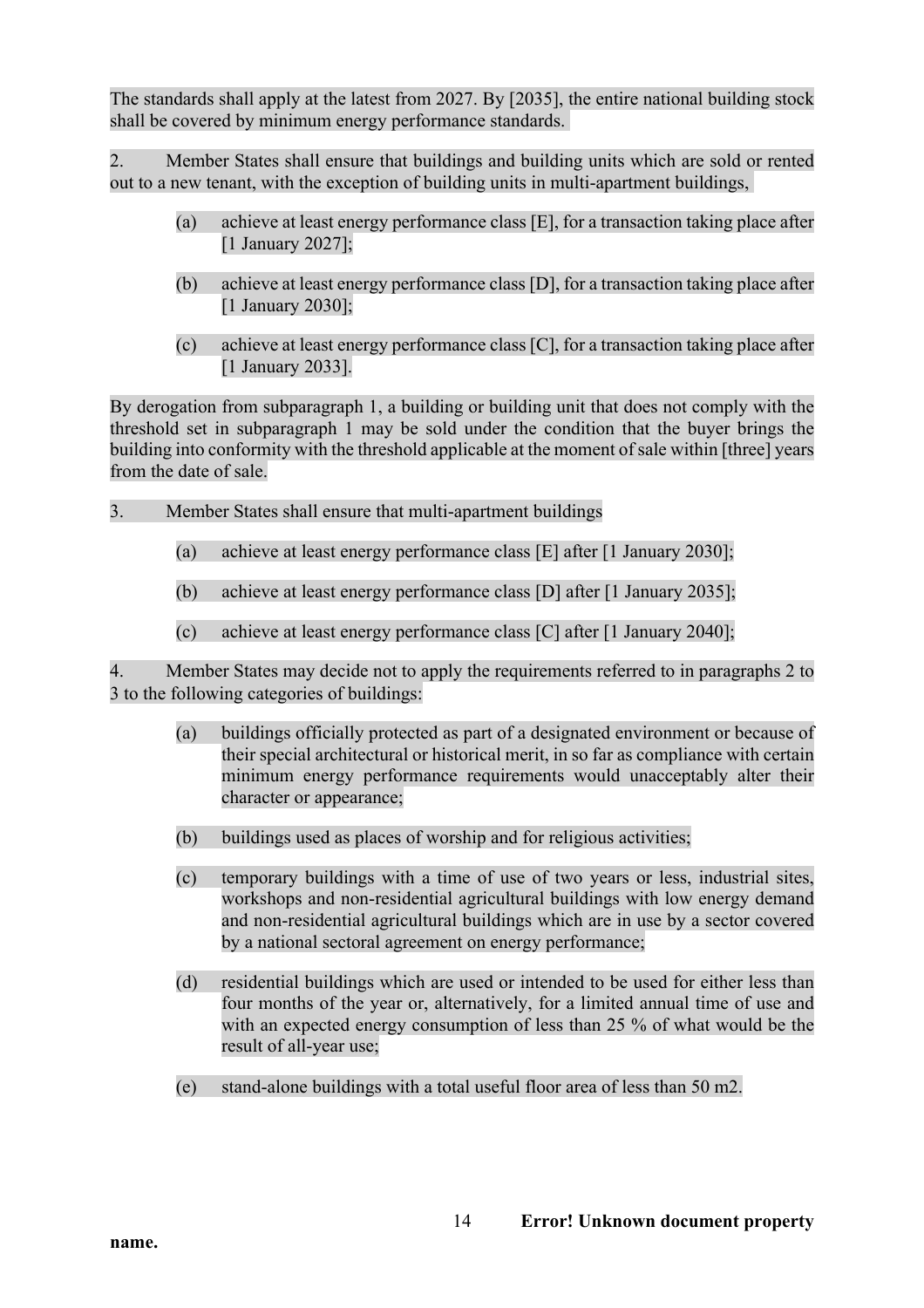The standards shall apply at the latest from 2027. By [2035], the entire national building stock shall be covered by minimum energy performance standards.

2. Member States shall ensure that buildings and building units which are sold or rented out to a new tenant, with the exception of building units in multi-apartment buildings,

(a) achieve at least energy performance class [E], for a transaction taking place after [1 January 2027];

(b) achieve at least energy performance class [D], for a transaction taking place after [1 January 2030];

(c) achieve at least energy performance class [C], for a transaction taking place after [1 January 2033].

By derogation from subparagraph 1, a building or building unit that does not comply with the threshold set in subparagraph 1 may be sold under the condition that the buyer brings the building into conformity with the threshold applicable at the moment of sale within [three] years from the date of sale.

3. Member States shall ensure that multi-apartment buildings

(a) achieve at least energy performance class [E] after [1 January 2030];

(b) achieve at least energy performance class [D] after [1 January 2035];

(c) achieve at least energy performance class [C] after [1 January 2040];

4. Member States may decide not to apply the requirements referred to in paragraphs 2 to 3 to the following categories of buildings:

(a) buildings officially protected as part of a designated environment or because of their special architectural or historical merit, in so far as compliance with certain minimum energy performance requirements would unacceptably alter their character or appearance;

(b) buildings used as places of worship and for religious activities;

(c) temporary buildings with a time of use of two years or less, industrial sites, workshops and non-residential agricultural buildings with low energy demand and non-residential agricultural buildings which are in use by a sector covered by a national sectoral agreement on energy performance;

(d) residential buildings which are used or intended to be used for either less than four months of the year or, alternatively, for a limited annual time of use and with an expected energy consumption of less than 25 % of what would be the result of all-year use;

(e) stand-alone buildings with a total useful floor area of less than 50 m2.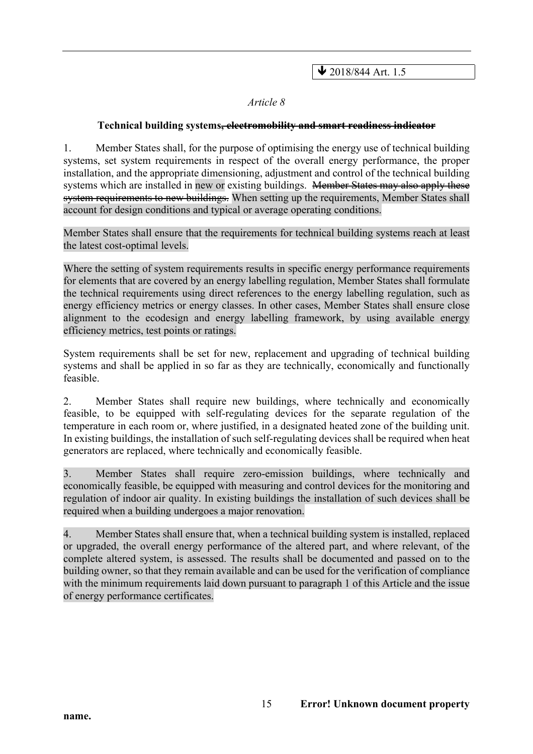↓ 2018/844 Art. 1.5

*Article 8*

**Technical building systems~~, electromobility and smart readiness indicator~~**

1. Member States shall, for the purpose of optimising the energy use of technical building systems, set system requirements in respect of the overall energy performance, the proper installation, and the appropriate dimensioning, adjustment and control of the technical building systems which are installed in new or existing buildings. ~~Member States may also apply these system requirements to new buildings.~~ When setting up the requirements, Member States shall account for design conditions and typical or average operating conditions.

Member States shall ensure that the requirements for technical building systems reach at least the latest cost-optimal levels.

Where the setting of system requirements results in specific energy performance requirements for elements that are covered by an energy labelling regulation, Member States shall formulate the technical requirements using direct references to the energy labelling regulation, such as energy efficiency metrics or energy classes. In other cases, Member States shall ensure close alignment to the ecodesign and energy labelling framework, by using available energy efficiency metrics, test points or ratings.

System requirements shall be set for new, replacement and upgrading of technical building systems and shall be applied in so far as they are technically, economically and functionally feasible.

2. Member States shall require new buildings, where technically and economically feasible, to be equipped with self-regulating devices for the separate regulation of the temperature in each room or, where justified, in a designated heated zone of the building unit. In existing buildings, the installation of such self-regulating devices shall be required when heat generators are replaced, where technically and economically feasible.

3. Member States shall require zero-emission buildings, where technically and economically feasible, be equipped with measuring and control devices for the monitoring and regulation of indoor air quality. In existing buildings the installation of such devices shall be required when a building undergoes a major renovation.

4. Member States shall ensure that, when a technical building system is installed, replaced or upgraded, the overall energy performance of the altered part, and where relevant, of the complete altered system, is assessed. The results shall be documented and passed on to the building owner, so that they remain available and can be used for the verification of compliance with the minimum requirements laid down pursuant to paragraph 1 of this Article and the issue of energy performance certificates.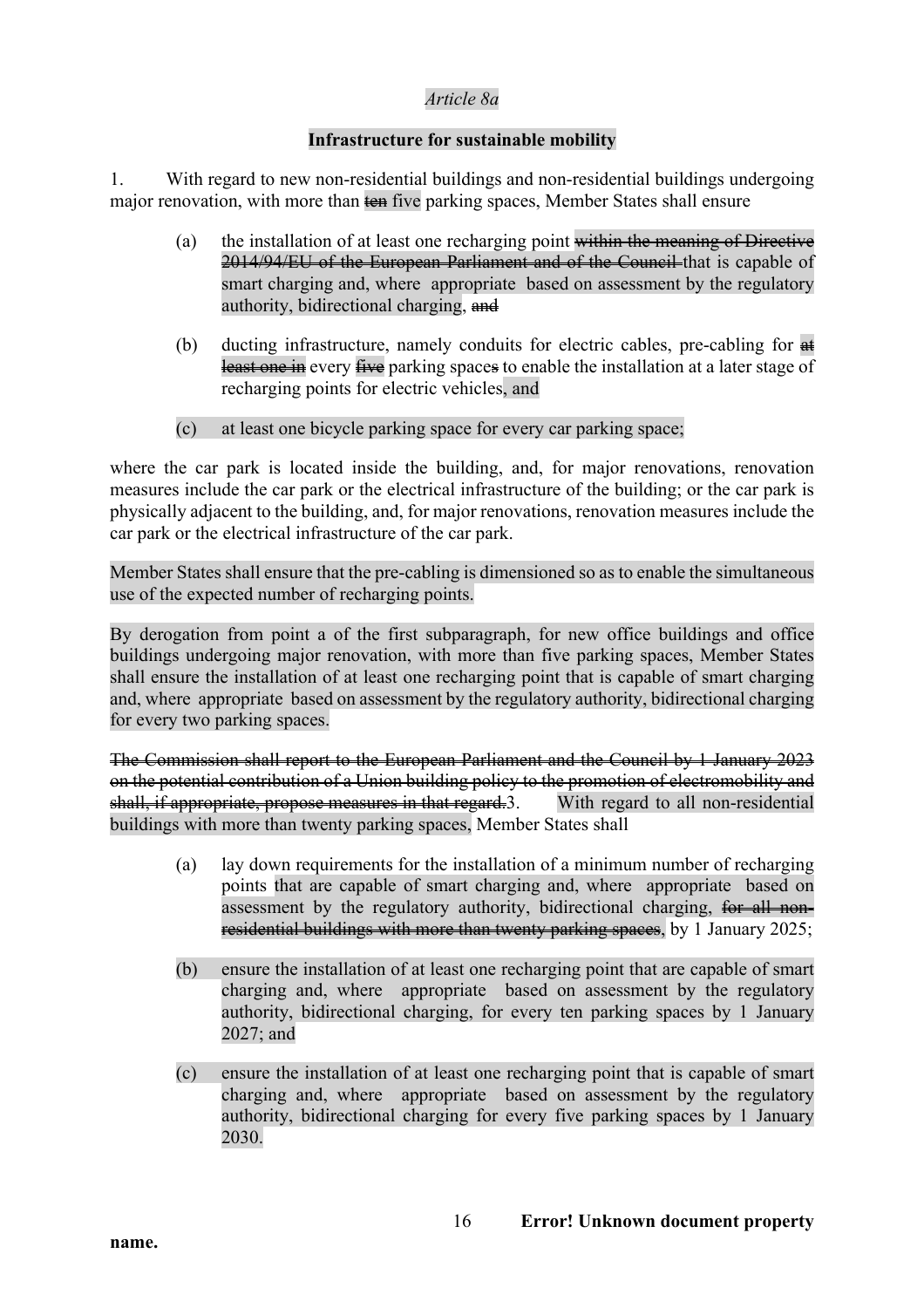*Article 8a*

**Infrastructure for sustainable mobility**

1. With regard to new non-residential buildings and non-residential buildings undergoing major renovation, with more than ~~ten~~ five parking spaces, Member States shall ensure

(a) the installation of at least one recharging point ~~within the meaning of Directive 2014/94/EU of the European Parliament and of the Council~~ that is capable of smart charging and, where appropriate based on assessment by the regulatory authority, bidirectional charging, ~~and~~

(b) ducting infrastructure, namely conduits for electric cables, pre-cabling for ~~at least one in~~ every ~~five~~ parking space~~s~~ to enable the installation at a later stage of recharging points for electric vehicles, and

(c) at least one bicycle parking space for every car parking space;

where the car park is located inside the building, and, for major renovations, renovation measures include the car park or the electrical infrastructure of the building; or the car park is physically adjacent to the building, and, for major renovations, renovation measures include the car park or the electrical infrastructure of the car park.

Member States shall ensure that the pre-cabling is dimensioned so as to enable the simultaneous use of the expected number of recharging points.

By derogation from point a of the first subparagraph, for new office buildings and office buildings undergoing major renovation, with more than five parking spaces, Member States shall ensure the installation of at least one recharging point that is capable of smart charging and, where appropriate based on assessment by the regulatory authority, bidirectional charging for every two parking spaces.

~~The Commission shall report to the European Parliament and the Council by 1 January 2023 on the potential contribution of a Union building policy to the promotion of electromobility and shall, if appropriate, propose measures in that regard.~~3. With regard to all non-residential buildings with more than twenty parking spaces, Member States shall

(a) lay down requirements for the installation of a minimum number of recharging points that are capable of smart charging and, where appropriate based on assessment by the regulatory authority, bidirectional charging, ~~for all non-residential buildings with more than twenty parking spaces~~, by 1 January 2025;

(b) ensure the installation of at least one recharging point that are capable of smart charging and, where appropriate based on assessment by the regulatory authority, bidirectional charging, for every ten parking spaces by 1 January 2027; and

(c) ensure the installation of at least one recharging point that is capable of smart charging and, where appropriate based on assessment by the regulatory authority, bidirectional charging for every five parking spaces by 1 January 2030.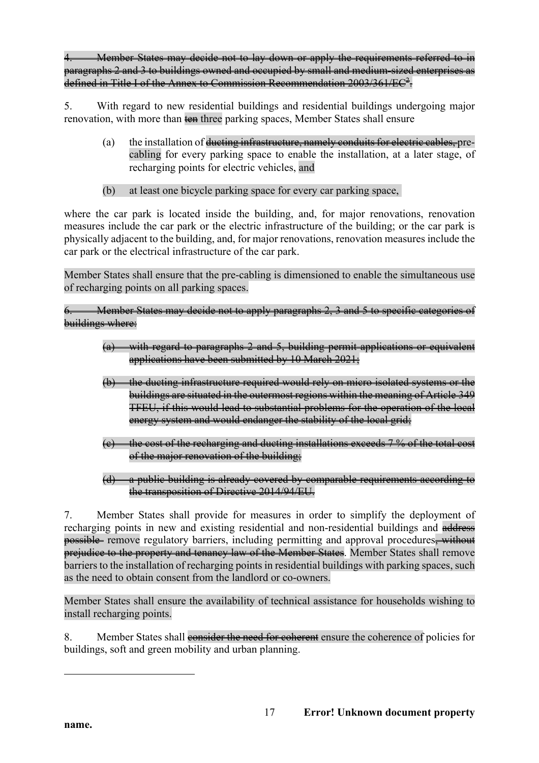~~4. Member States may decide not to lay down or apply the requirements referred to in paragraphs 2 and 3 to buildings owned and occupied by small and medium-sized enterprises as defined in Title I of the Annex to Commission Recommendation 2003/361/EC[2].~~

5. With regard to new residential buildings and residential buildings undergoing major renovation, with more than ~~ten~~ three parking spaces, Member States shall ensure

(a) the installation of ~~ducting infrastructure, namely conduits for electric cables,~~ pre-cabling for every parking space to enable the installation, at a later stage, of recharging points for electric vehicles, and

(b) at least one bicycle parking space for every car parking space,

where the car park is located inside the building, and, for major renovations, renovation measures include the car park or the electric infrastructure of the building; or the car park is physically adjacent to the building, and, for major renovations, renovation measures include the car park or the electrical infrastructure of the car park.

Member States shall ensure that the pre-cabling is dimensioned to enable the simultaneous use of recharging points on all parking spaces.

~~6. Member States may decide not to apply paragraphs 2, 3 and 5 to specific categories of buildings where:~~

~~(a) with regard to paragraphs 2 and 5, building permit applications or equivalent applications have been submitted by 10 March 2021;~~

~~(b) the ducting infrastructure required would rely on micro isolated systems or the buildings are situated in the outermost regions within the meaning of Article 349 TFEU, if this would lead to substantial problems for the operation of the local energy system and would endanger the stability of the local grid;~~

~~(c) the cost of the recharging and ducting installations exceeds 7 % of the total cost of the major renovation of the building;~~

~~(d) a public building is already covered by comparable requirements according to the transposition of Directive 2014/94/EU.~~

7. Member States shall provide for measures in order to simplify the deployment of recharging points in new and existing residential and non-residential buildings and ~~address possible~~ remove regulatory barriers, including permitting and approval procedures~~, without prejudice to the property and tenancy law of the Member States~~. Member States shall remove barriers to the installation of recharging points in residential buildings with parking spaces, such as the need to obtain consent from the landlord or co-owners.

Member States shall ensure the availability of technical assistance for households wishing to install recharging points.

8. Member States shall ~~consider the need for coherent~~ ensure the coherence of policies for buildings, soft and green mobility and urban planning.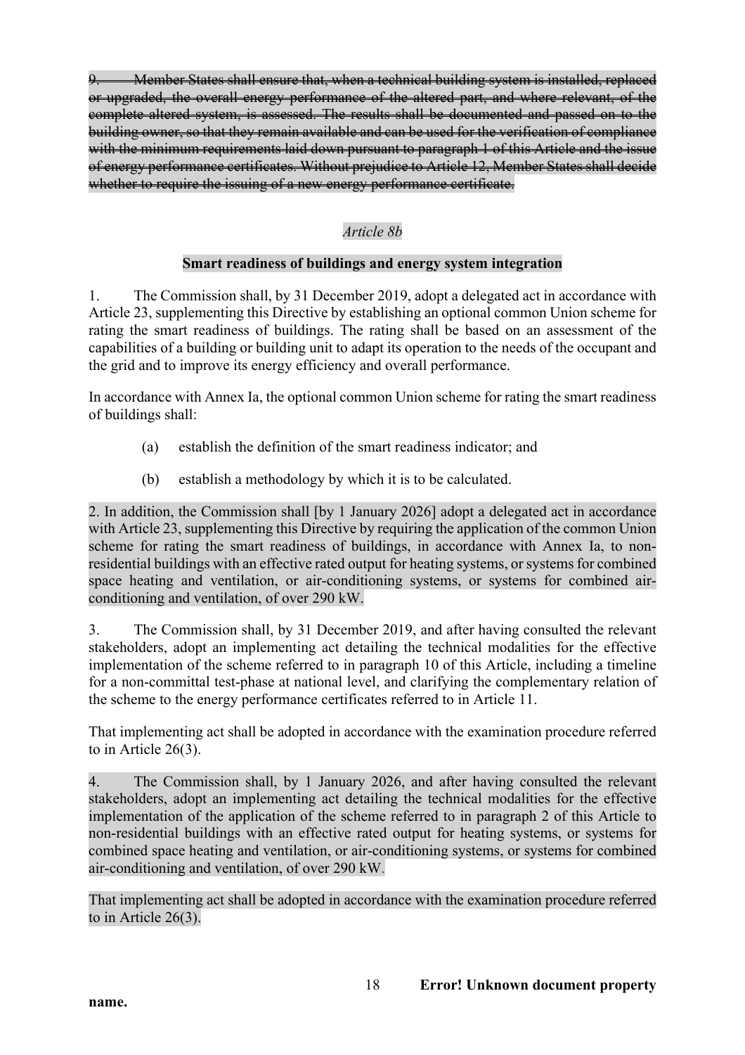~~9. Member States shall ensure that, when a technical building system is installed, replaced or upgraded, the overall energy performance of the altered part, and where relevant, of the complete altered system, is assessed. The results shall be documented and passed on to the building owner, so that they remain available and can be used for the verification of compliance with the minimum requirements laid down pursuant to paragraph 1 of this Article and the issue of energy performance certificates. Without prejudice to Article 12, Member States shall decide whether to require the issuing of a new energy performance certificate.~~

*Article 8b*

**Smart readiness of buildings and energy system integration**

1. The Commission shall, by 31 December 2019, adopt a delegated act in accordance with Article 23, supplementing this Directive by establishing an optional common Union scheme for rating the smart readiness of buildings. The rating shall be based on an assessment of the capabilities of a building or building unit to adapt its operation to the needs of the occupant and the grid and to improve its energy efficiency and overall performance.

In accordance with Annex Ia, the optional common Union scheme for rating the smart readiness of buildings shall:

(a) establish the definition of the smart readiness indicator; and

(b) establish a methodology by which it is to be calculated.

2. In addition, the Commission shall [by 1 January 2026] adopt a delegated act in accordance with Article 23, supplementing this Directive by requiring the application of the common Union scheme for rating the smart readiness of buildings, in accordance with Annex Ia, to non-residential buildings with an effective rated output for heating systems, or systems for combined space heating and ventilation, or air-conditioning systems, or systems for combined air-conditioning and ventilation, of over 290 kW.

3. The Commission shall, by 31 December 2019, and after having consulted the relevant stakeholders, adopt an implementing act detailing the technical modalities for the effective implementation of the scheme referred to in paragraph 10 of this Article, including a timeline for a non-committal test-phase at national level, and clarifying the complementary relation of the scheme to the energy performance certificates referred to in Article 11.

That implementing act shall be adopted in accordance with the examination procedure referred to in Article 26(3).

4. The Commission shall, by 1 January 2026, and after having consulted the relevant stakeholders, adopt an implementing act detailing the technical modalities for the effective implementation of the application of the scheme referred to in paragraph 2 of this Article to non-residential buildings with an effective rated output for heating systems, or systems for combined space heating and ventilation, or air-conditioning systems, or systems for combined air-conditioning and ventilation, of over 290 kW.

That implementing act shall be adopted in accordance with the examination procedure referred to in Article 26(3).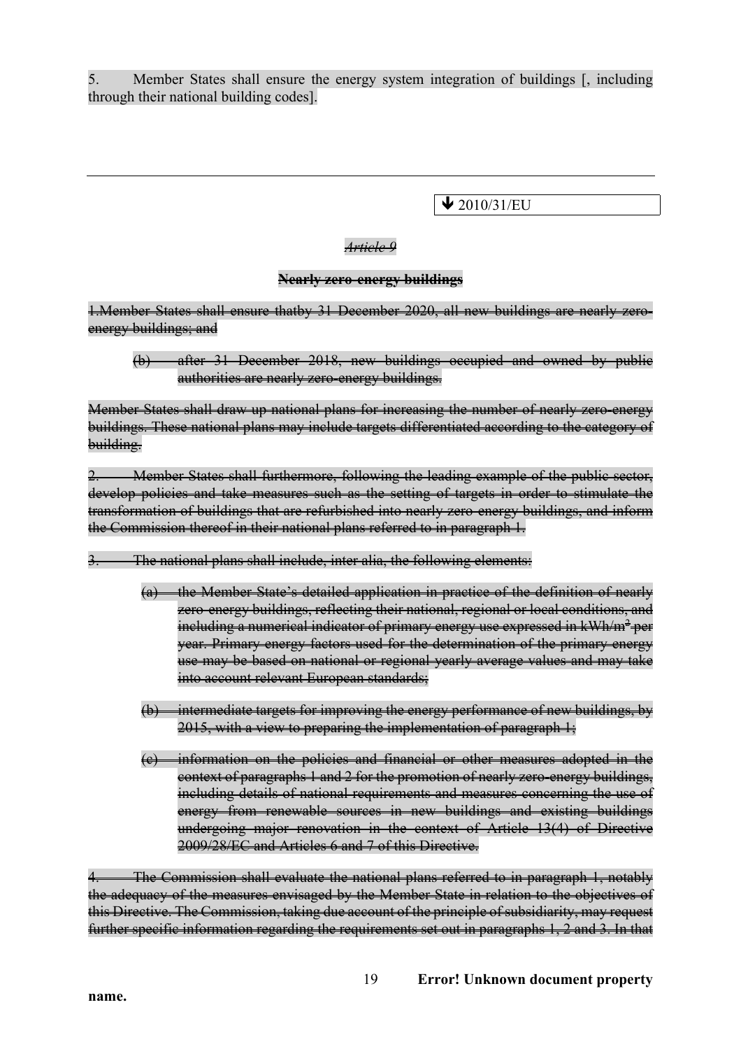5. Member States shall ensure the energy system integration of buildings [, including through their national building codes].

---

⬇ 2010/31/EU

~~*Article 9*~~

~~**Nearly zero-energy buildings**~~

~~1.Member States shall ensure thatby 31 December 2020, all new buildings are nearly zero-energy buildings; and~~

> ~~(b) after 31 December 2018, new buildings occupied and owned by public authorities are nearly zero-energy buildings.~~

~~Member States shall draw up national plans for increasing the number of nearly zero-energy buildings. These national plans may include targets differentiated according to the category of building.~~

~~2. Member States shall furthermore, following the leading example of the public sector, develop policies and take measures such as the setting of targets in order to stimulate the transformation of buildings that are refurbished into nearly zero-energy buildings, and inform the Commission thereof in their national plans referred to in paragraph 1.~~

~~3. The national plans shall include, inter alia, the following elements:~~

> ~~(a) the Member State's detailed application in practice of the definition of nearly zero-energy buildings, reflecting their national, regional or local conditions, and including a numerical indicator of primary energy use expressed in kWh/m² per year. Primary energy factors used for the determination of the primary energy use may be based on national or regional yearly average values and may take into account relevant European standards;~~
>
> ~~(b) intermediate targets for improving the energy performance of new buildings, by 2015, with a view to preparing the implementation of paragraph 1;~~
>
> ~~(c) information on the policies and financial or other measures adopted in the context of paragraphs 1 and 2 for the promotion of nearly zero-energy buildings, including details of national requirements and measures concerning the use of energy from renewable sources in new buildings and existing buildings undergoing major renovation in the context of Article 13(4) of Directive 2009/28/EC and Articles 6 and 7 of this Directive.~~

~~4. The Commission shall evaluate the national plans referred to in paragraph 1, notably the adequacy of the measures envisaged by the Member State in relation to the objectives of this Directive. The Commission, taking due account of the principle of subsidiarity, may request further specific information regarding the requirements set out in paragraphs 1, 2 and 3. In that~~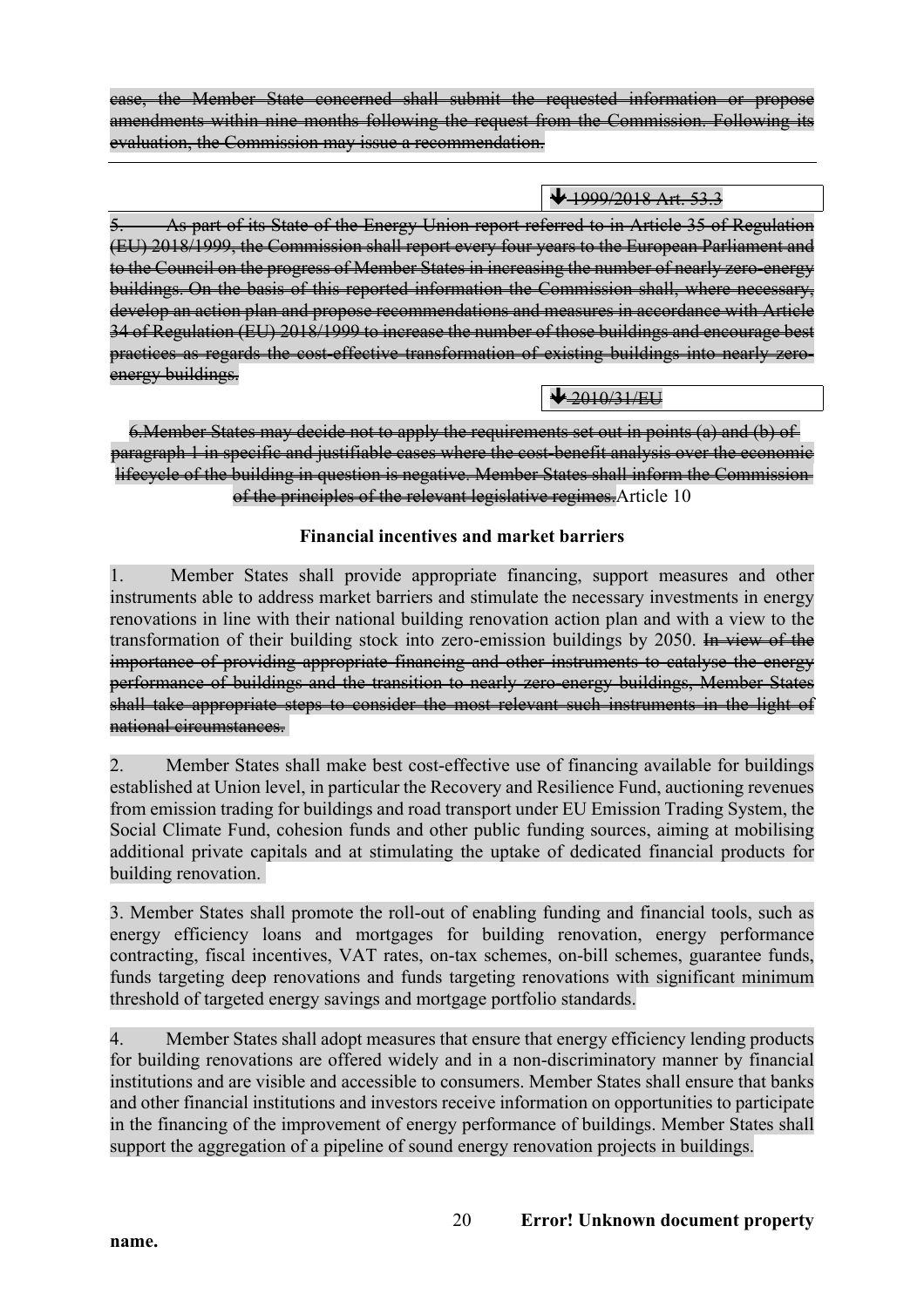~~case, the Member State concerned shall submit the requested information or propose amendments within nine months following the request from the Commission. Following its evaluation, the Commission may issue a recommendation.~~

~~↓ 1999/2018 Art. 53.3~~

~~5. As part of its State of the Energy Union report referred to in Article 35 of Regulation (EU) 2018/1999, the Commission shall report every four years to the European Parliament and to the Council on the progress of Member States in increasing the number of nearly zero-energy buildings. On the basis of this reported information the Commission shall, where necessary, develop an action plan and propose recommendations and measures in accordance with Article 34 of Regulation (EU) 2018/1999 to increase the number of those buildings and encourage best practices as regards the cost-effective transformation of existing buildings into nearly zero-energy buildings.~~

~~↓ 2010/31/EU~~

~~6.Member States may decide not to apply the requirements set out in points (a) and (b) of paragraph 1 in specific and justifiable cases where the cost-benefit analysis over the economic lifecycle of the building in question is negative. Member States shall inform the Commission of the principles of the relevant legislative regimes.~~Article 10

**Financial incentives and market barriers**

1. Member States shall provide appropriate financing, support measures and other instruments able to address market barriers and stimulate the necessary investments in energy renovations in line with their national building renovation action plan and with a view to the transformation of their building stock into zero-emission buildings by 2050. ~~In view of the importance of providing appropriate financing and other instruments to catalyse the energy performance of buildings and the transition to nearly zero-energy buildings, Member States shall take appropriate steps to consider the most relevant such instruments in the light of national circumstances.~~

2. Member States shall make best cost-effective use of financing available for buildings established at Union level, in particular the Recovery and Resilience Fund, auctioning revenues from emission trading for buildings and road transport under EU Emission Trading System, the Social Climate Fund, cohesion funds and other public funding sources, aiming at mobilising additional private capitals and at stimulating the uptake of dedicated financial products for building renovation.

3. Member States shall promote the roll-out of enabling funding and financial tools, such as energy efficiency loans and mortgages for building renovation, energy performance contracting, fiscal incentives, VAT rates, on-tax schemes, on-bill schemes, guarantee funds, funds targeting deep renovations and funds targeting renovations with significant minimum threshold of targeted energy savings and mortgage portfolio standards.

4. Member States shall adopt measures that ensure that energy efficiency lending products for building renovations are offered widely and in a non-discriminatory manner by financial institutions and are visible and accessible to consumers. Member States shall ensure that banks and other financial institutions and investors receive information on opportunities to participate in the financing of the improvement of energy performance of buildings. Member States shall support the aggregation of a pipeline of sound energy renovation projects in buildings.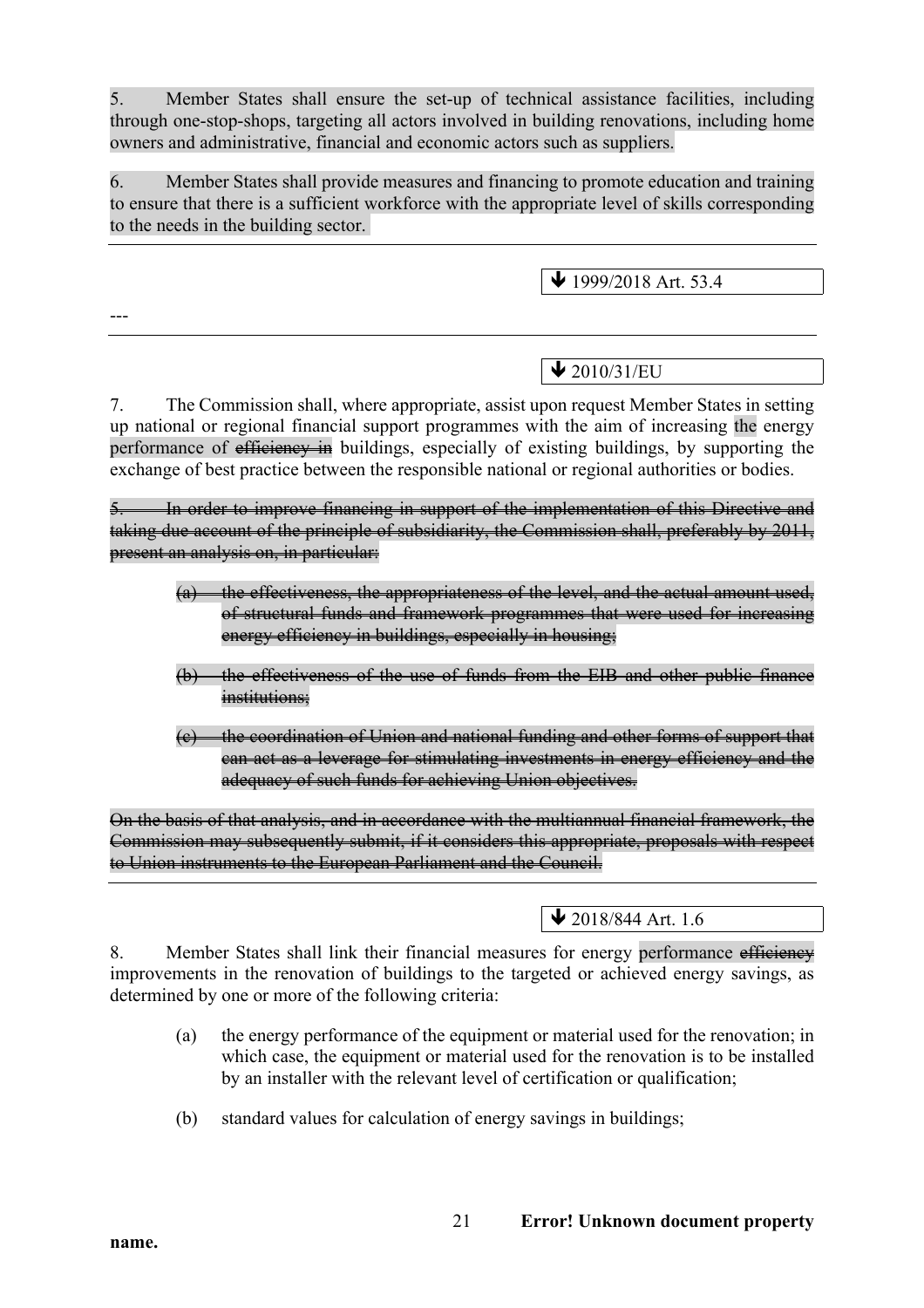5. Member States shall ensure the set-up of technical assistance facilities, including through one-stop-shops, targeting all actors involved in building renovations, including home owners and administrative, financial and economic actors such as suppliers.

6. Member States shall provide measures and financing to promote education and training to ensure that there is a sufficient workforce with the appropriate level of skills corresponding to the needs in the building sector.

---

↓ 1999/2018 Art. 53.4

---

---

↓ 2010/31/EU

7. The Commission shall, where appropriate, assist upon request Member States in setting up national or regional financial support programmes with the aim of increasing the energy performance of ~~efficiency in~~ buildings, especially of existing buildings, by supporting the exchange of best practice between the responsible national or regional authorities or bodies.

~~5. In order to improve financing in support of the implementation of this Directive and taking due account of the principle of subsidiarity, the Commission shall, preferably by 2011, present an analysis on, in particular:~~

~~(a) the effectiveness, the appropriateness of the level, and the actual amount used, of structural funds and framework programmes that were used for increasing energy efficiency in buildings, especially in housing;~~

~~(b) the effectiveness of the use of funds from the EIB and other public finance institutions;~~

~~(c) the coordination of Union and national funding and other forms of support that can act as a leverage for stimulating investments in energy efficiency and the adequacy of such funds for achieving Union objectives.~~

~~On the basis of that analysis, and in accordance with the multiannual financial framework, the Commission may subsequently submit, if it considers this appropriate, proposals with respect to Union instruments to the European Parliament and the Council.~~

---

↓ 2018/844 Art. 1.6

8. Member States shall link their financial measures for energy performance ~~efficiency~~ improvements in the renovation of buildings to the targeted or achieved energy savings, as determined by one or more of the following criteria:

(a) the energy performance of the equipment or material used for the renovation; in which case, the equipment or material used for the renovation is to be installed by an installer with the relevant level of certification or qualification;

(b) standard values for calculation of energy savings in buildings;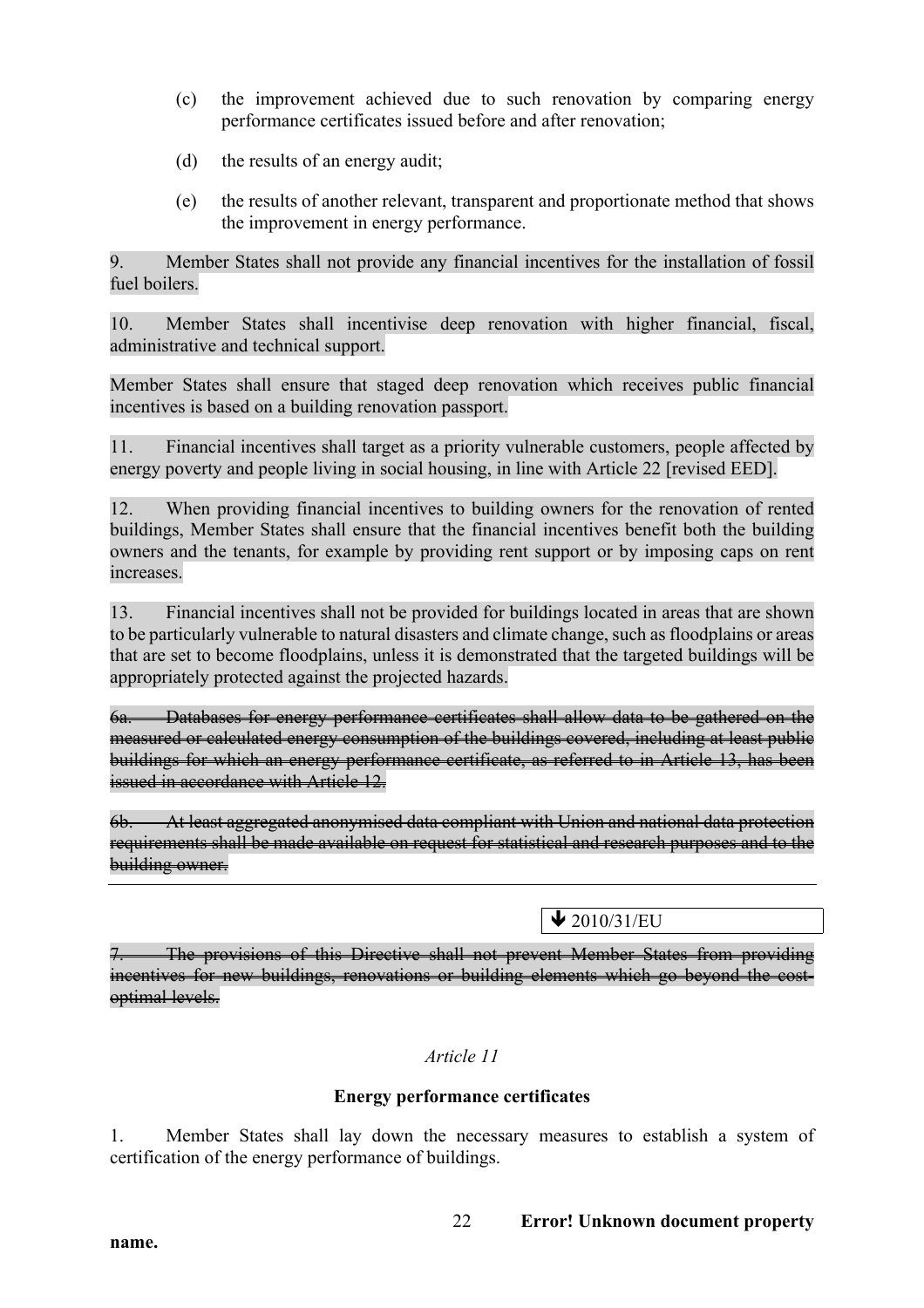(c) the improvement achieved due to such renovation by comparing energy performance certificates issued before and after renovation;

(d) the results of an energy audit;

(e) the results of another relevant, transparent and proportionate method that shows the improvement in energy performance.

9. Member States shall not provide any financial incentives for the installation of fossil fuel boilers.

10. Member States shall incentivise deep renovation with higher financial, fiscal, administrative and technical support.

Member States shall ensure that staged deep renovation which receives public financial incentives is based on a building renovation passport.

11. Financial incentives shall target as a priority vulnerable customers, people affected by energy poverty and people living in social housing, in line with Article 22 [revised EED].

12. When providing financial incentives to building owners for the renovation of rented buildings, Member States shall ensure that the financial incentives benefit both the building owners and the tenants, for example by providing rent support or by imposing caps on rent increases.

13. Financial incentives shall not be provided for buildings located in areas that are shown to be particularly vulnerable to natural disasters and climate change, such as floodplains or areas that are set to become floodplains, unless it is demonstrated that the targeted buildings will be appropriately protected against the projected hazards.

~~6a. Databases for energy performance certificates shall allow data to be gathered on the measured or calculated energy consumption of the buildings covered, including at least public buildings for which an energy performance certificate, as referred to in Article 13, has been issued in accordance with Article 12.~~

~~6b. At least aggregated anonymised data compliant with Union and national data protection requirements shall be made available on request for statistical and research purposes and to the building owner.~~

---

↓ 2010/31/EU

~~7. The provisions of this Directive shall not prevent Member States from providing incentives for new buildings, renovations or building elements which go beyond the cost-optimal levels.~~

*Article 11*

**Energy performance certificates**

1. Member States shall lay down the necessary measures to establish a system of certification of the energy performance of buildings.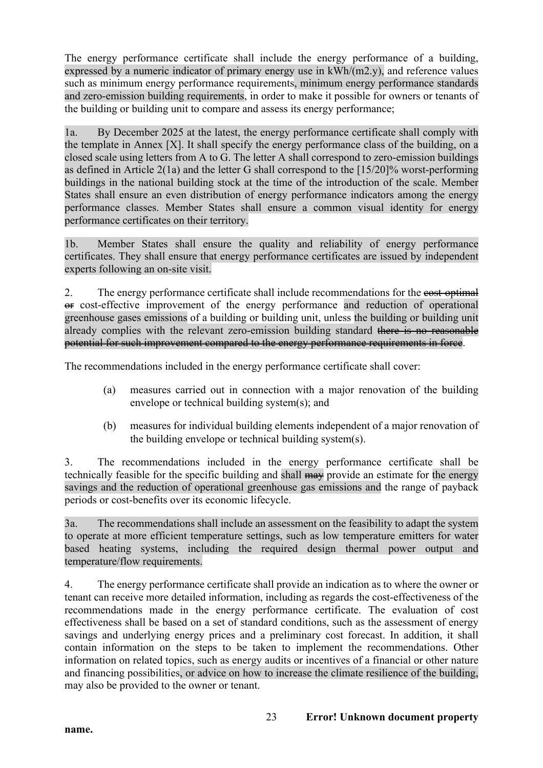The energy performance certificate shall include the energy performance of a building, expressed by a numeric indicator of primary energy use in kWh/(m2.y), and reference values such as minimum energy performance requirements, minimum energy performance standards and zero-emission building requirements, in order to make it possible for owners or tenants of the building or building unit to compare and assess its energy performance;

1a. By December 2025 at the latest, the energy performance certificate shall comply with the template in Annex [X]. It shall specify the energy performance class of the building, on a closed scale using letters from A to G. The letter A shall correspond to zero-emission buildings as defined in Article 2(1a) and the letter G shall correspond to the [15/20]% worst-performing buildings in the national building stock at the time of the introduction of the scale. Member States shall ensure an even distribution of energy performance indicators among the energy performance classes. Member States shall ensure a common visual identity for energy performance certificates on their territory.

1b. Member States shall ensure the quality and reliability of energy performance certificates. They shall ensure that energy performance certificates are issued by independent experts following an on-site visit.

2. The energy performance certificate shall include recommendations for the ~~cost-optimal or~~ cost-effective improvement of the energy performance and reduction of operational greenhouse gases emissions of a building or building unit, unless the building or building unit already complies with the relevant zero-emission building standard ~~there is no reasonable potential for such improvement compared to the energy performance requirements in force~~.

The recommendations included in the energy performance certificate shall cover:

(a) measures carried out in connection with a major renovation of the building envelope or technical building system(s); and

(b) measures for individual building elements independent of a major renovation of the building envelope or technical building system(s).

3. The recommendations included in the energy performance certificate shall be technically feasible for the specific building and shall ~~may~~ provide an estimate for the energy savings and the reduction of operational greenhouse gas emissions and the range of payback periods or cost-benefits over its economic lifecycle.

3a. The recommendations shall include an assessment on the feasibility to adapt the system to operate at more efficient temperature settings, such as low temperature emitters for water based heating systems, including the required design thermal power output and temperature/flow requirements.

4. The energy performance certificate shall provide an indication as to where the owner or tenant can receive more detailed information, including as regards the cost-effectiveness of the recommendations made in the energy performance certificate. The evaluation of cost effectiveness shall be based on a set of standard conditions, such as the assessment of energy savings and underlying energy prices and a preliminary cost forecast. In addition, it shall contain information on the steps to be taken to implement the recommendations. Other information on related topics, such as energy audits or incentives of a financial or other nature and financing possibilities, or advice on how to increase the climate resilience of the building, may also be provided to the owner or tenant.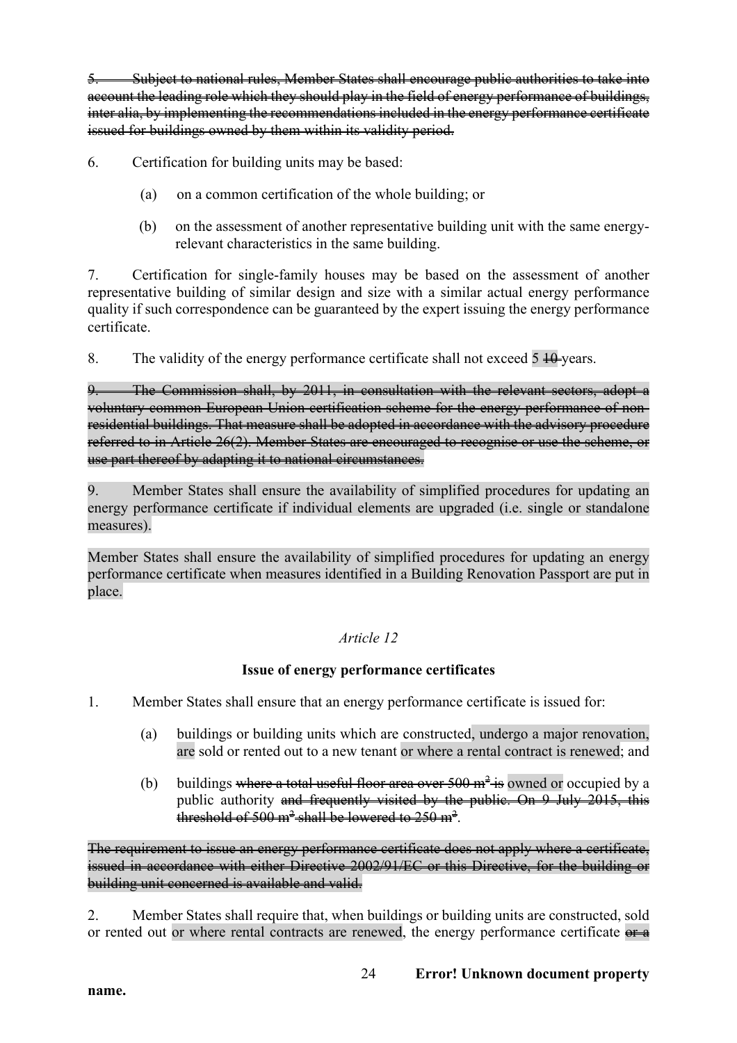~~5. Subject to national rules, Member States shall encourage public authorities to take into account the leading role which they should play in the field of energy performance of buildings, inter alia, by implementing the recommendations included in the energy performance certificate issued for buildings owned by them within its validity period.~~

6. Certification for building units may be based:

(a) on a common certification of the whole building; or

(b) on the assessment of another representative building unit with the same energy-relevant characteristics in the same building.

7. Certification for single-family houses may be based on the assessment of another representative building of similar design and size with a similar actual energy performance quality if such correspondence can be guaranteed by the expert issuing the energy performance certificate.

8. The validity of the energy performance certificate shall not exceed 5 ~~10~~ years.

~~9. The Commission shall, by 2011, in consultation with the relevant sectors, adopt a voluntary common European Union certification scheme for the energy performance of non-residential buildings. That measure shall be adopted in accordance with the advisory procedure referred to in Article 26(2). Member States are encouraged to recognise or use the scheme, or use part thereof by adapting it to national circumstances.~~

9. Member States shall ensure the availability of simplified procedures for updating an energy performance certificate if individual elements are upgraded (i.e. single or standalone measures).

Member States shall ensure the availability of simplified procedures for updating an energy performance certificate when measures identified in a Building Renovation Passport are put in place.

*Article 12*

**Issue of energy performance certificates**

1. Member States shall ensure that an energy performance certificate is issued for:

(a) buildings or building units which are constructed, undergo a major renovation, are sold or rented out to a new tenant or where a rental contract is renewed; and

(b) buildings ~~where a total useful floor area over 500 m² is~~ owned or occupied by a public authority ~~and frequently visited by the public. On 9 July 2015, this threshold of 500 m² shall be lowered to 250 m²~~.

~~The requirement to issue an energy performance certificate does not apply where a certificate, issued in accordance with either Directive 2002/91/EC or this Directive, for the building or building unit concerned is available and valid.~~

2. Member States shall require that, when buildings or building units are constructed, sold or rented out or where rental contracts are renewed, the energy performance certificate ~~or a~~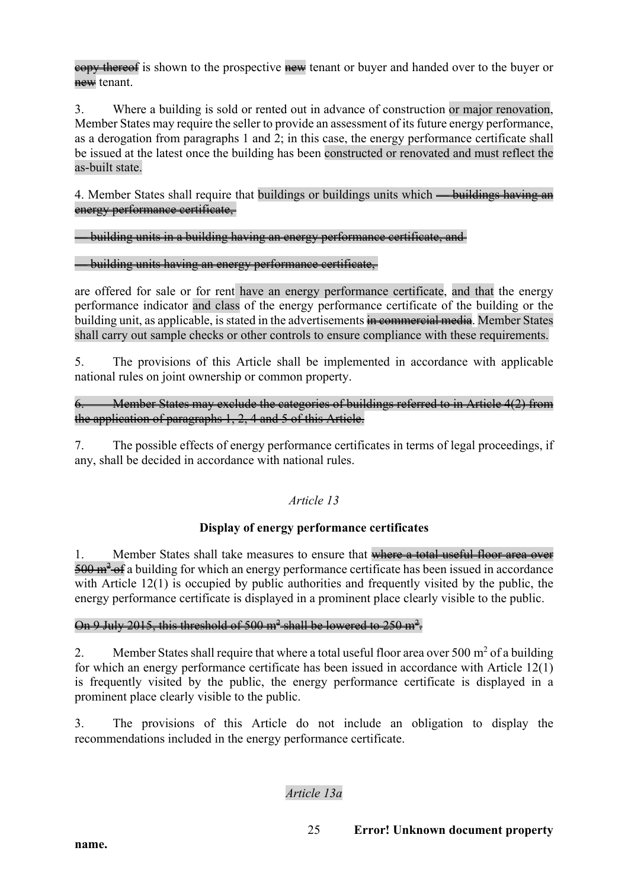~~copy thereof~~ is shown to the prospective ~~new~~ tenant or buyer and handed over to the buyer or ~~new~~ tenant.

3. Where a building is sold or rented out in advance of construction or major renovation, Member States may require the seller to provide an assessment of its future energy performance, as a derogation from paragraphs 1 and 2; in this case, the energy performance certificate shall be issued at the latest once the building has been constructed or renovated and must reflect the as-built state.

4. Member States shall require that buildings or buildings units which ~~— buildings having an energy performance certificate,~~

~~— building units in a building having an energy performance certificate, and~~

~~— building units having an energy performance certificate,~~

are offered for sale or for rent have an energy performance certificate, and that the energy performance indicator and class of the energy performance certificate of the building or the building unit, as applicable, is stated in the advertisements ~~in commercial media~~. Member States shall carry out sample checks or other controls to ensure compliance with these requirements.

5. The provisions of this Article shall be implemented in accordance with applicable national rules on joint ownership or common property.

~~6. Member States may exclude the categories of buildings referred to in Article 4(2) from the application of paragraphs 1, 2, 4 and 5 of this Article.~~

7. The possible effects of energy performance certificates in terms of legal proceedings, if any, shall be decided in accordance with national rules.

*Article 13*

**Display of energy performance certificates**

1. Member States shall take measures to ensure that ~~where a total useful floor area over 500 m² of~~ a building for which an energy performance certificate has been issued in accordance with Article 12(1) is occupied by public authorities and frequently visited by the public, the energy performance certificate is displayed in a prominent place clearly visible to the public.

~~On 9 July 2015, this threshold of 500 m² shall be lowered to 250 m².~~

2. Member States shall require that where a total useful floor area over 500 m² of a building for which an energy performance certificate has been issued in accordance with Article 12(1) is frequently visited by the public, the energy performance certificate is displayed in a prominent place clearly visible to the public.

3. The provisions of this Article do not include an obligation to display the recommendations included in the energy performance certificate.

*Article 13a*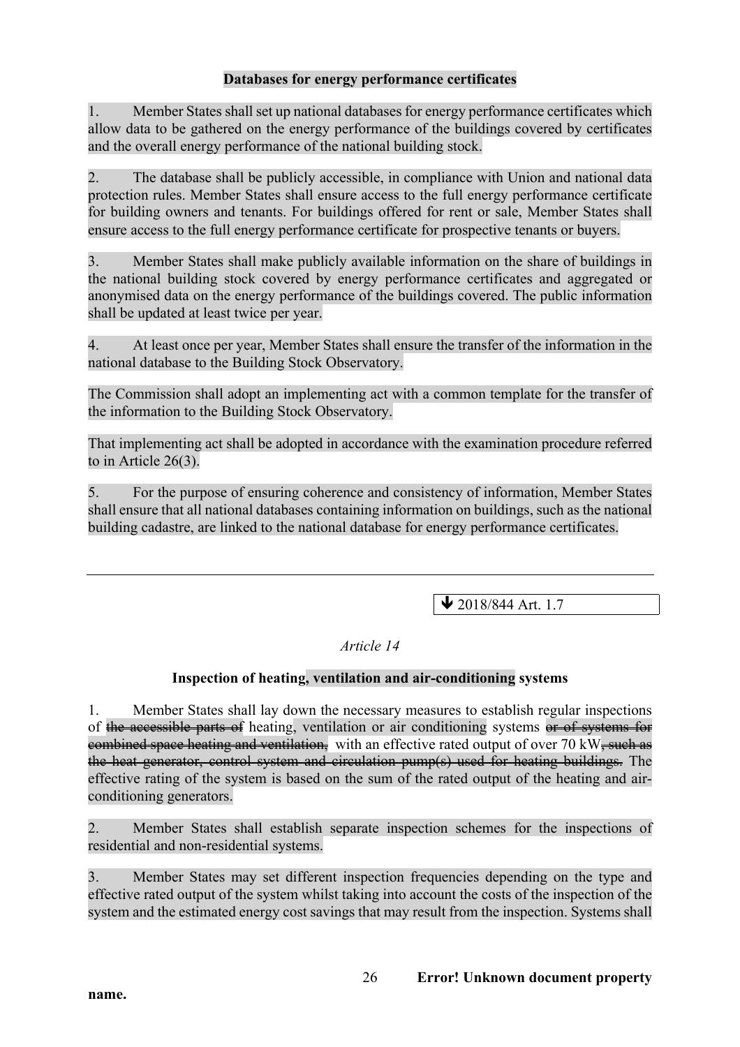**Databases for energy performance certificates**

1. Member States shall set up national databases for energy performance certificates which allow data to be gathered on the energy performance of the buildings covered by certificates and the overall energy performance of the national building stock.

2. The database shall be publicly accessible, in compliance with Union and national data protection rules. Member States shall ensure access to the full energy performance certificate for building owners and tenants. For buildings offered for rent or sale, Member States shall ensure access to the full energy performance certificate for prospective tenants or buyers.

3. Member States shall make publicly available information on the share of buildings in the national building stock covered by energy performance certificates and aggregated or anonymised data on the energy performance of the buildings covered. The public information shall be updated at least twice per year.

4. At least once per year, Member States shall ensure the transfer of the information in the national database to the Building Stock Observatory.

The Commission shall adopt an implementing act with a common template for the transfer of the information to the Building Stock Observatory.

That implementing act shall be adopted in accordance with the examination procedure referred to in Article 26(3).

5. For the purpose of ensuring coherence and consistency of information, Member States shall ensure that all national databases containing information on buildings, such as the national building cadastre, are linked to the national database for energy performance certificates.

---

↓ 2018/844 Art. 1.7

*Article 14*

**Inspection of heating, ventilation and air-conditioning systems**

1. Member States shall lay down the necessary measures to establish regular inspections of ~~the accessible parts of~~ heating, ventilation or air conditioning systems ~~or of systems for combined space heating and ventilation,~~ with an effective rated output of over 70 kW~~, such as the heat generator, control system and circulation pump(s) used for heating buildings.~~ The effective rating of the system is based on the sum of the rated output of the heating and air-conditioning generators.

2. Member States shall establish separate inspection schemes for the inspections of residential and non-residential systems.

3. Member States may set different inspection frequencies depending on the type and effective rated output of the system whilst taking into account the costs of the inspection of the system and the estimated energy cost savings that may result from the inspection. Systems shall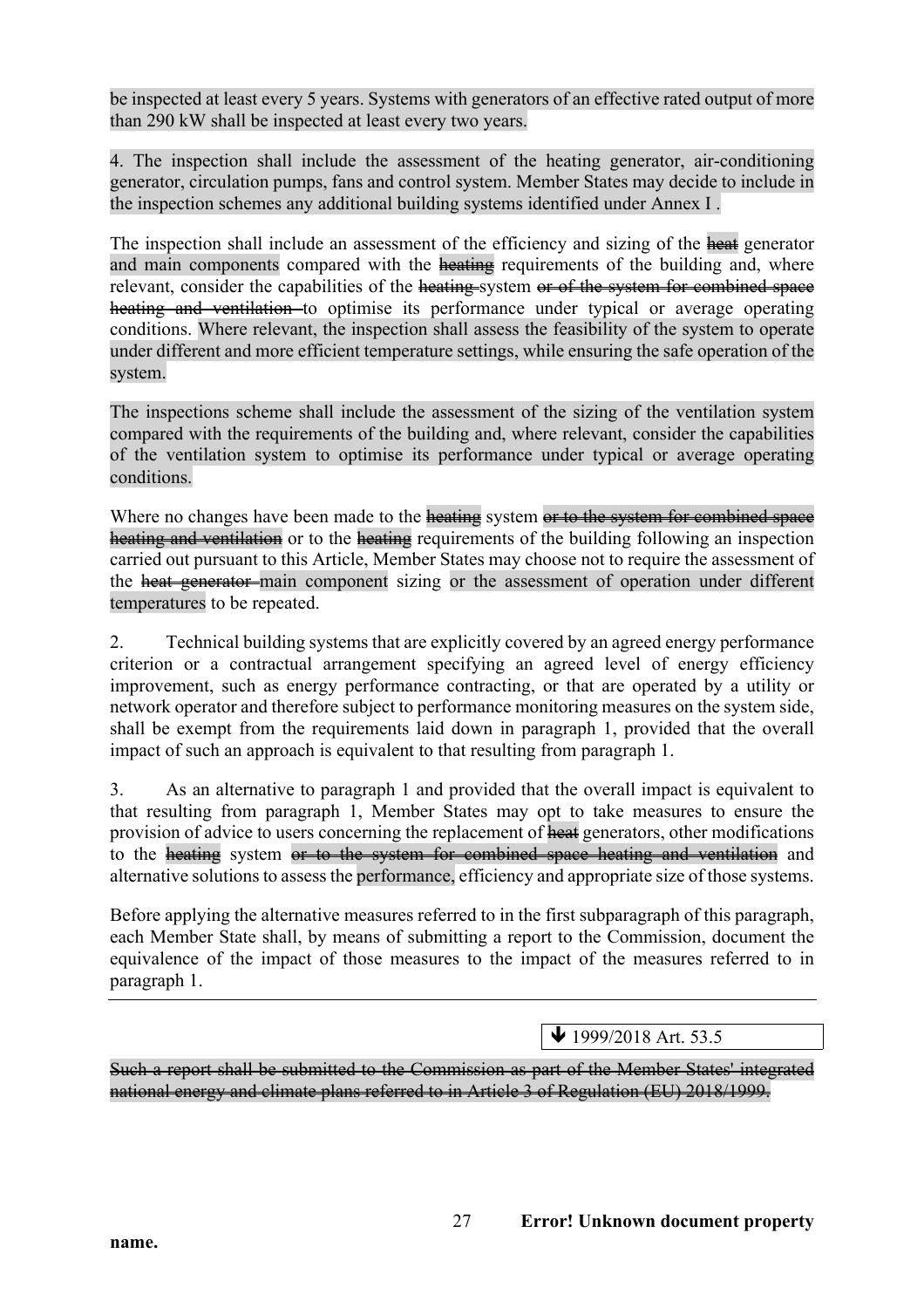be inspected at least every 5 years. Systems with generators of an effective rated output of more than 290 kW shall be inspected at least every two years.

4. The inspection shall include the assessment of the heating generator, air-conditioning generator, circulation pumps, fans and control system. Member States may decide to include in the inspection schemes any additional building systems identified under Annex I .

The inspection shall include an assessment of the efficiency and sizing of the ~~heat~~ generator and main components compared with the ~~heating~~ requirements of the building and, where relevant, consider the capabilities of the ~~heating~~ system ~~or of the system for combined space heating and ventilation~~ to optimise its performance under typical or average operating conditions. Where relevant, the inspection shall assess the feasibility of the system to operate under different and more efficient temperature settings, while ensuring the safe operation of the system.

The inspections scheme shall include the assessment of the sizing of the ventilation system compared with the requirements of the building and, where relevant, consider the capabilities of the ventilation system to optimise its performance under typical or average operating conditions.

Where no changes have been made to the ~~heating~~ system ~~or to the system for combined space heating and ventilation~~ or to the ~~heating~~ requirements of the building following an inspection carried out pursuant to this Article, Member States may choose not to require the assessment of the ~~heat generator~~ main component sizing or the assessment of operation under different temperatures to be repeated.

2. Technical building systems that are explicitly covered by an agreed energy performance criterion or a contractual arrangement specifying an agreed level of energy efficiency improvement, such as energy performance contracting, or that are operated by a utility or network operator and therefore subject to performance monitoring measures on the system side, shall be exempt from the requirements laid down in paragraph 1, provided that the overall impact of such an approach is equivalent to that resulting from paragraph 1.

3. As an alternative to paragraph 1 and provided that the overall impact is equivalent to that resulting from paragraph 1, Member States may opt to take measures to ensure the provision of advice to users concerning the replacement of ~~heat~~ generators, other modifications to the ~~heating~~ system ~~or to the system for combined space heating and ventilation~~ and alternative solutions to assess the performance, efficiency and appropriate size of those systems.

Before applying the alternative measures referred to in the first subparagraph of this paragraph, each Member State shall, by means of submitting a report to the Commission, document the equivalence of the impact of those measures to the impact of the measures referred to in paragraph 1.

---

↓ 1999/2018 Art. 53.5

~~Such a report shall be submitted to the Commission as part of the Member States' integrated national energy and climate plans referred to in Article 3 of Regulation (EU) 2018/1999.~~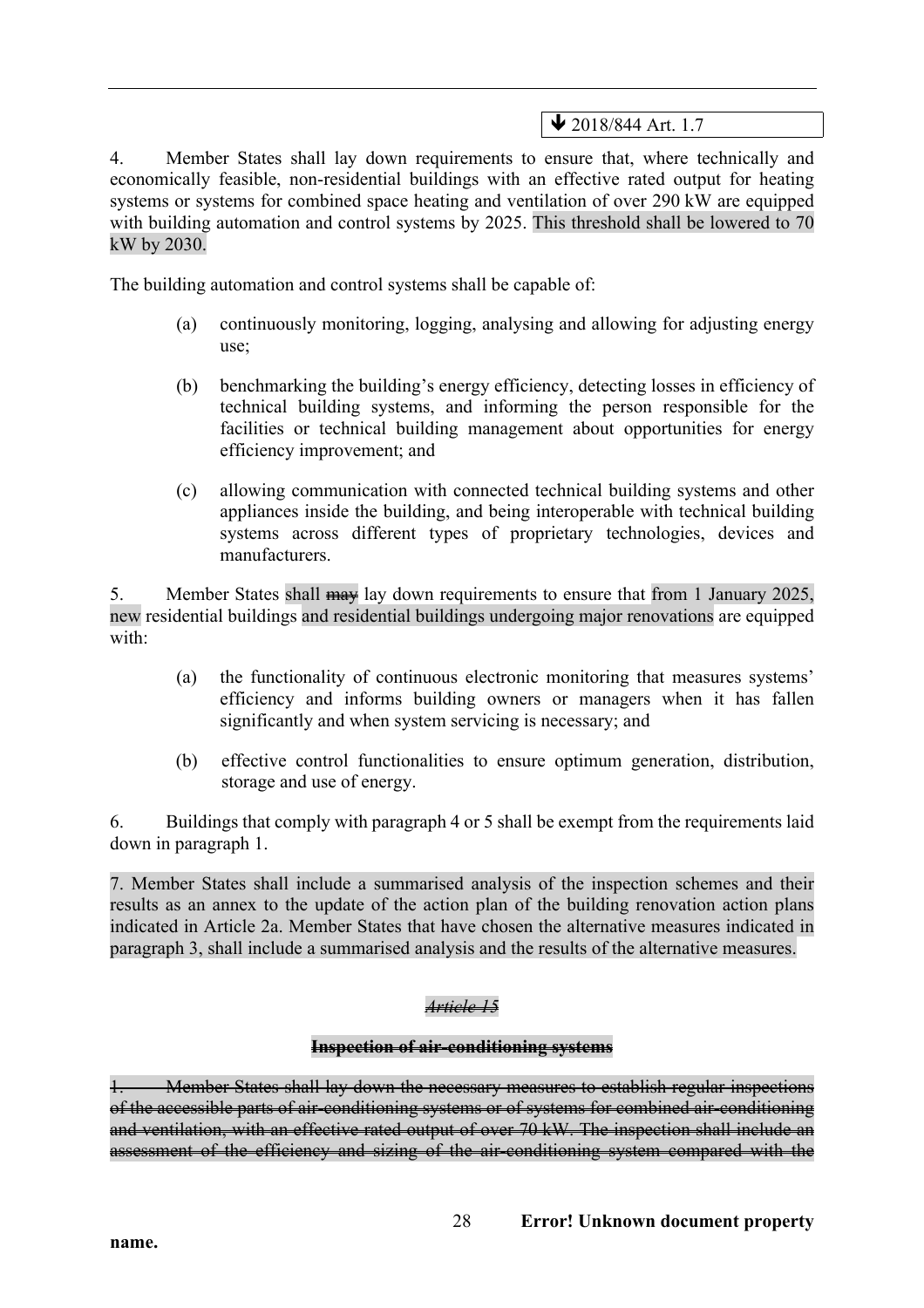⬇ 2018/844 Art. 1.7

4. Member States shall lay down requirements to ensure that, where technically and economically feasible, non-residential buildings with an effective rated output for heating systems or systems for combined space heating and ventilation of over 290 kW are equipped with building automation and control systems by 2025. This threshold shall be lowered to 70 kW by 2030.

The building automation and control systems shall be capable of:

(a) continuously monitoring, logging, analysing and allowing for adjusting energy use;

(b) benchmarking the building's energy efficiency, detecting losses in efficiency of technical building systems, and informing the person responsible for the facilities or technical building management about opportunities for energy efficiency improvement; and

(c) allowing communication with connected technical building systems and other appliances inside the building, and being interoperable with technical building systems across different types of proprietary technologies, devices and manufacturers.

5. Member States shall ~~may~~ lay down requirements to ensure that from 1 January 2025, new residential buildings and residential buildings undergoing major renovations are equipped with:

(a) the functionality of continuous electronic monitoring that measures systems' efficiency and informs building owners or managers when it has fallen significantly and when system servicing is necessary; and

(b) effective control functionalities to ensure optimum generation, distribution, storage and use of energy.

6. Buildings that comply with paragraph 4 or 5 shall be exempt from the requirements laid down in paragraph 1.

7. Member States shall include a summarised analysis of the inspection schemes and their results as an annex to the update of the action plan of the building renovation action plans indicated in Article 2a. Member States that have chosen the alternative measures indicated in paragraph 3, shall include a summarised analysis and the results of the alternative measures.

~~*Article 15*~~

~~**Inspection of air-conditioning systems**~~

~~1. Member States shall lay down the necessary measures to establish regular inspections of the accessible parts of air-conditioning systems or of systems for combined air-conditioning and ventilation, with an effective rated output of over 70 kW. The inspection shall include an assessment of the efficiency and sizing of the air-conditioning system compared with the~~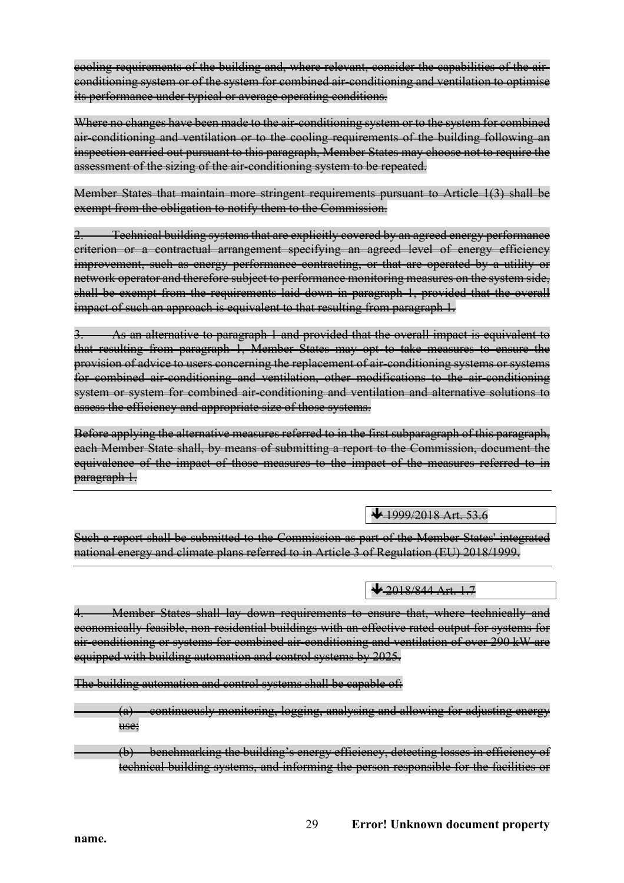~~cooling requirements of the building and, where relevant, consider the capabilities of the air-conditioning system or of the system for combined air-conditioning and ventilation to optimise its performance under typical or average operating conditions.~~

~~Where no changes have been made to the air-conditioning system or to the system for combined air-conditioning and ventilation or to the cooling requirements of the building following an inspection carried out pursuant to this paragraph, Member States may choose not to require the assessment of the sizing of the air-conditioning system to be repeated.~~

~~Member States that maintain more stringent requirements pursuant to Article 1(3) shall be exempt from the obligation to notify them to the Commission.~~

~~2. Technical building systems that are explicitly covered by an agreed energy performance criterion or a contractual arrangement specifying an agreed level of energy efficiency improvement, such as energy performance contracting, or that are operated by a utility or network operator and therefore subject to performance monitoring measures on the system side, shall be exempt from the requirements laid down in paragraph 1, provided that the overall impact of such an approach is equivalent to that resulting from paragraph 1.~~

~~3. As an alternative to paragraph 1 and provided that the overall impact is equivalent to that resulting from paragraph 1, Member States may opt to take measures to ensure the provision of advice to users concerning the replacement of air-conditioning systems or systems for combined air-conditioning and ventilation, other modifications to the air-conditioning system or system for combined air-conditioning and ventilation and alternative solutions to assess the efficiency and appropriate size of those systems.~~

~~Before applying the alternative measures referred to in the first subparagraph of this paragraph, each Member State shall, by means of submitting a report to the Commission, document the equivalence of the impact of those measures to the impact of the measures referred to in paragraph 1.~~

---

↓ ~~1999/2018 Art. 53.6~~

~~Such a report shall be submitted to the Commission as part of the Member States' integrated national energy and climate plans referred to in Article 3 of Regulation (EU) 2018/1999.~~

---

↓ ~~2018/844 Art. 1.7~~

~~4. Member States shall lay down requirements to ensure that, where technically and economically feasible, non-residential buildings with an effective rated output for systems for air-conditioning or systems for combined air-conditioning and ventilation of over 290 kW are equipped with building automation and control systems by 2025.~~

~~The building automation and control systems shall be capable of:~~

~~(a) continuously monitoring, logging, analysing and allowing for adjusting energy use;~~

~~(b) benchmarking the building's energy efficiency, detecting losses in efficiency of technical building systems, and informing the person responsible for the facilities or~~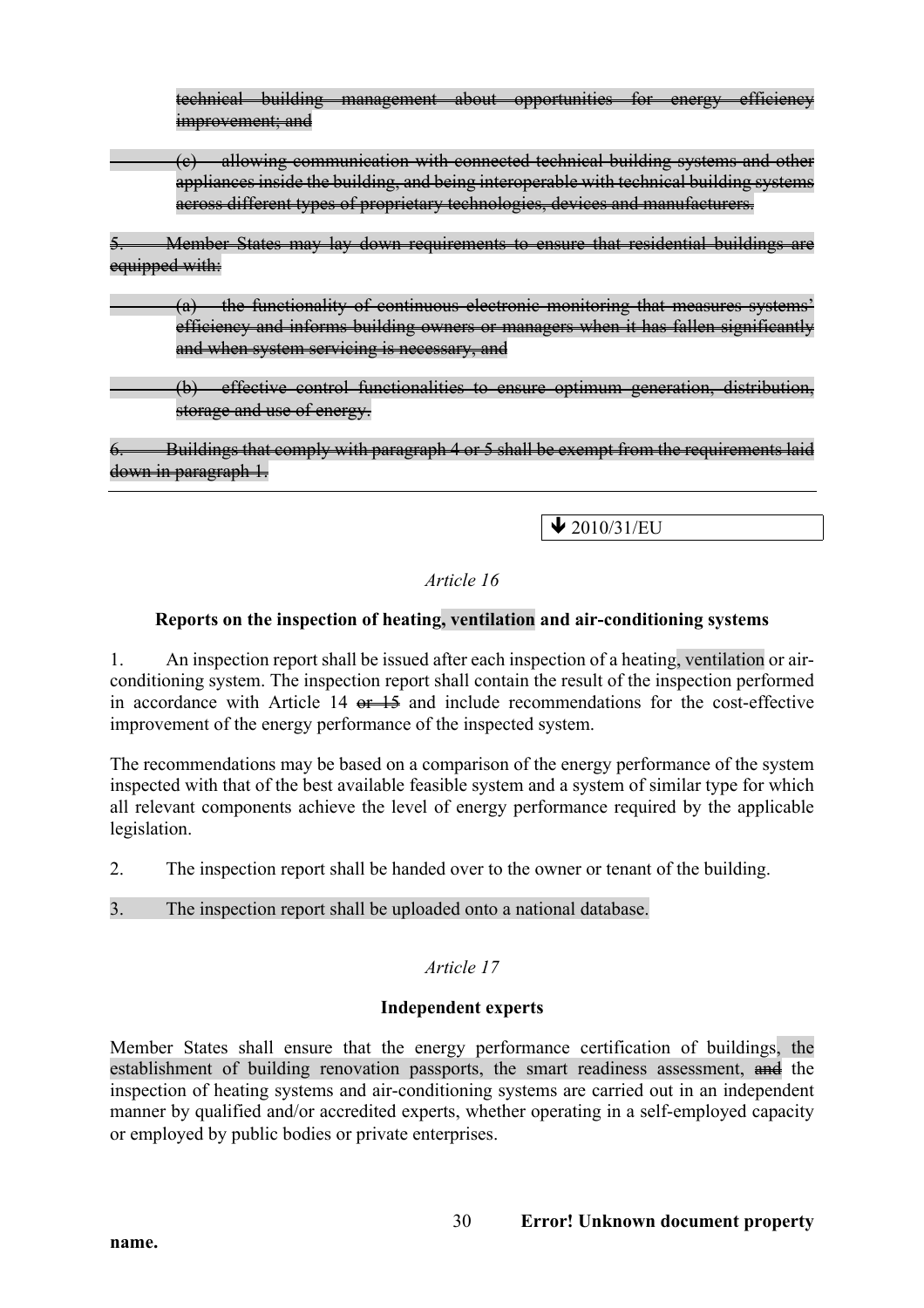~~technical building management about opportunities for energy efficiency improvement; and~~

~~(c) allowing communication with connected technical building systems and other appliances inside the building, and being interoperable with technical building systems across different types of proprietary technologies, devices and manufacturers.~~

~~5. Member States may lay down requirements to ensure that residential buildings are equipped with:~~

~~(a) the functionality of continuous electronic monitoring that measures systems' efficiency and informs building owners or managers when it has fallen significantly and when system servicing is necessary, and~~

~~(b) effective control functionalities to ensure optimum generation, distribution, storage and use of energy.~~

~~6. Buildings that comply with paragraph 4 or 5 shall be exempt from the requirements laid down in paragraph 1.~~

---

↓ 2010/31/EU

*Article 16*

**Reports on the inspection of heating, ventilation and air-conditioning systems**

1. An inspection report shall be issued after each inspection of a heating, ventilation or air-conditioning system. The inspection report shall contain the result of the inspection performed in accordance with Article 14 ~~or 15~~ and include recommendations for the cost-effective improvement of the energy performance of the inspected system.

The recommendations may be based on a comparison of the energy performance of the system inspected with that of the best available feasible system and a system of similar type for which all relevant components achieve the level of energy performance required by the applicable legislation.

2. The inspection report shall be handed over to the owner or tenant of the building.

3. The inspection report shall be uploaded onto a national database.

*Article 17*

**Independent experts**

Member States shall ensure that the energy performance certification of buildings, the establishment of building renovation passports, the smart readiness assessment, ~~and~~ the inspection of heating systems and air-conditioning systems are carried out in an independent manner by qualified and/or accredited experts, whether operating in a self-employed capacity or employed by public bodies or private enterprises.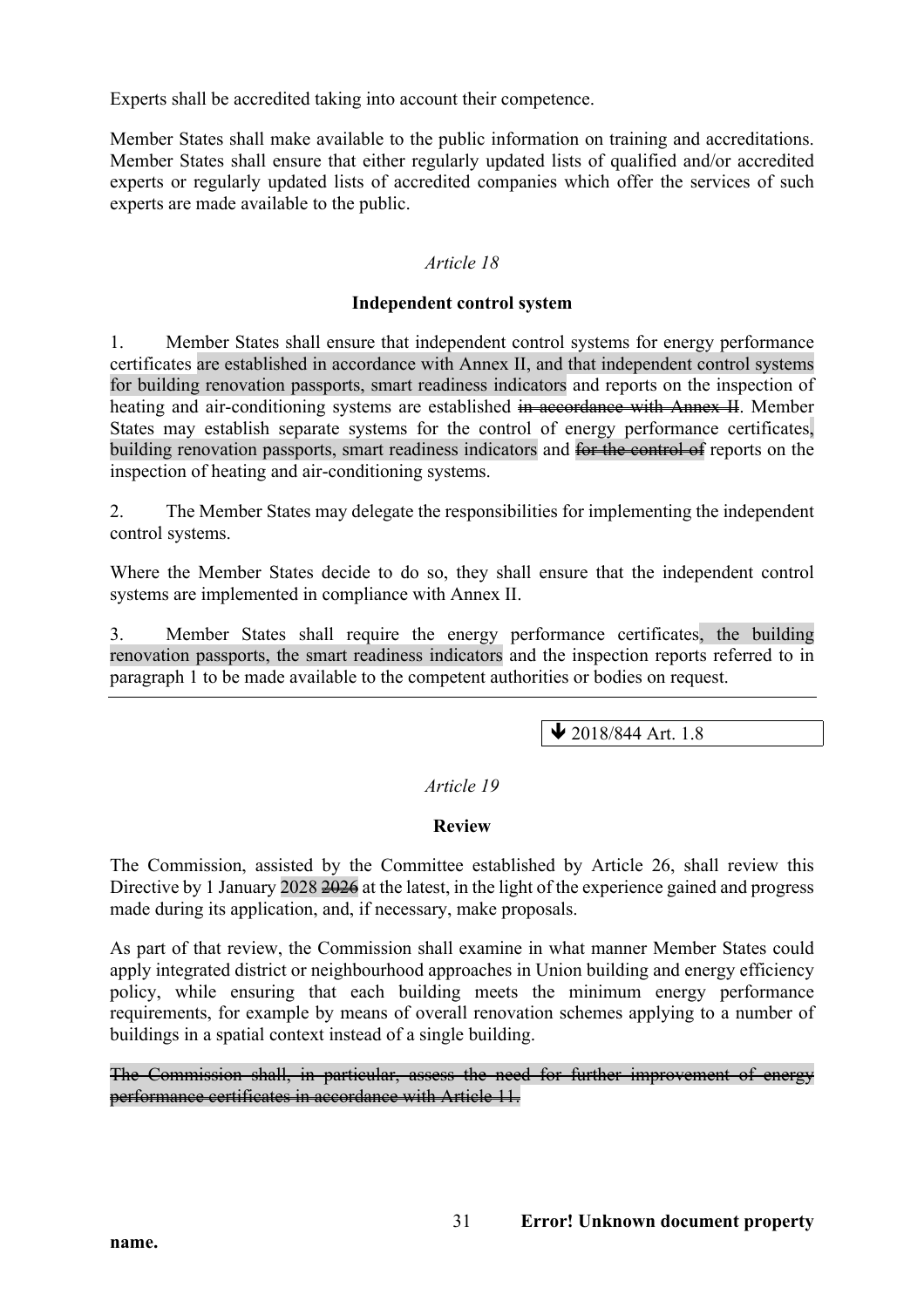Experts shall be accredited taking into account their competence.

Member States shall make available to the public information on training and accreditations. Member States shall ensure that either regularly updated lists of qualified and/or accredited experts or regularly updated lists of accredited companies which offer the services of such experts are made available to the public.

*Article 18*

**Independent control system**

1. Member States shall ensure that independent control systems for energy performance certificates are established in accordance with Annex II, and that independent control systems for building renovation passports, smart readiness indicators and reports on the inspection of heating and air-conditioning systems are established ~~in accordance with Annex II~~. Member States may establish separate systems for the control of energy performance certificates, building renovation passports, smart readiness indicators and ~~for the control of~~ reports on the inspection of heating and air-conditioning systems.

2. The Member States may delegate the responsibilities for implementing the independent control systems.

Where the Member States decide to do so, they shall ensure that the independent control systems are implemented in compliance with Annex II.

3. Member States shall require the energy performance certificates, the building renovation passports, the smart readiness indicators and the inspection reports referred to in paragraph 1 to be made available to the competent authorities or bodies on request.

---

↓ 2018/844 Art. 1.8

*Article 19*

**Review**

The Commission, assisted by the Committee established by Article 26, shall review this Directive by 1 January 2028 ~~2026~~ at the latest, in the light of the experience gained and progress made during its application, and, if necessary, make proposals.

As part of that review, the Commission shall examine in what manner Member States could apply integrated district or neighbourhood approaches in Union building and energy efficiency policy, while ensuring that each building meets the minimum energy performance requirements, for example by means of overall renovation schemes applying to a number of buildings in a spatial context instead of a single building.

~~The Commission shall, in particular, assess the need for further improvement of energy performance certificates in accordance with Article 11.~~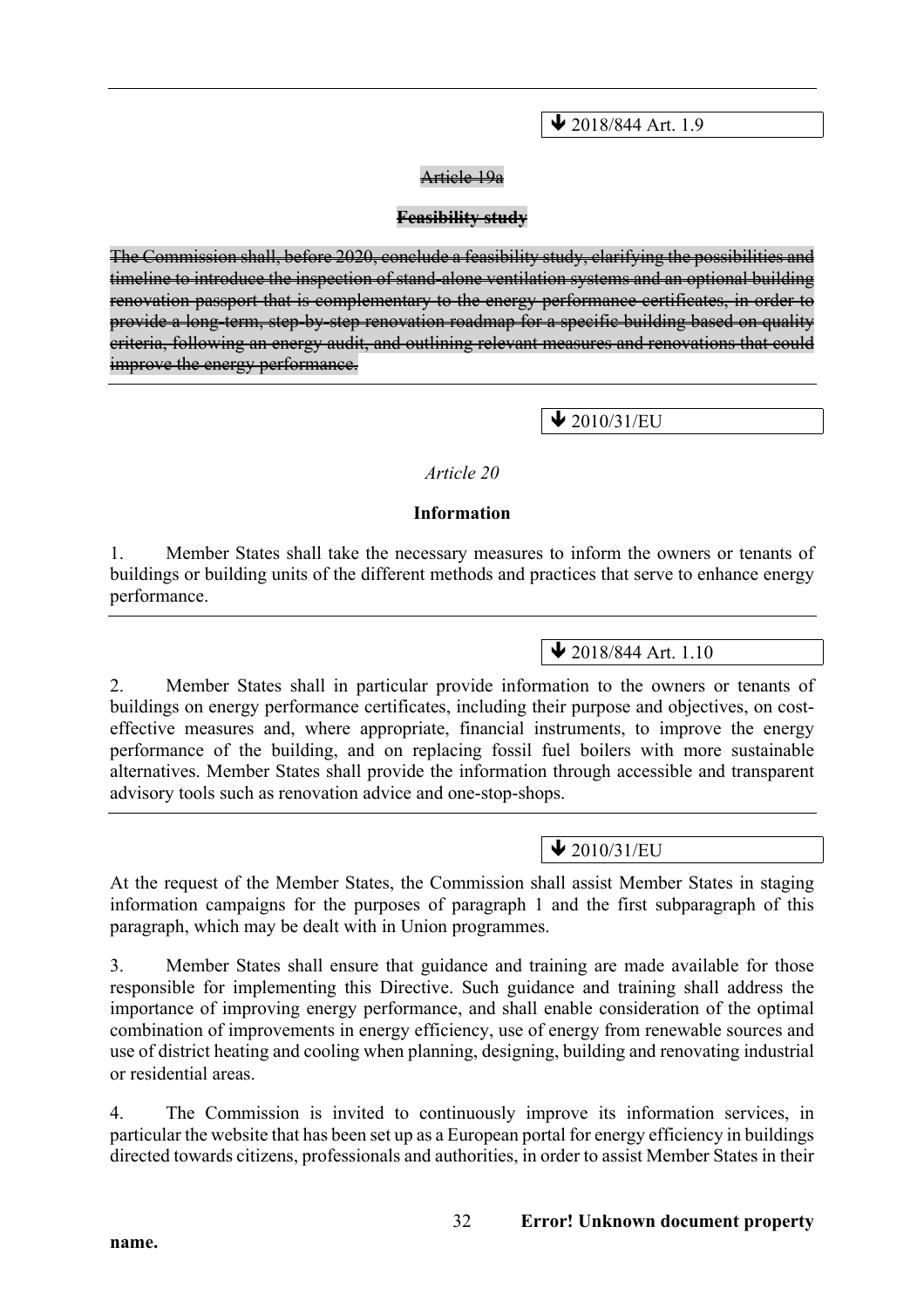🡻 2018/844 Art. 1.9

~~Article 19a~~

~~**Feasibility study**~~

~~The Commission shall, before 2020, conclude a feasibility study, clarifying the possibilities and timeline to introduce the inspection of stand-alone ventilation systems and an optional building renovation passport that is complementary to the energy performance certificates, in order to provide a long-term, step-by-step renovation roadmap for a specific building based on quality criteria, following an energy audit, and outlining relevant measures and renovations that could improve the energy performance.~~

---

🡻 2010/31/EU

*Article 20*

**Information**

1. Member States shall take the necessary measures to inform the owners or tenants of buildings or building units of the different methods and practices that serve to enhance energy performance.

---

🡻 2018/844 Art. 1.10

2. Member States shall in particular provide information to the owners or tenants of buildings on energy performance certificates, including their purpose and objectives, on cost-effective measures and, where appropriate, financial instruments, to improve the energy performance of the building, and on replacing fossil fuel boilers with more sustainable alternatives. Member States shall provide the information through accessible and transparent advisory tools such as renovation advice and one-stop-shops.

---

🡻 2010/31/EU

At the request of the Member States, the Commission shall assist Member States in staging information campaigns for the purposes of paragraph 1 and the first subparagraph of this paragraph, which may be dealt with in Union programmes.

3. Member States shall ensure that guidance and training are made available for those responsible for implementing this Directive. Such guidance and training shall address the importance of improving energy performance, and shall enable consideration of the optimal combination of improvements in energy efficiency, use of energy from renewable sources and use of district heating and cooling when planning, designing, building and renovating industrial or residential areas.

4. The Commission is invited to continuously improve its information services, in particular the website that has been set up as a European portal for energy efficiency in buildings directed towards citizens, professionals and authorities, in order to assist Member States in their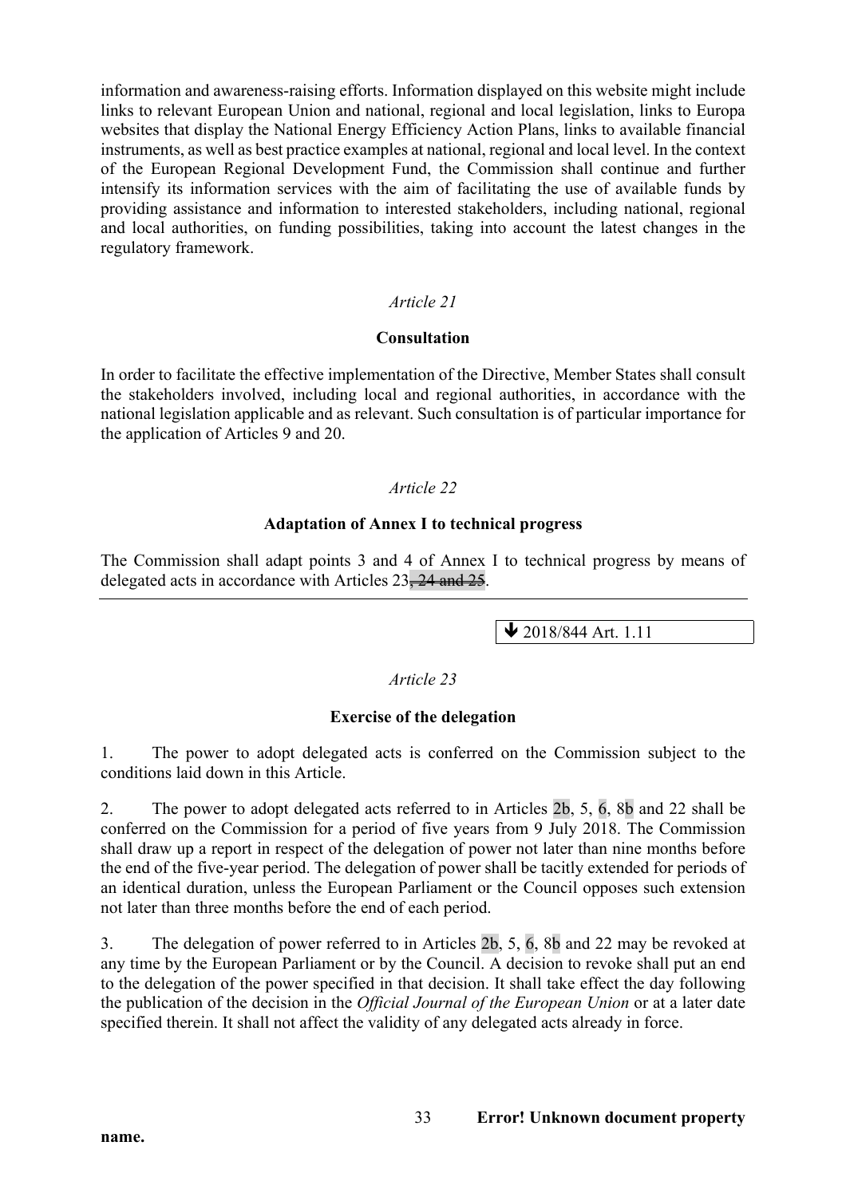information and awareness-raising efforts. Information displayed on this website might include links to relevant European Union and national, regional and local legislation, links to Europa websites that display the National Energy Efficiency Action Plans, links to available financial instruments, as well as best practice examples at national, regional and local level. In the context of the European Regional Development Fund, the Commission shall continue and further intensify its information services with the aim of facilitating the use of available funds by providing assistance and information to interested stakeholders, including national, regional and local authorities, on funding possibilities, taking into account the latest changes in the regulatory framework.

*Article 21*

**Consultation**

In order to facilitate the effective implementation of the Directive, Member States shall consult the stakeholders involved, including local and regional authorities, in accordance with the national legislation applicable and as relevant. Such consultation is of particular importance for the application of Articles 9 and 20.

*Article 22*

**Adaptation of Annex I to technical progress**

The Commission shall adapt points 3 and 4 of Annex I to technical progress by means of delegated acts in accordance with Articles 23~~, 24 and 25~~.

---

↓ 2018/844 Art. 1.11

*Article 23*

**Exercise of the delegation**

1. The power to adopt delegated acts is conferred on the Commission subject to the conditions laid down in this Article.

2. The power to adopt delegated acts referred to in Articles 2b, 5, 6, 8b and 22 shall be conferred on the Commission for a period of five years from 9 July 2018. The Commission shall draw up a report in respect of the delegation of power not later than nine months before the end of the five-year period. The delegation of power shall be tacitly extended for periods of an identical duration, unless the European Parliament or the Council opposes such extension not later than three months before the end of each period.

3. The delegation of power referred to in Articles 2b, 5, 6, 8b and 22 may be revoked at any time by the European Parliament or by the Council. A decision to revoke shall put an end to the delegation of the power specified in that decision. It shall take effect the day following the publication of the decision in the *Official Journal of the European Union* or at a later date specified therein. It shall not affect the validity of any delegated acts already in force.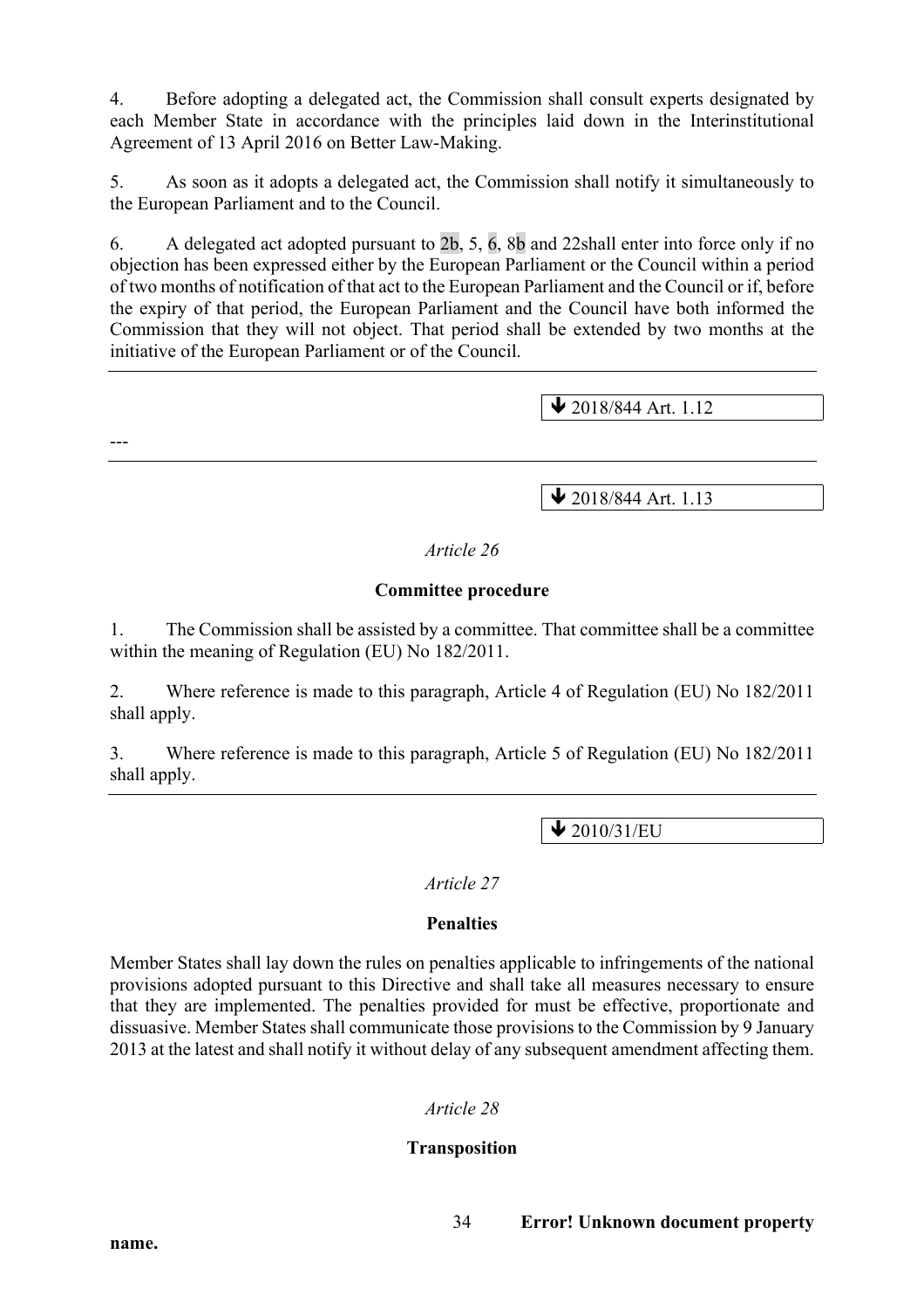4. Before adopting a delegated act, the Commission shall consult experts designated by each Member State in accordance with the principles laid down in the Interinstitutional Agreement of 13 April 2016 on Better Law-Making.

5. As soon as it adopts a delegated act, the Commission shall notify it simultaneously to the European Parliament and to the Council.

6. A delegated act adopted pursuant to 2b, 5, 6, 8b and 22shall enter into force only if no objection has been expressed either by the European Parliament or the Council within a period of two months of notification of that act to the European Parliament and the Council or if, before the expiry of that period, the European Parliament and the Council have both informed the Commission that they will not object. That period shall be extended by two months at the initiative of the European Parliament or of the Council.

---

↓ 2018/844 Art. 1.12

---

---

↓ 2018/844 Art. 1.13

*Article 26*

**Committee procedure**

1. The Commission shall be assisted by a committee. That committee shall be a committee within the meaning of Regulation (EU) No 182/2011.

2. Where reference is made to this paragraph, Article 4 of Regulation (EU) No 182/2011 shall apply.

3. Where reference is made to this paragraph, Article 5 of Regulation (EU) No 182/2011 shall apply.

---

↓ 2010/31/EU

*Article 27*

**Penalties**

Member States shall lay down the rules on penalties applicable to infringements of the national provisions adopted pursuant to this Directive and shall take all measures necessary to ensure that they are implemented. The penalties provided for must be effective, proportionate and dissuasive. Member States shall communicate those provisions to the Commission by 9 January 2013 at the latest and shall notify it without delay of any subsequent amendment affecting them.

*Article 28*

**Transposition**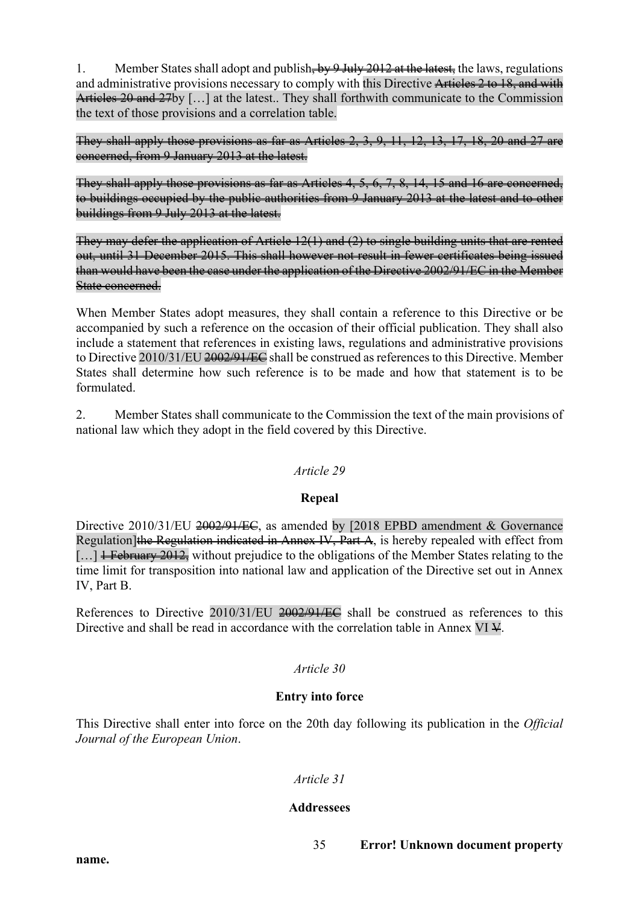1. Member States shall adopt and publish~~, by 9 July 2012 at the latest,~~ the laws, regulations and administrative provisions necessary to comply with this Directive ~~Articles 2 to 18, and with Articles 20 and 27~~by […] at the latest.. They shall forthwith communicate to the Commission the text of those provisions and a correlation table.

~~They shall apply those provisions as far as Articles 2, 3, 9, 11, 12, 13, 17, 18, 20 and 27 are concerned, from 9 January 2013 at the latest.~~

~~They shall apply those provisions as far as Articles 4, 5, 6, 7, 8, 14, 15 and 16 are concerned, to buildings occupied by the public authorities from 9 January 2013 at the latest and to other buildings from 9 July 2013 at the latest.~~

~~They may defer the application of Article 12(1) and (2) to single building units that are rented out, until 31 December 2015. This shall however not result in fewer certificates being issued than would have been the case under the application of the Directive 2002/91/EC in the Member State concerned.~~

When Member States adopt measures, they shall contain a reference to this Directive or be accompanied by such a reference on the occasion of their official publication. They shall also include a statement that references in existing laws, regulations and administrative provisions to Directive 2010/31/EU ~~2002/91/EC~~ shall be construed as references to this Directive. Member States shall determine how such reference is to be made and how that statement is to be formulated.

2. Member States shall communicate to the Commission the text of the main provisions of national law which they adopt in the field covered by this Directive.

*Article 29*

**Repeal**

Directive 2010/31/EU ~~2002/91/EC~~, as amended by [2018 EPBD amendment & Governance Regulation]~~the Regulation indicated in Annex IV, Part A~~, is hereby repealed with effect from […] ~~1 February 2012,~~ without prejudice to the obligations of the Member States relating to the time limit for transposition into national law and application of the Directive set out in Annex IV, Part B.

References to Directive 2010/31/EU ~~2002/91/EC~~ shall be construed as references to this Directive and shall be read in accordance with the correlation table in Annex VI ~~V~~.

*Article 30*

**Entry into force**

This Directive shall enter into force on the 20th day following its publication in the *Official Journal of the European Union*.

*Article 31*

**Addressees**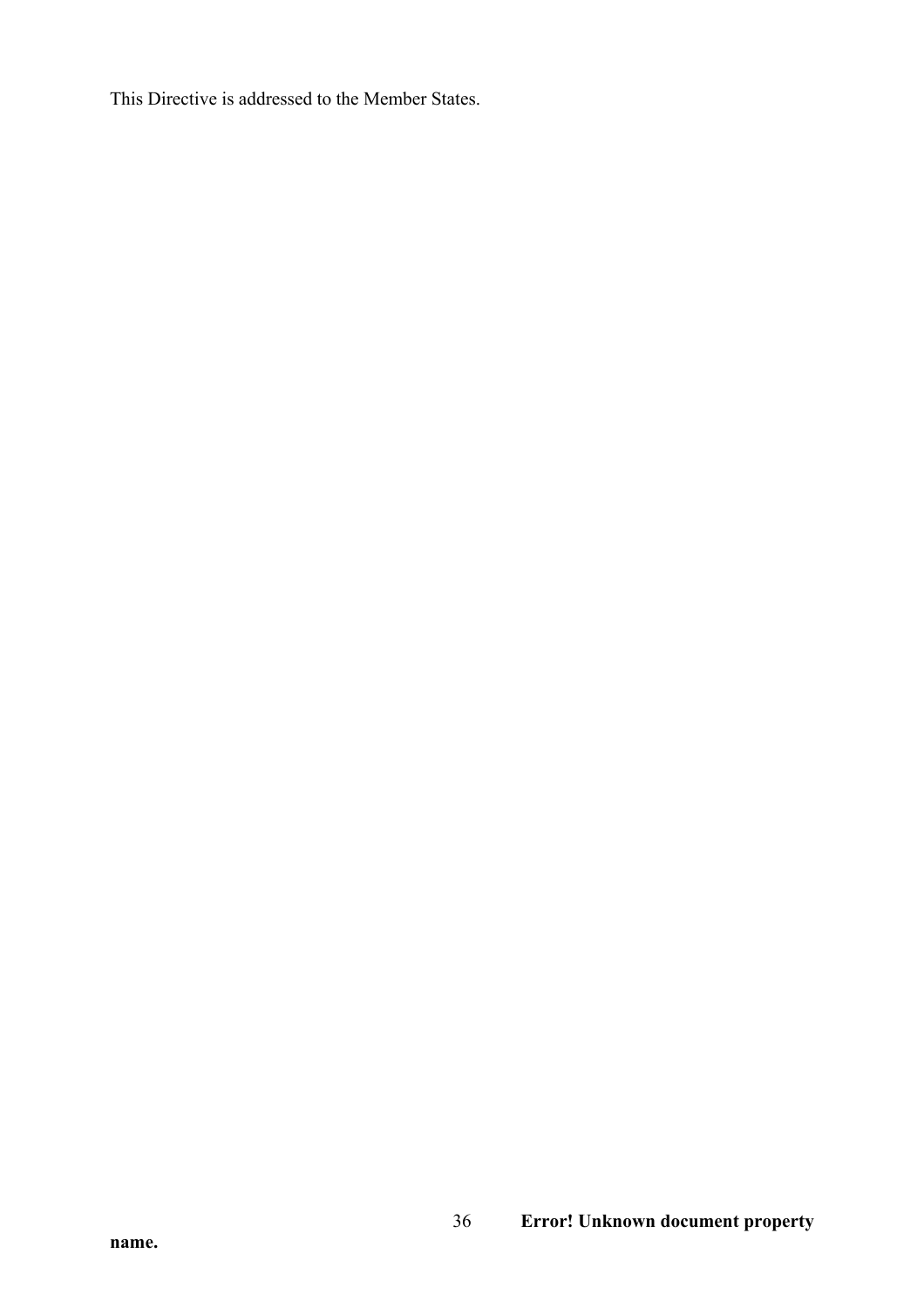This Directive is addressed to the Member States.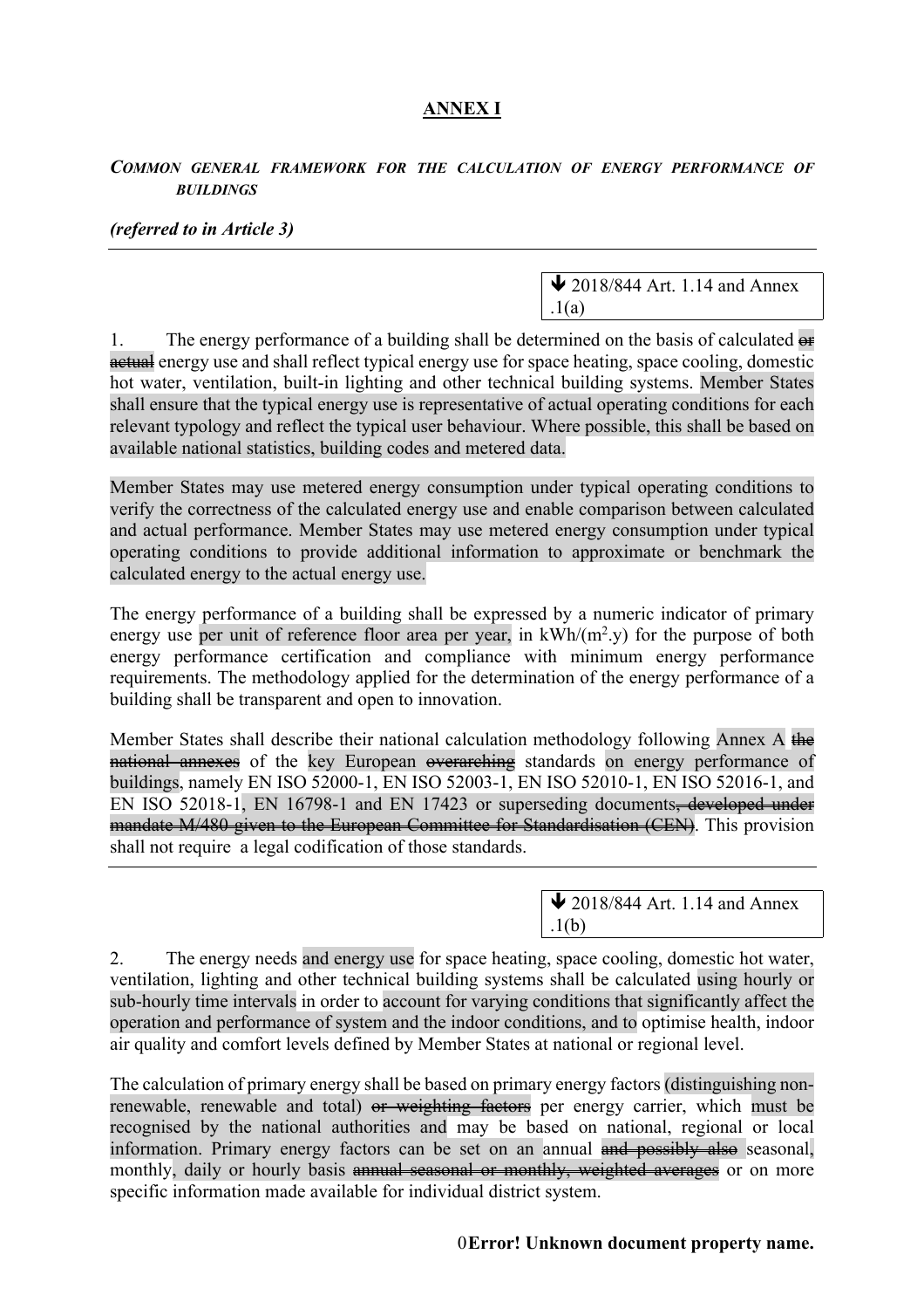# ANNEX I

***COMMON GENERAL FRAMEWORK FOR THE CALCULATION OF ENERGY PERFORMANCE OF BUILDINGS***

***(referred to in Article 3)***

---

🡻 2018/844 Art. 1.14 and Annex .1(a)

1. The energy performance of a building shall be determined on the basis of calculated ~~or actual~~ energy use and shall reflect typical energy use for space heating, space cooling, domestic hot water, ventilation, built-in lighting and other technical building systems. Member States shall ensure that the typical energy use is representative of actual operating conditions for each relevant typology and reflect the typical user behaviour. Where possible, this shall be based on available national statistics, building codes and metered data.

Member States may use metered energy consumption under typical operating conditions to verify the correctness of the calculated energy use and enable comparison between calculated and actual performance. Member States may use metered energy consumption under typical operating conditions to provide additional information to approximate or benchmark the calculated energy to the actual energy use.

The energy performance of a building shall be expressed by a numeric indicator of primary energy use per unit of reference floor area per year, in kWh/($m^2$.y) for the purpose of both energy performance certification and compliance with minimum energy performance requirements. The methodology applied for the determination of the energy performance of a building shall be transparent and open to innovation.

Member States shall describe their national calculation methodology following Annex A ~~the national annexes~~ of the key European ~~overarching~~ standards on energy performance of buildings, namely EN ISO 52000-1, EN ISO 52003-1, EN ISO 52010-1, EN ISO 52016-1, and EN ISO 52018-1, EN 16798-1 and EN 17423 or superseding documents~~, developed under mandate M/480 given to the European Committee for Standardisation (CEN)~~. This provision shall not require a legal codification of those standards.

---

🡻 2018/844 Art. 1.14 and Annex .1(b)

2. The energy needs and energy use for space heating, space cooling, domestic hot water, ventilation, lighting and other technical building systems shall be calculated using hourly or sub-hourly time intervals in order to account for varying conditions that significantly affect the operation and performance of system and the indoor conditions, and to optimise health, indoor air quality and comfort levels defined by Member States at national or regional level.

The calculation of primary energy shall be based on primary energy factors (distinguishing non-renewable, renewable and total) ~~or weighting factors~~ per energy carrier, which must be recognised by the national authorities and may be based on national, regional or local information. Primary energy factors can be set on an annual ~~and possibly also~~ seasonal, monthly, daily or hourly basis ~~annual seasonal or monthly, weighted averages~~ or on more specific information made available for individual district system.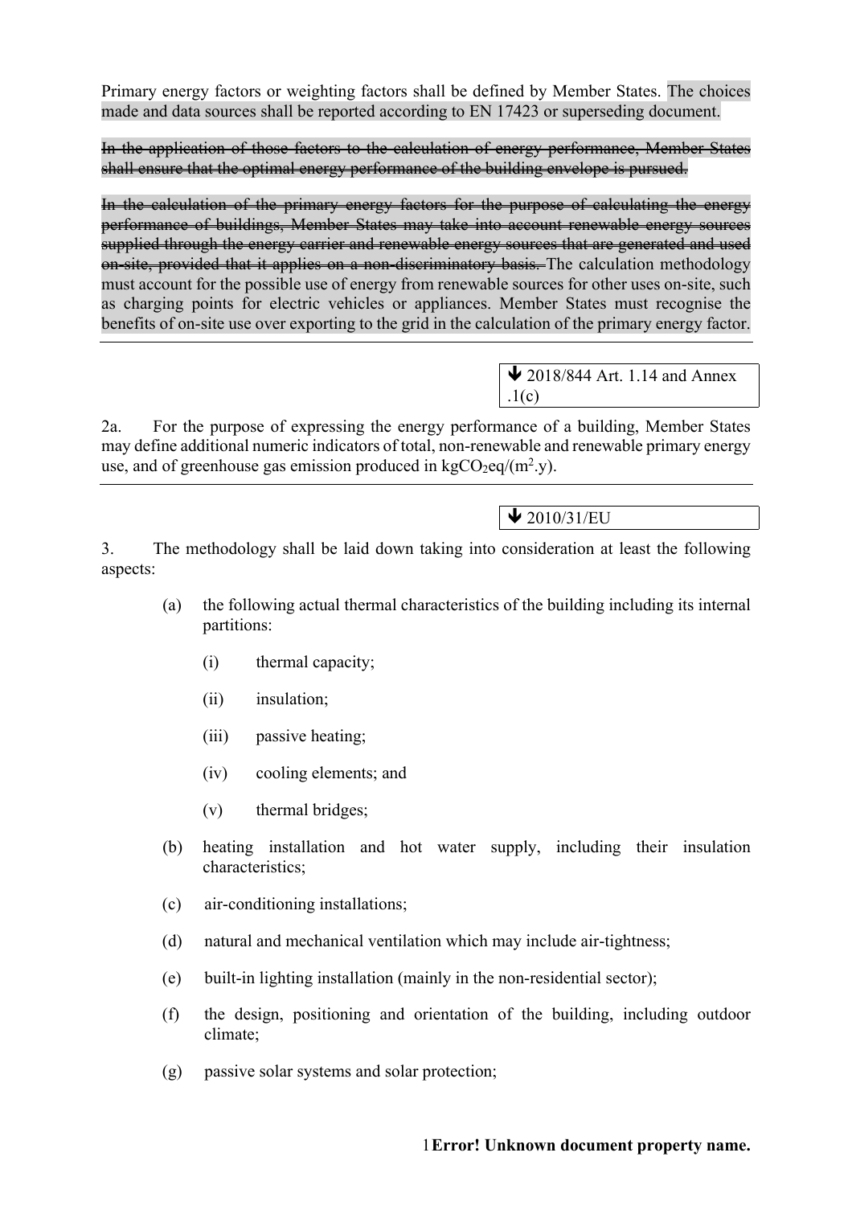Primary energy factors or weighting factors shall be defined by Member States. The choices made and data sources shall be reported according to EN 17423 or superseding document.

~~In the application of those factors to the calculation of energy performance, Member States shall ensure that the optimal energy performance of the building envelope is pursued.~~

~~In the calculation of the primary energy factors for the purpose of calculating the energy performance of buildings, Member States may take into account renewable energy sources supplied through the energy carrier and renewable energy sources that are generated and used on-site, provided that it applies on a non-discriminatory basis.~~ The calculation methodology must account for the possible use of energy from renewable sources for other uses on-site, such as charging points for electric vehicles or appliances. Member States must recognise the benefits of on-site use over exporting to the grid in the calculation of the primary energy factor.

---

↓ 2018/844 Art. 1.14 and Annex .1(c)

2a. For the purpose of expressing the energy performance of a building, Member States may define additional numeric indicators of total, non-renewable and renewable primary energy use, and of greenhouse gas emission produced in $kgCO_2eq/(m^2.y)$.

---

↓ 2010/31/EU

3. The methodology shall be laid down taking into consideration at least the following aspects:

(a) the following actual thermal characteristics of the building including its internal partitions:

(i) thermal capacity;

(ii) insulation;

(iii) passive heating;

(iv) cooling elements; and

(v) thermal bridges;

(b) heating installation and hot water supply, including their insulation characteristics;

(c) air-conditioning installations;

(d) natural and mechanical ventilation which may include air-tightness;

(e) built-in lighting installation (mainly in the non-residential sector);

(f) the design, positioning and orientation of the building, including outdoor climate;

(g) passive solar systems and solar protection;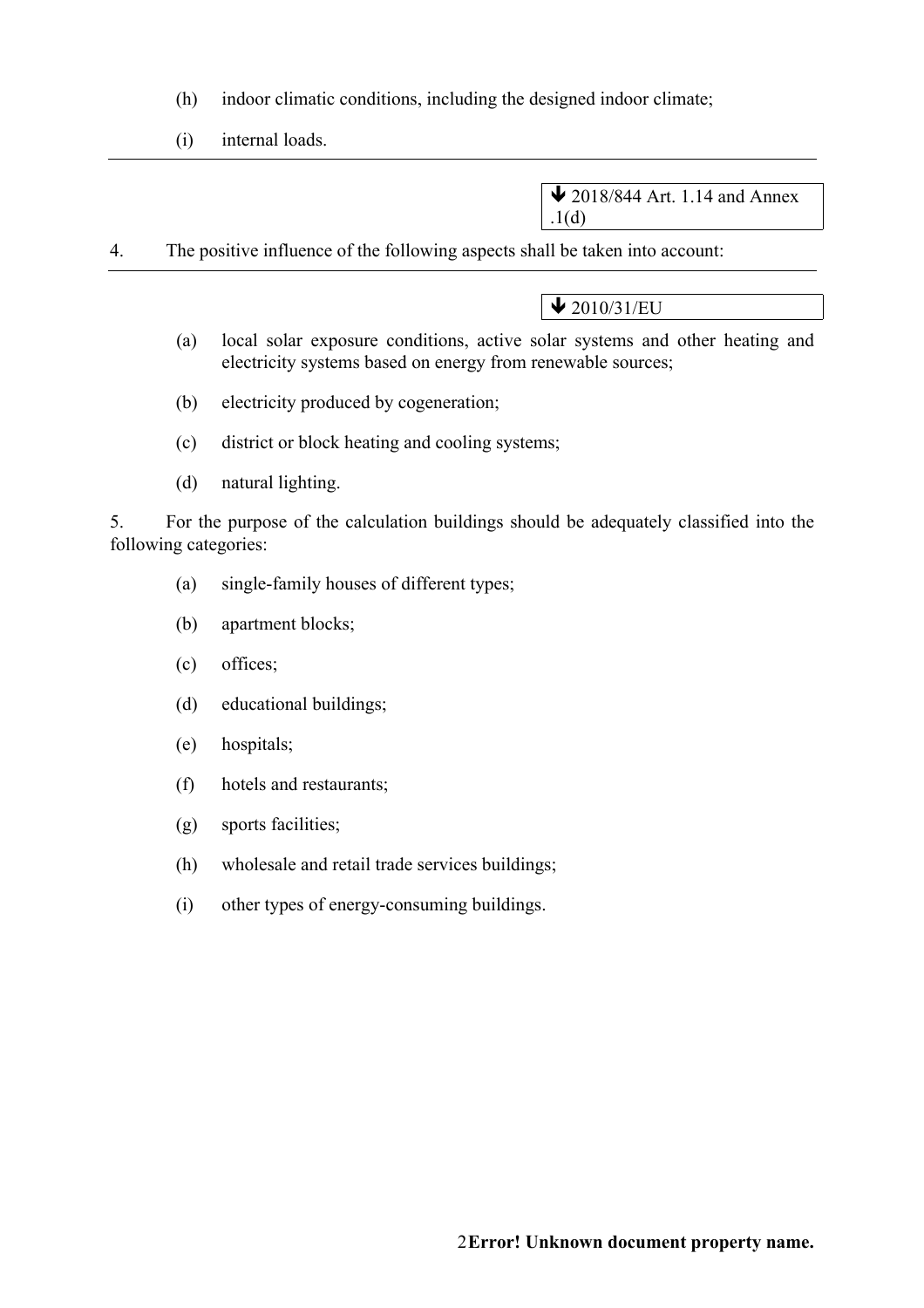(h) indoor climatic conditions, including the designed indoor climate;

(i) internal loads.

---

↓ 2018/844 Art. 1.14 and Annex .1(d)

4. The positive influence of the following aspects shall be taken into account:

---

↓ 2010/31/EU

(a) local solar exposure conditions, active solar systems and other heating and electricity systems based on energy from renewable sources;

(b) electricity produced by cogeneration;

(c) district or block heating and cooling systems;

(d) natural lighting.

5. For the purpose of the calculation buildings should be adequately classified into the following categories:

(a) single-family houses of different types;

(b) apartment blocks;

(c) offices;

(d) educational buildings;

(e) hospitals;

(f) hotels and restaurants;

(g) sports facilities;

(h) wholesale and retail trade services buildings;

(i) other types of energy-consuming buildings.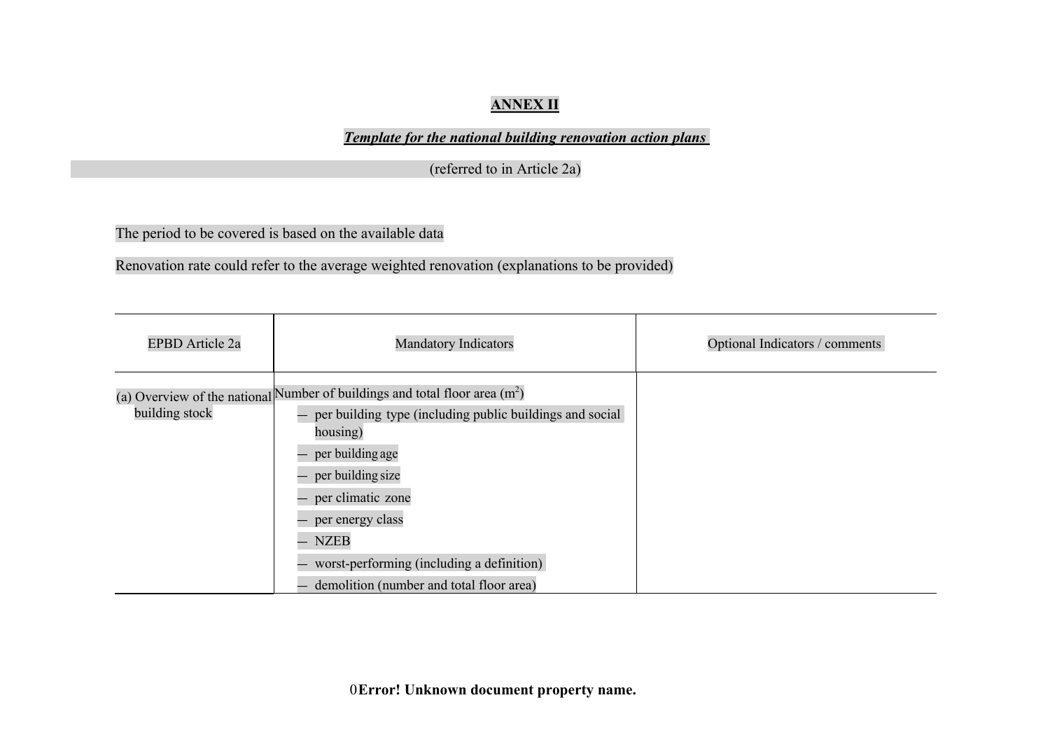**ANNEX II**

***Template for the national building renovation action plans***

(referred to in Article 2a)

The period to be covered is based on the available data

Renovation rate could refer to the average weighted renovation (explanations to be provided)

| EPBD Article 2a | Mandatory Indicators | Optional Indicators / comments |
|---|---|---|
| (a) Overview of the national building stock | Number of buildings and total floor area ($m^2$)<br>— per building type (including public buildings and social housing)<br>— per building age<br>— per building size<br>— per climatic zone<br>— per energy class<br>— NZEB<br>— worst-performing (including a definition)<br>— demolition (number and total floor area) | |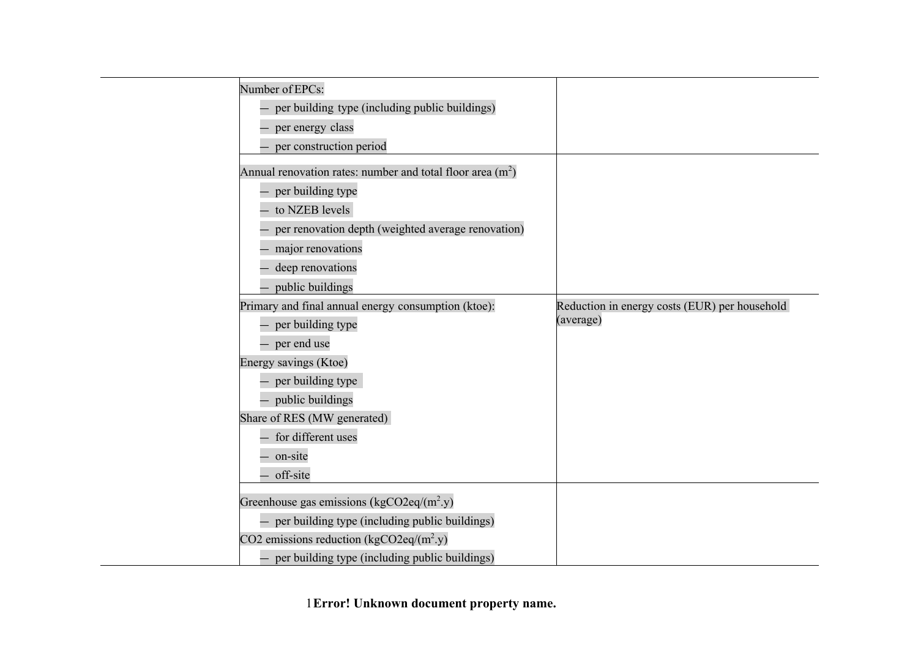| | | |
|---|---|---|
| | Number of EPCs:<br>— per building type (including public buildings)<br>— per energy class<br>— per construction period | |
| | Annual renovation rates: number and total floor area ($m^2$)<br>— per building type<br>— to NZEB levels<br>— per renovation depth (weighted average renovation)<br>— major renovations<br>— deep renovations<br>— public buildings | |
| | Primary and final annual energy consumption (ktoe):<br>— per building type<br>— per end use<br>Energy savings (Ktoe)<br>— per building type<br>— public buildings<br>Share of RES (MW generated)<br>— for different uses<br>— on-site<br>— off-site | Reduction in energy costs (EUR) per household (average) |
| | Greenhouse gas emissions (kgCO2eq/($m^2$.y)<br>— per building type (including public buildings)<br>CO2 emissions reduction (kgCO2eq/($m^2$.y)<br>— per building type (including public buildings) | |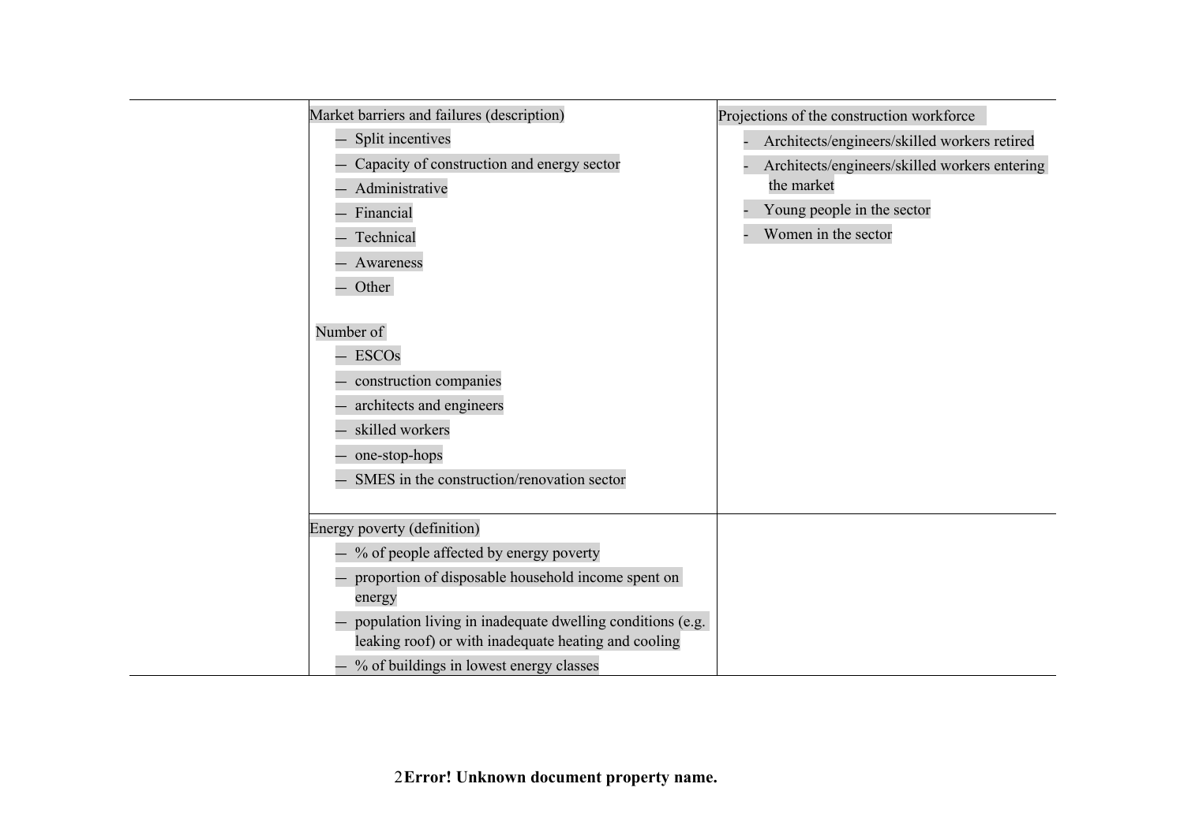| | | |
|---|---|---|
| | Market barriers and failures (description)<br>— Split incentives<br>— Capacity of construction and energy sector<br>— Administrative<br>— Financial<br>— Technical<br>— Awareness<br>— Other<br><br>Number of<br>— ESCOs<br>— construction companies<br>— architects and engineers<br>— skilled workers<br>— one-stop-hops<br>— SMES in the construction/renovation sector | Projections of the construction workforce<br>- Architects/engineers/skilled workers retired<br>- Architects/engineers/skilled workers entering the market<br>- Young people in the sector<br>- Women in the sector |
| | Energy poverty (definition)<br>— % of people affected by energy poverty<br>— proportion of disposable household income spent on energy<br>— population living in inadequate dwelling conditions (e.g. leaking roof) or with inadequate heating and cooling<br>— % of buildings in lowest energy classes | |

**Error! Unknown document property name.**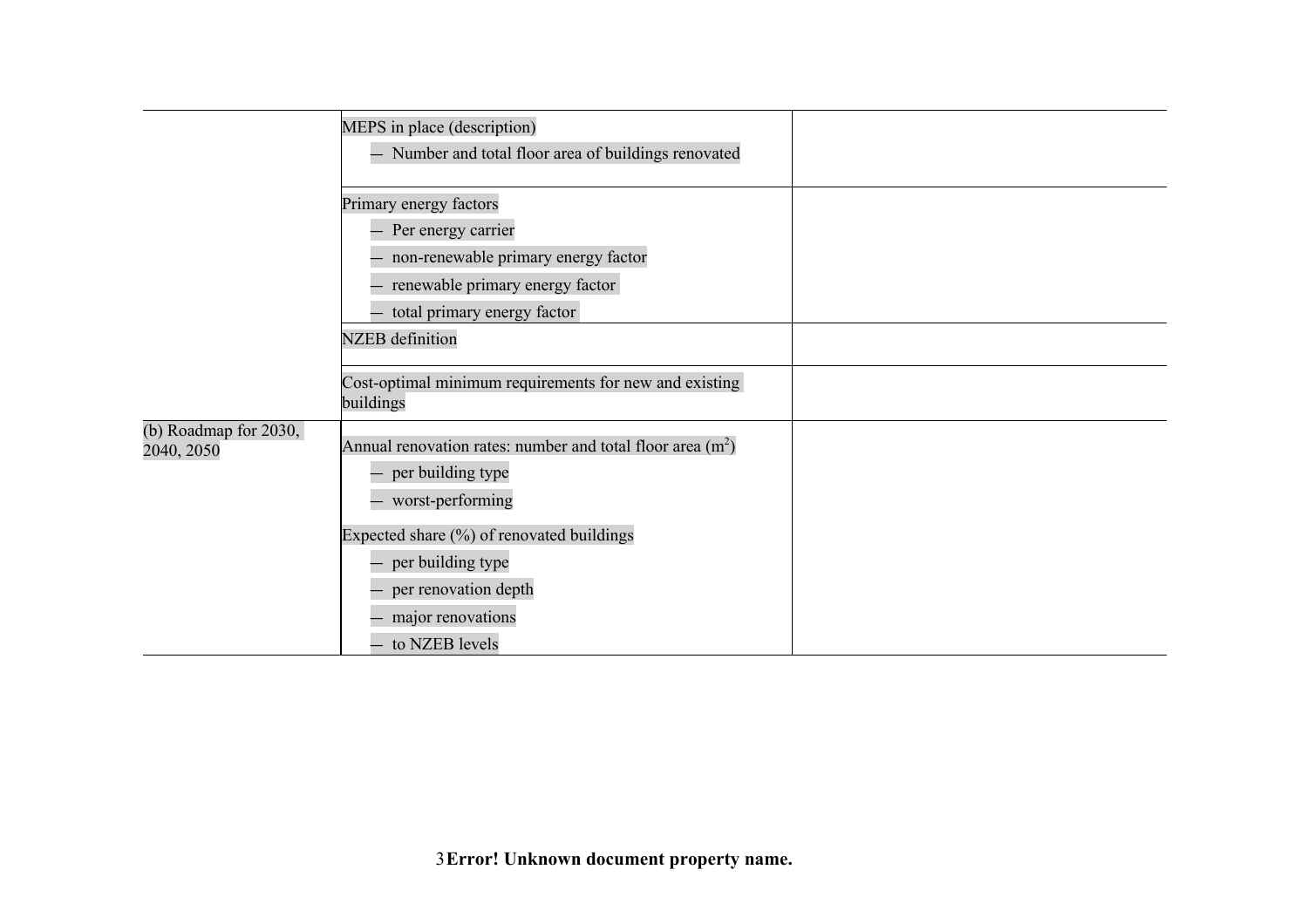| | | |
|---|---|---|
| | MEPS in place (description)<br>— Number and total floor area of buildings renovated | |
| | Primary energy factors<br>— Per energy carrier<br>— non-renewable primary energy factor<br>— renewable primary energy factor<br>— total primary energy factor | |
| | NZEB definition | |
| | Cost-optimal minimum requirements for new and existing buildings | |
| (b) Roadmap for 2030, 2040, 2050 | Annual renovation rates: number and total floor area ($m^2$)<br>— per building type<br>— worst-performing<br>Expected share (%) of renovated buildings<br>— per building type<br>— per renovation depth<br>— major renovations<br>— to NZEB levels | |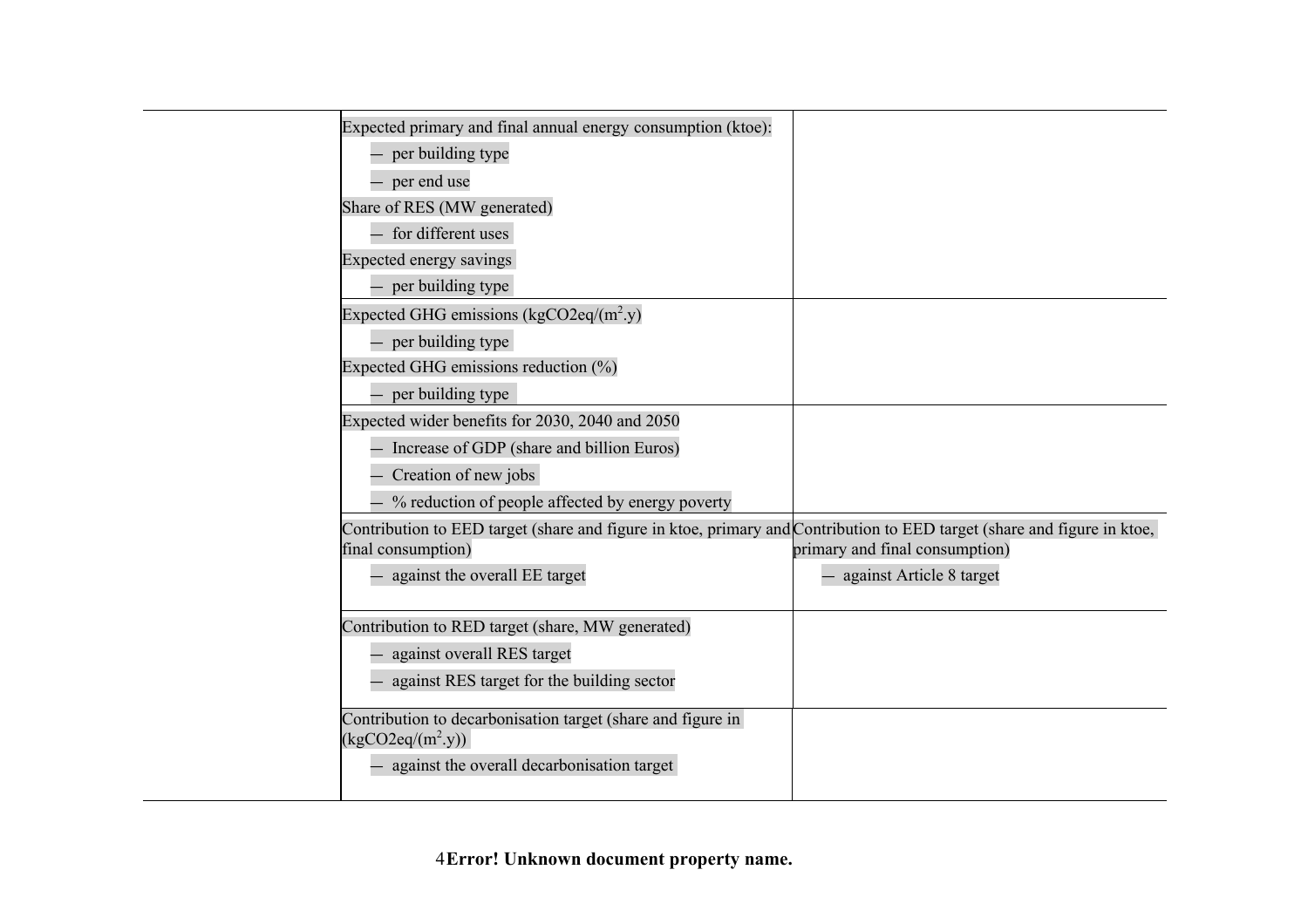| | | |
|---|---|---|
| | Expected primary and final annual energy consumption (ktoe):<br>— per building type<br>— per end use<br>Share of RES (MW generated)<br>— for different uses<br>Expected energy savings<br>— per building type | |
| | Expected GHG emissions (kgCO2eq/($m^2$.y)<br>— per building type<br>Expected GHG emissions reduction (%)<br>— per building type | |
| | Expected wider benefits for 2030, 2040 and 2050<br>— Increase of GDP (share and billion Euros)<br>— Creation of new jobs<br>— % reduction of people affected by energy poverty | |
| | Contribution to EED target (share and figure in ktoe, primary and final consumption)<br>— against the overall EE target | Contribution to EED target (share and figure in ktoe, primary and final consumption)<br>— against Article 8 target |
| | Contribution to RED target (share, MW generated)<br>— against overall RES target<br>— against RES target for the building sector | |
| | Contribution to decarbonisation target (share and figure in (kgCO2eq/($m^2$.y))<br>— against the overall decarbonisation target | |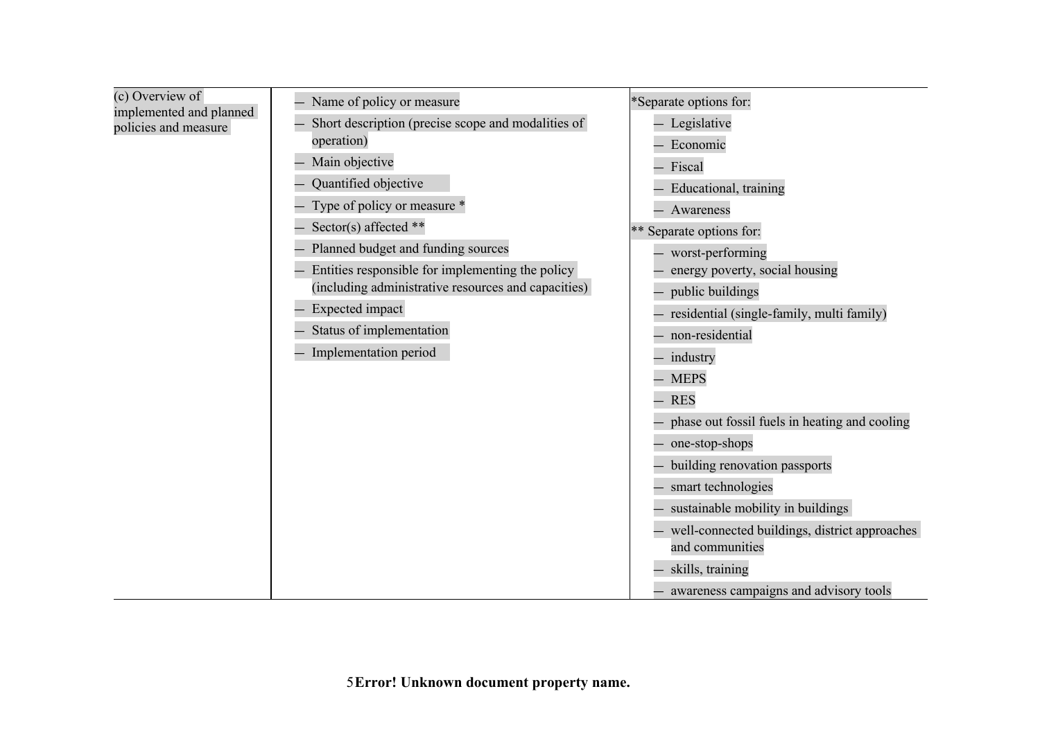| (c) Overview of implemented and planned policies and measure | — Name of policy or measure<br>— Short description (precise scope and modalities of operation)<br>— Main objective<br>— Quantified objective<br>— Type of policy or measure *<br>— Sector(s) affected **<br>— Planned budget and funding sources<br>— Entities responsible for implementing the policy (including administrative resources and capacities)<br>— Expected impact<br>— Status of implementation<br>— Implementation period | *Separate options for:<br>— Legislative<br>— Economic<br>— Fiscal<br>— Educational, training<br>— Awareness<br>** Separate options for:<br>— worst-performing<br>— energy poverty, social housing<br>— public buildings<br>— residential (single-family, multi family)<br>— non-residential<br>— industry<br>— MEPS<br>— RES<br>— phase out fossil fuels in heating and cooling<br>— one-stop-shops<br>— building renovation passports<br>— smart technologies<br>— sustainable mobility in buildings<br>— well-connected buildings, district approaches and communities<br>— skills, training<br>— awareness campaigns and advisory tools |
|---|---|---|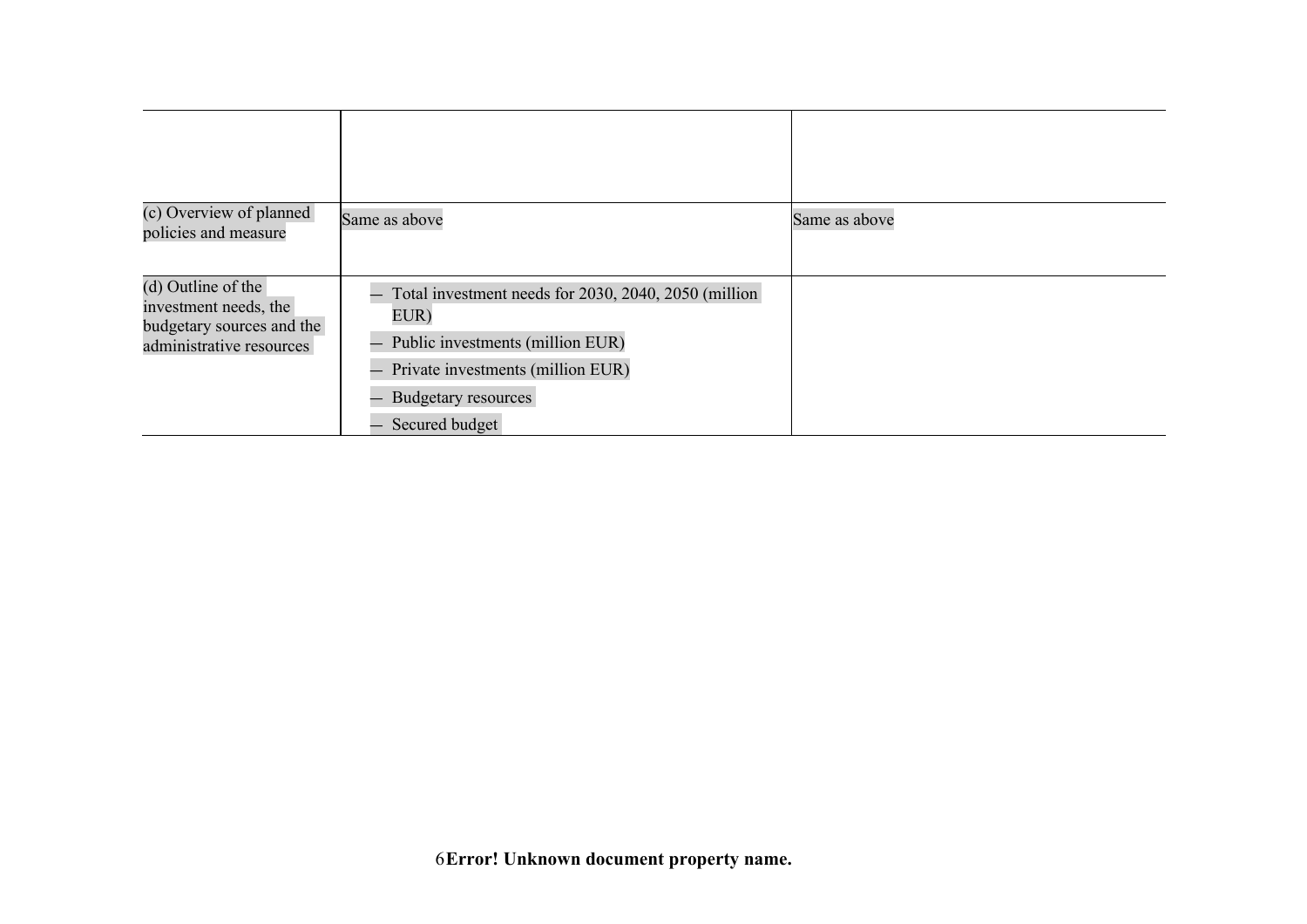|  |  |  |
|---|---|---|
|  |  |  |
| (c) Overview of planned policies and measure | Same as above | Same as above |
| (d) Outline of the investment needs, the budgetary sources and the administrative resources | — Total investment needs for 2030, 2040, 2050 (million EUR)<br>— Public investments (million EUR)<br>— Private investments (million EUR)<br>— Budgetary resources<br>— Secured budget |  |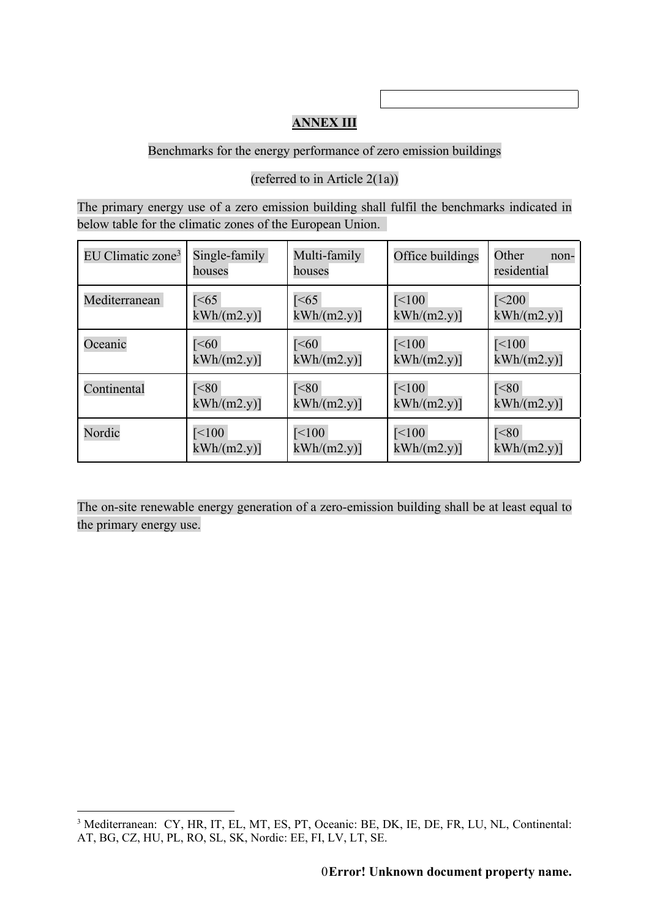**ANNEX III**

Benchmarks for the energy performance of zero emission buildings

(referred to in Article 2(1a))

The primary energy use of a zero emission building shall fulfil the benchmarks indicated in below table for the climatic zones of the European Union.

| EU Climatic zone[3] | Single-family houses | Multi-family houses | Office buildings | Other non-residential |
|---|---|---|---|---|
| Mediterranean | [<65 kWh/(m2.y)] | [<65 kWh/(m2.y)] | [<100 kWh/(m2.y)] | [<200 kWh/(m2.y)] |
| Oceanic | [<60 kWh/(m2.y)] | [<60 kWh/(m2.y)] | [<100 kWh/(m2.y)] | [<100 kWh/(m2.y)] |
| Continental | [<80 kWh/(m2.y)] | [<80 kWh/(m2.y)] | [<100 kWh/(m2.y)] | [<80 kWh/(m2.y)] |
| Nordic | [<100 kWh/(m2.y)] | [<100 kWh/(m2.y)] | [<100 kWh/(m2.y)] | [<80 kWh/(m2.y)] |

The on-site renewable energy generation of a zero-emission building shall be at least equal to the primary energy use.

[3] Mediterranean: CY, HR, IT, EL, MT, ES, PT, Oceanic: BE, DK, IE, DE, FR, LU, NL, Continental: AT, BG, CZ, HU, PL, RO, SL, SK, Nordic: EE, FI, LV, LT, SE.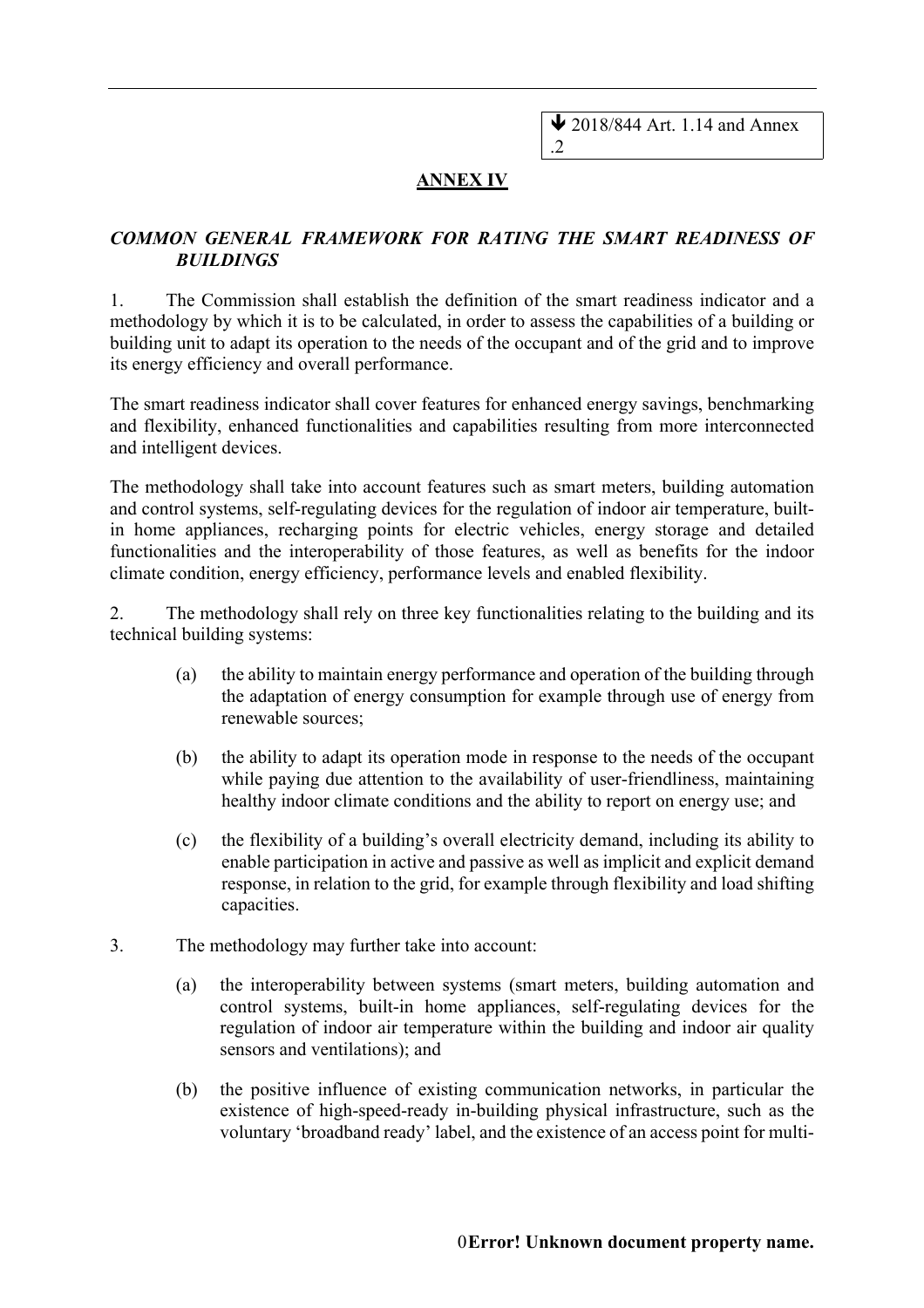↓ 2018/844 Art. 1.14 and Annex .2

## ANNEX IV

***COMMON GENERAL FRAMEWORK FOR RATING THE SMART READINESS OF BUILDINGS***

1. The Commission shall establish the definition of the smart readiness indicator and a methodology by which it is to be calculated, in order to assess the capabilities of a building or building unit to adapt its operation to the needs of the occupant and of the grid and to improve its energy efficiency and overall performance.

The smart readiness indicator shall cover features for enhanced energy savings, benchmarking and flexibility, enhanced functionalities and capabilities resulting from more interconnected and intelligent devices.

The methodology shall take into account features such as smart meters, building automation and control systems, self-regulating devices for the regulation of indoor air temperature, built-in home appliances, recharging points for electric vehicles, energy storage and detailed functionalities and the interoperability of those features, as well as benefits for the indoor climate condition, energy efficiency, performance levels and enabled flexibility.

2. The methodology shall rely on three key functionalities relating to the building and its technical building systems:

(a) the ability to maintain energy performance and operation of the building through the adaptation of energy consumption for example through use of energy from renewable sources;

(b) the ability to adapt its operation mode in response to the needs of the occupant while paying due attention to the availability of user-friendliness, maintaining healthy indoor climate conditions and the ability to report on energy use; and

(c) the flexibility of a building's overall electricity demand, including its ability to enable participation in active and passive as well as implicit and explicit demand response, in relation to the grid, for example through flexibility and load shifting capacities.

3. The methodology may further take into account:

(a) the interoperability between systems (smart meters, building automation and control systems, built-in home appliances, self-regulating devices for the regulation of indoor air temperature within the building and indoor air quality sensors and ventilations); and

(b) the positive influence of existing communication networks, in particular the existence of high-speed-ready in-building physical infrastructure, such as the voluntary 'broadband ready' label, and the existence of an access point for multi-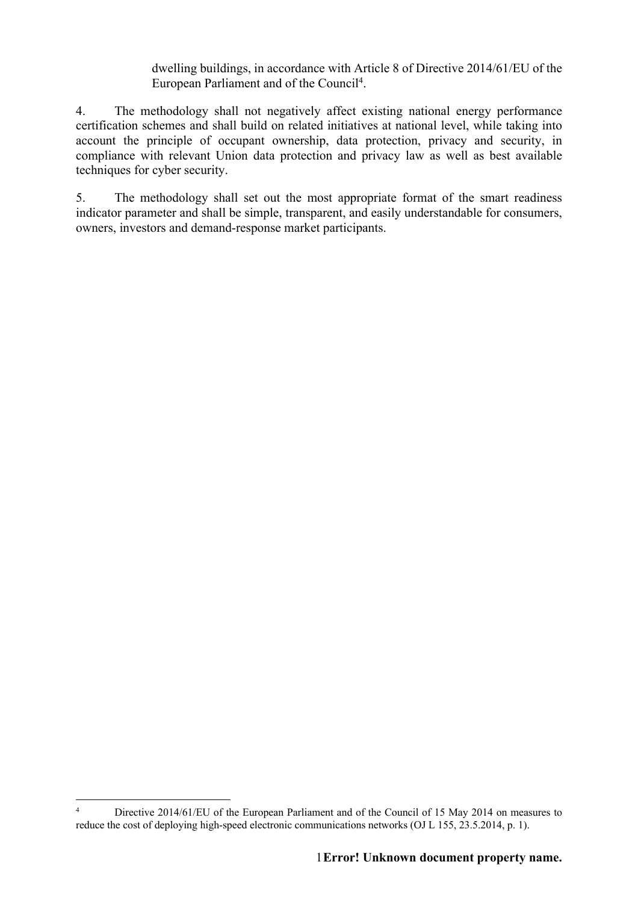dwelling buildings, in accordance with Article 8 of Directive 2014/61/EU of the European Parliament and of the Council[4].

4. The methodology shall not negatively affect existing national energy performance certification schemes and shall build on related initiatives at national level, while taking into account the principle of occupant ownership, data protection, privacy and security, in compliance with relevant Union data protection and privacy law as well as best available techniques for cyber security.

5. The methodology shall set out the most appropriate format of the smart readiness indicator parameter and shall be simple, transparent, and easily understandable for consumers, owners, investors and demand-response market participants.

[4] Directive 2014/61/EU of the European Parliament and of the Council of 15 May 2014 on measures to reduce the cost of deploying high-speed electronic communications networks (OJ L 155, 23.5.2014, p. 1).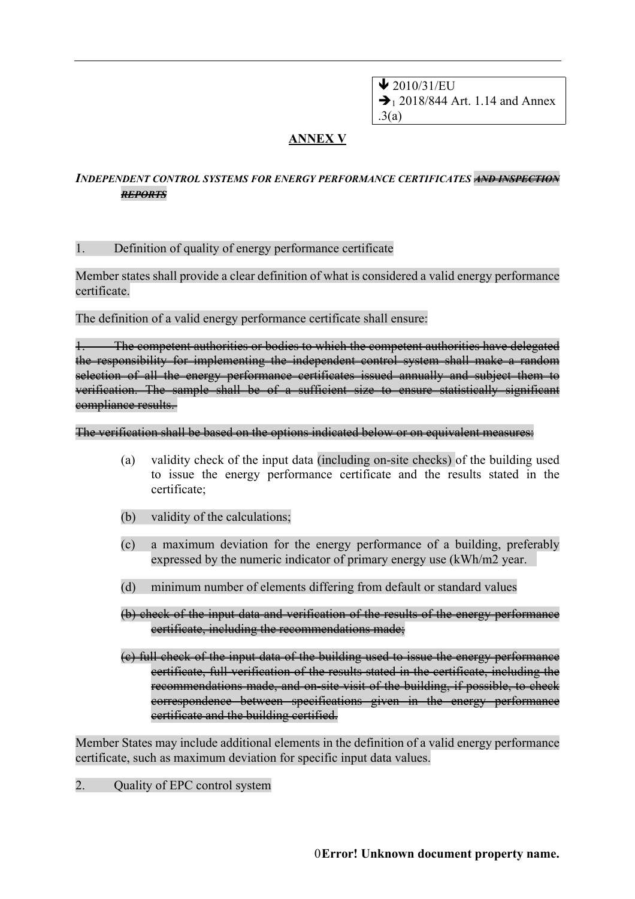↓ 2010/31/EU
➔[1] 2018/844 Art. 1.14 and Annex .3(a)

## ANNEX V

***INDEPENDENT CONTROL SYSTEMS FOR ENERGY PERFORMANCE CERTIFICATES*** ~~***AND INSPECTION REPORTS***~~

1. Definition of quality of energy performance certificate

Member states shall provide a clear definition of what is considered a valid energy performance certificate.

The definition of a valid energy performance certificate shall ensure:

~~1. The competent authorities or bodies to which the competent authorities have delegated the responsibility for implementing the independent control system shall make a random selection of all the energy performance certificates issued annually and subject them to verification. The sample shall be of a sufficient size to ensure statistically significant compliance results.~~

~~The verification shall be based on the options indicated below or on equivalent measures:~~

(a) validity check of the input data (including on-site checks) of the building used to issue the energy performance certificate and the results stated in the certificate;

(b) validity of the calculations;

(c) a maximum deviation for the energy performance of a building, preferably expressed by the numeric indicator of primary energy use (kWh/m2 year.

(d) minimum number of elements differing from default or standard values

~~(b) check of the input data and verification of the results of the energy performance certificate, including the recommendations made;~~

~~(c) full check of the input data of the building used to issue the energy performance certificate, full verification of the results stated in the certificate, including the recommendations made, and on-site visit of the building, if possible, to check correspondence between specifications given in the energy performance certificate and the building certified.~~

Member States may include additional elements in the definition of a valid energy performance certificate, such as maximum deviation for specific input data values.

2. Quality of EPC control system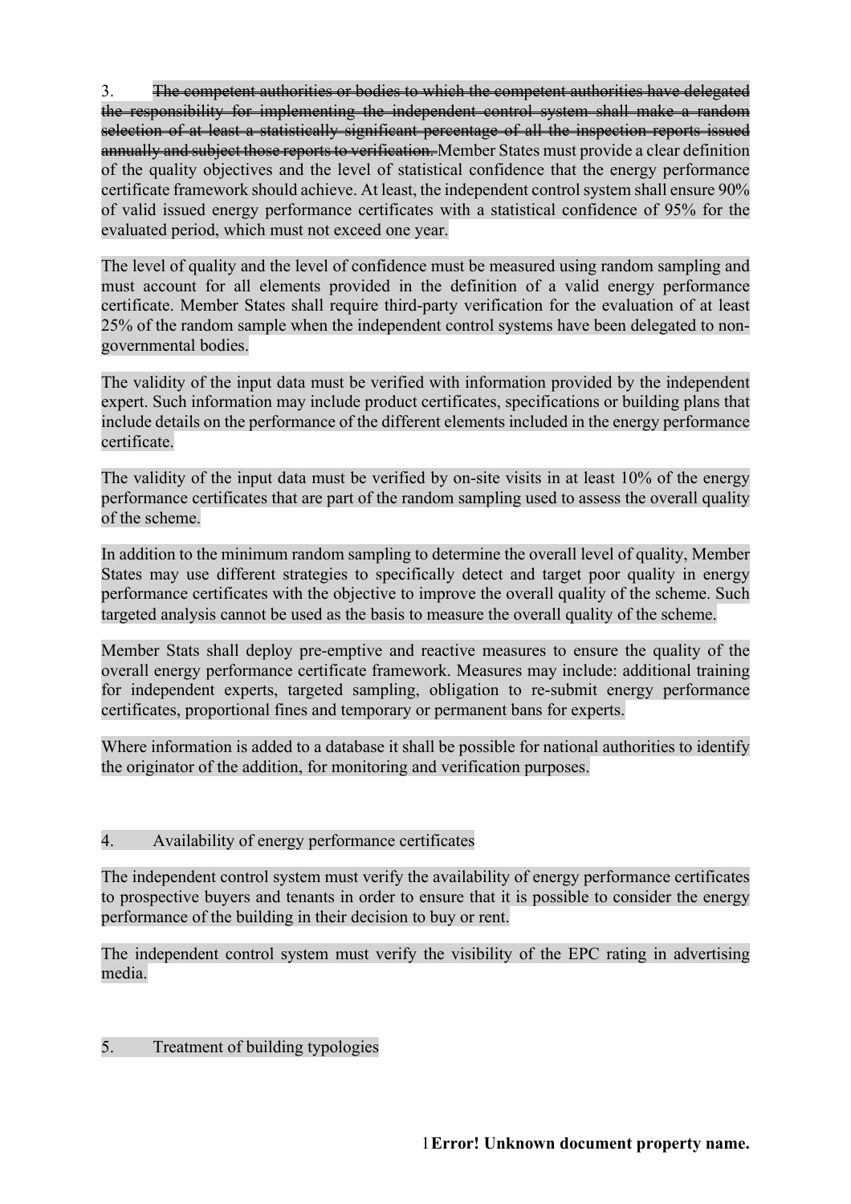3. ~~The competent authorities or bodies to which the competent authorities have delegated the responsibility for implementing the independent control system shall make a random selection of at least a statistically significant percentage of all the inspection reports issued annually and subject those reports to verification.~~ Member States must provide a clear definition of the quality objectives and the level of statistical confidence that the energy performance certificate framework should achieve. At least, the independent control system shall ensure 90% of valid issued energy performance certificates with a statistical confidence of 95% for the evaluated period, which must not exceed one year.

The level of quality and the level of confidence must be measured using random sampling and must account for all elements provided in the definition of a valid energy performance certificate. Member States shall require third-party verification for the evaluation of at least 25% of the random sample when the independent control systems have been delegated to non-governmental bodies.

The validity of the input data must be verified with information provided by the independent expert. Such information may include product certificates, specifications or building plans that include details on the performance of the different elements included in the energy performance certificate.

The validity of the input data must be verified by on-site visits in at least 10% of the energy performance certificates that are part of the random sampling used to assess the overall quality of the scheme.

In addition to the minimum random sampling to determine the overall level of quality, Member States may use different strategies to specifically detect and target poor quality in energy performance certificates with the objective to improve the overall quality of the scheme. Such targeted analysis cannot be used as the basis to measure the overall quality of the scheme.

Member Stats shall deploy pre-emptive and reactive measures to ensure the quality of the overall energy performance certificate framework. Measures may include: additional training for independent experts, targeted sampling, obligation to re-submit energy performance certificates, proportional fines and temporary or permanent bans for experts.

Where information is added to a database it shall be possible for national authorities to identify the originator of the addition, for monitoring and verification purposes.

4. Availability of energy performance certificates

The independent control system must verify the availability of energy performance certificates to prospective buyers and tenants in order to ensure that it is possible to consider the energy performance of the building in their decision to buy or rent.

The independent control system must verify the visibility of the EPC rating in advertising media.

5. Treatment of building typologies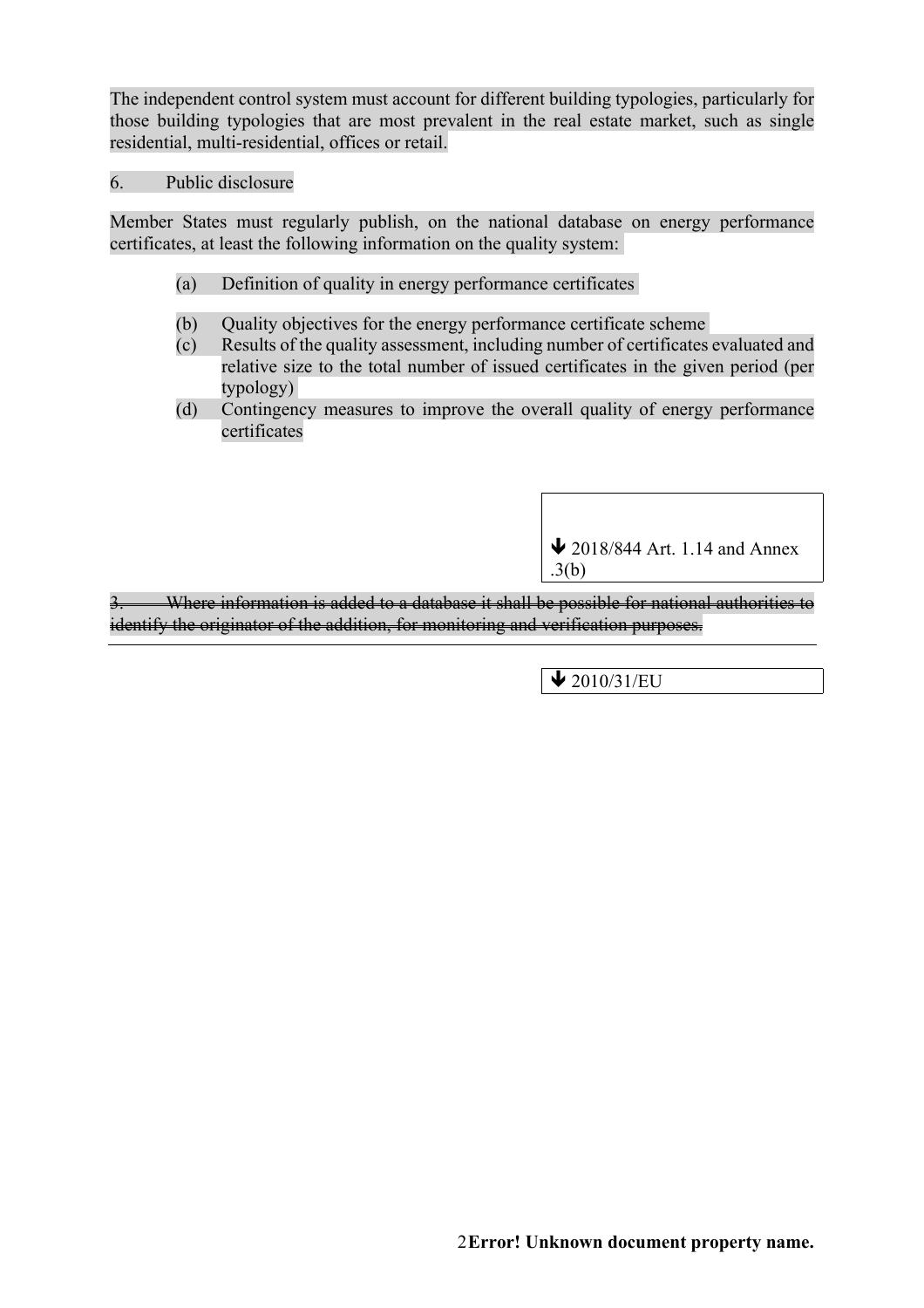The independent control system must account for different building typologies, particularly for those building typologies that are most prevalent in the real estate market, such as single residential, multi-residential, offices or retail.

6. Public disclosure

Member States must regularly publish, on the national database on energy performance certificates, at least the following information on the quality system:

(a) Definition of quality in energy performance certificates

(b) Quality objectives for the energy performance certificate scheme

(c) Results of the quality assessment, including number of certificates evaluated and relative size to the total number of issued certificates in the given period (per typology)

(d) Contingency measures to improve the overall quality of energy performance certificates

↓ 2018/844 Art. 1.14 and Annex .3(b)

~~3. Where information is added to a database it shall be possible for national authorities to identify the originator of the addition, for monitoring and verification purposes.~~

↓ 2010/31/EU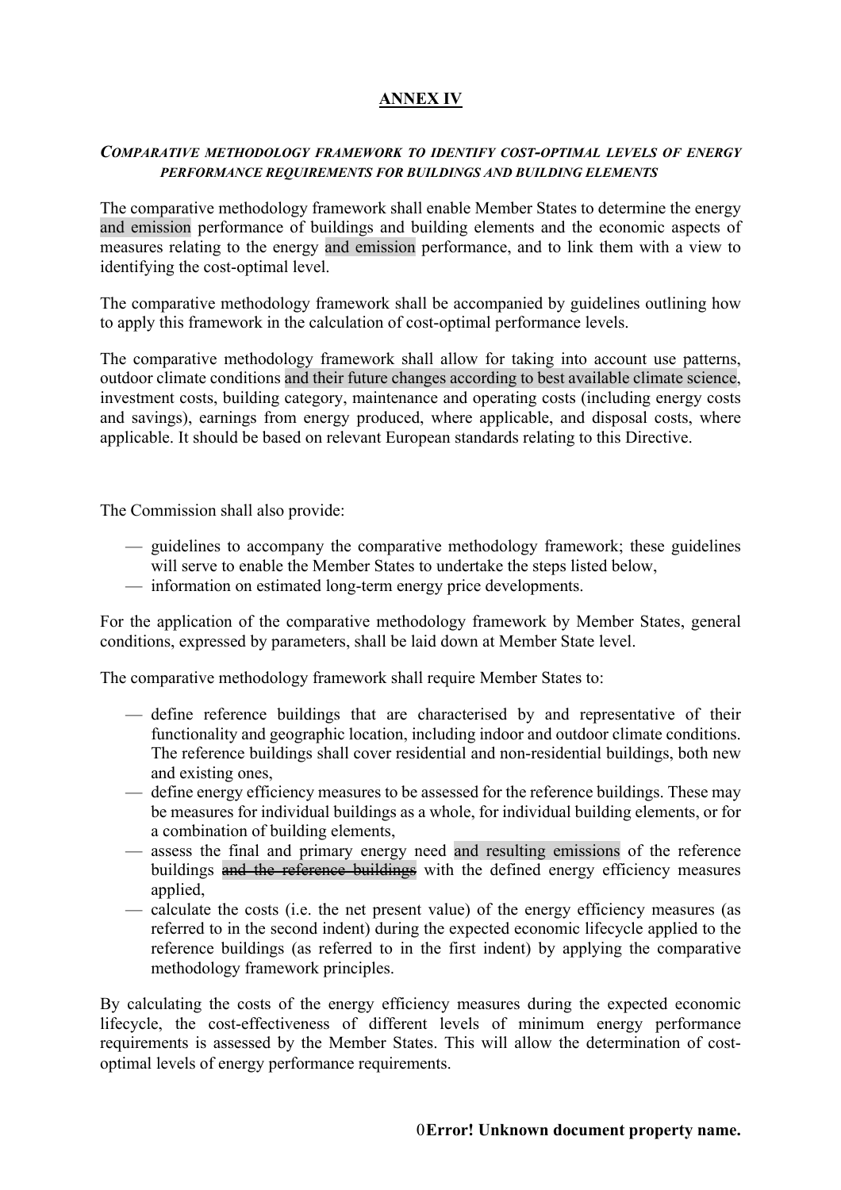# ANNEX IV

***COMPARATIVE METHODOLOGY FRAMEWORK TO IDENTIFY COST-OPTIMAL LEVELS OF ENERGY PERFORMANCE REQUIREMENTS FOR BUILDINGS AND BUILDING ELEMENTS***

The comparative methodology framework shall enable Member States to determine the energy and emission performance of buildings and building elements and the economic aspects of measures relating to the energy and emission performance, and to link them with a view to identifying the cost-optimal level.

The comparative methodology framework shall be accompanied by guidelines outlining how to apply this framework in the calculation of cost-optimal performance levels.

The comparative methodology framework shall allow for taking into account use patterns, outdoor climate conditions and their future changes according to best available climate science, investment costs, building category, maintenance and operating costs (including energy costs and savings), earnings from energy produced, where applicable, and disposal costs, where applicable. It should be based on relevant European standards relating to this Directive.

The Commission shall also provide:

- guidelines to accompany the comparative methodology framework; these guidelines will serve to enable the Member States to undertake the steps listed below,
- information on estimated long-term energy price developments.

For the application of the comparative methodology framework by Member States, general conditions, expressed by parameters, shall be laid down at Member State level.

The comparative methodology framework shall require Member States to:

- define reference buildings that are characterised by and representative of their functionality and geographic location, including indoor and outdoor climate conditions. The reference buildings shall cover residential and non-residential buildings, both new and existing ones,
- define energy efficiency measures to be assessed for the reference buildings. These may be measures for individual buildings as a whole, for individual building elements, or for a combination of building elements,
- assess the final and primary energy need and resulting emissions of the reference buildings ~~and the reference buildings~~ with the defined energy efficiency measures applied,
- calculate the costs (i.e. the net present value) of the energy efficiency measures (as referred to in the second indent) during the expected economic lifecycle applied to the reference buildings (as referred to in the first indent) by applying the comparative methodology framework principles.

By calculating the costs of the energy efficiency measures during the expected economic lifecycle, the cost-effectiveness of different levels of minimum energy performance requirements is assessed by the Member States. This will allow the determination of cost-optimal levels of energy performance requirements.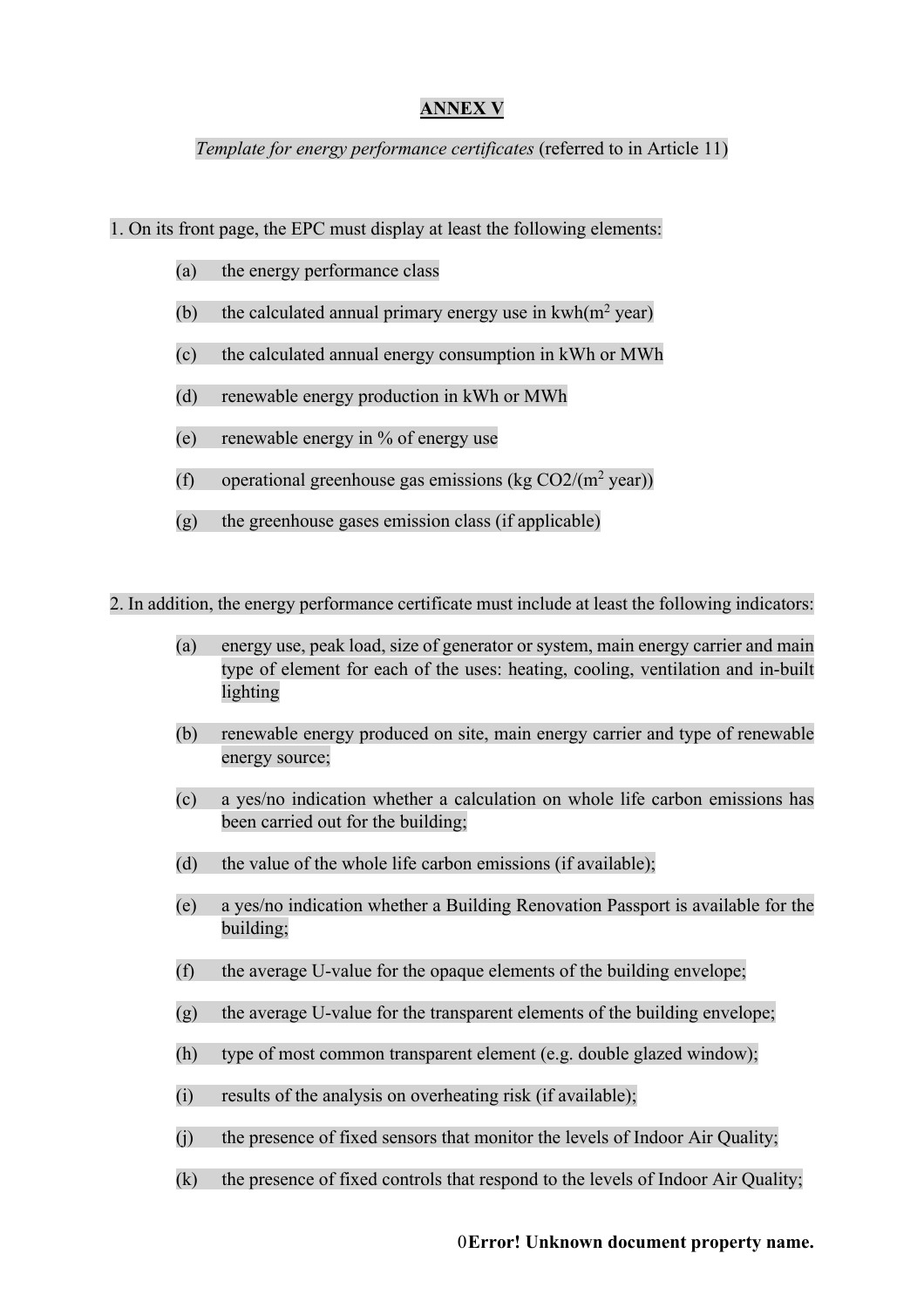**ANNEX V**

*Template for energy performance certificates* (referred to in Article 11)

1. On its front page, the EPC must display at least the following elements:

(a) the energy performance class

(b) the calculated annual primary energy use in kwh($m^2$ year)

(c) the calculated annual energy consumption in kWh or MWh

(d) renewable energy production in kWh or MWh

(e) renewable energy in % of energy use

(f) operational greenhouse gas emissions (kg $CO_2$/($m^2$ year))

(g) the greenhouse gases emission class (if applicable)

2. In addition, the energy performance certificate must include at least the following indicators:

(a) energy use, peak load, size of generator or system, main energy carrier and main type of element for each of the uses: heating, cooling, ventilation and in-built lighting

(b) renewable energy produced on site, main energy carrier and type of renewable energy source;

(c) a yes/no indication whether a calculation on whole life carbon emissions has been carried out for the building;

(d) the value of the whole life carbon emissions (if available);

(e) a yes/no indication whether a Building Renovation Passport is available for the building;

(f) the average U-value for the opaque elements of the building envelope;

(g) the average U-value for the transparent elements of the building envelope;

(h) type of most common transparent element (e.g. double glazed window);

(i) results of the analysis on overheating risk (if available);

(j) the presence of fixed sensors that monitor the levels of Indoor Air Quality;

(k) the presence of fixed controls that respond to the levels of Indoor Air Quality;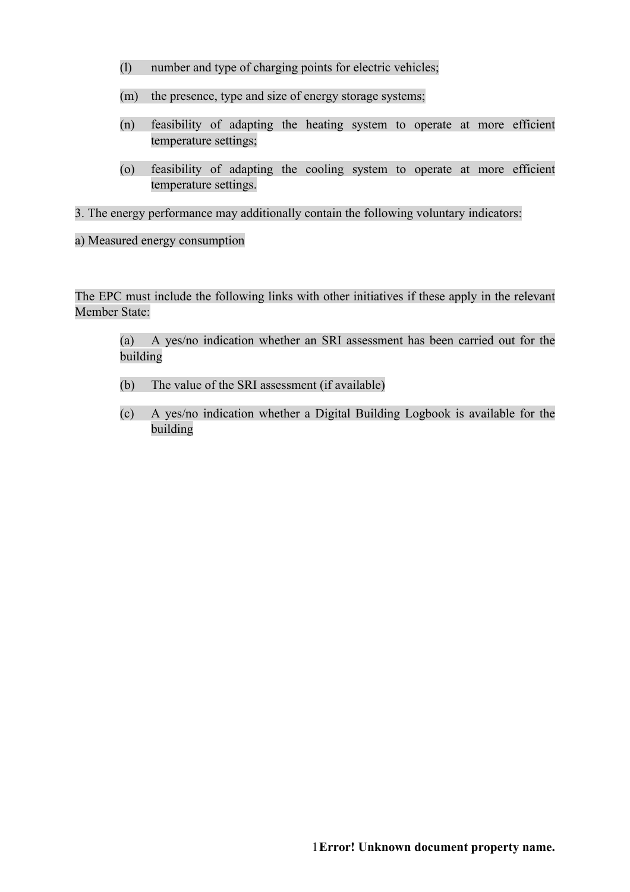(l) number and type of charging points for electric vehicles;

(m) the presence, type and size of energy storage systems;

(n) feasibility of adapting the heating system to operate at more efficient temperature settings;

(o) feasibility of adapting the cooling system to operate at more efficient temperature settings.

3. The energy performance may additionally contain the following voluntary indicators:

a) Measured energy consumption

The EPC must include the following links with other initiatives if these apply in the relevant Member State:

(a) A yes/no indication whether an SRI assessment has been carried out for the building

(b) The value of the SRI assessment (if available)

(c) A yes/no indication whether a Digital Building Logbook is available for the building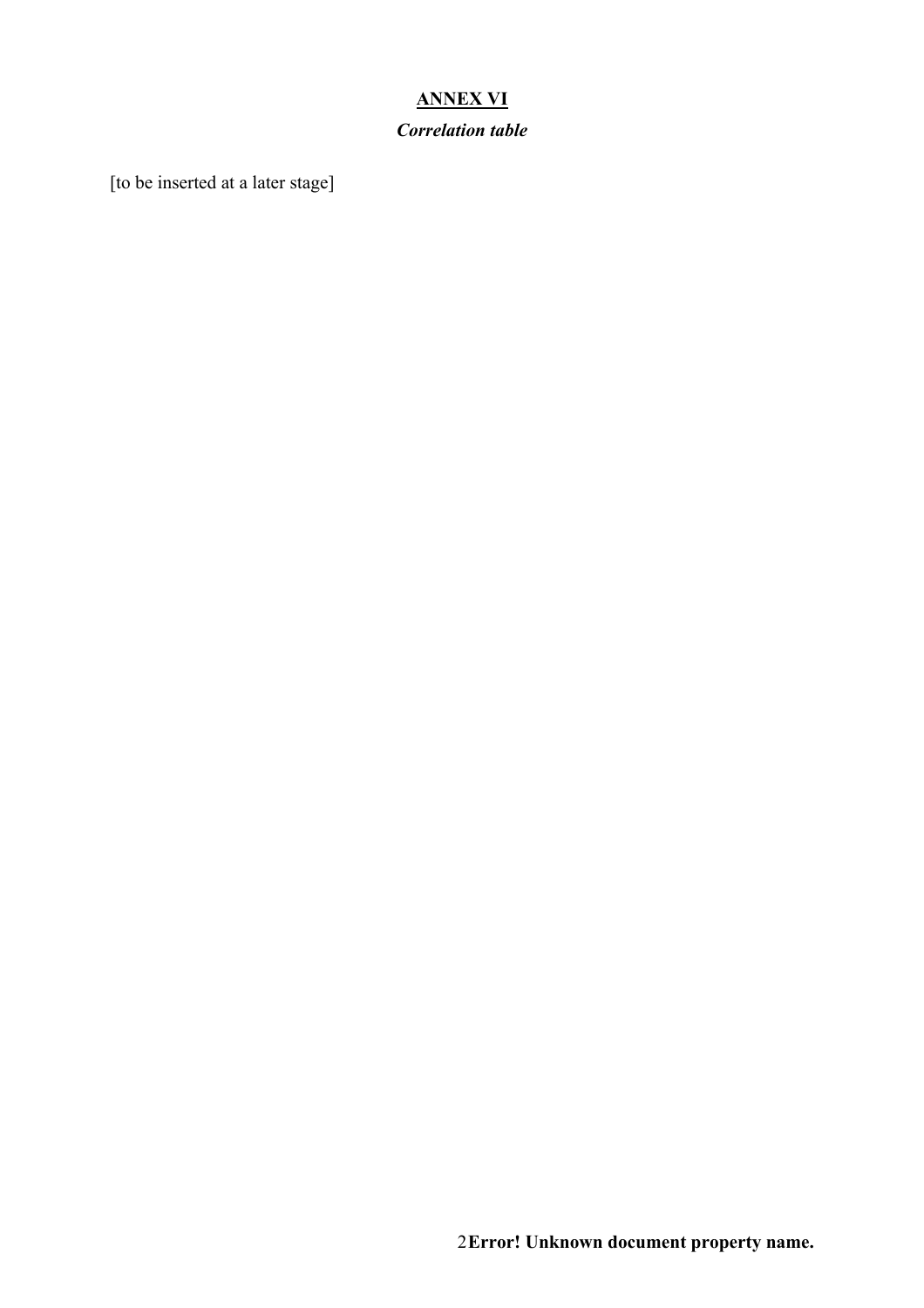# ANNEX VI

***Correlation table***

[to be inserted at a later stage]